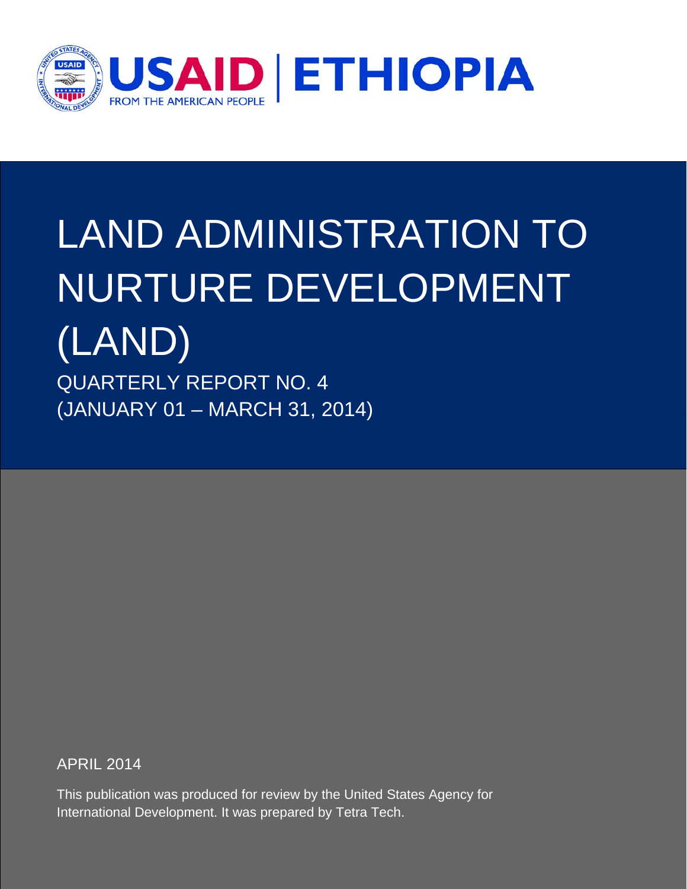USAID | ETHIOPIA

FROM THE AMERICAN PEOPLE

# LAND ADMINISTRATION TO NURTURE DEVELOPMENT (LAND)

QUARTERLY REPORT NO. 4

(JANUARY 01 – MARCH 31, 2014)

APRIL 2014

This publication was produced for review by the United States Agency for International Development. It was prepared by Tetra Tech.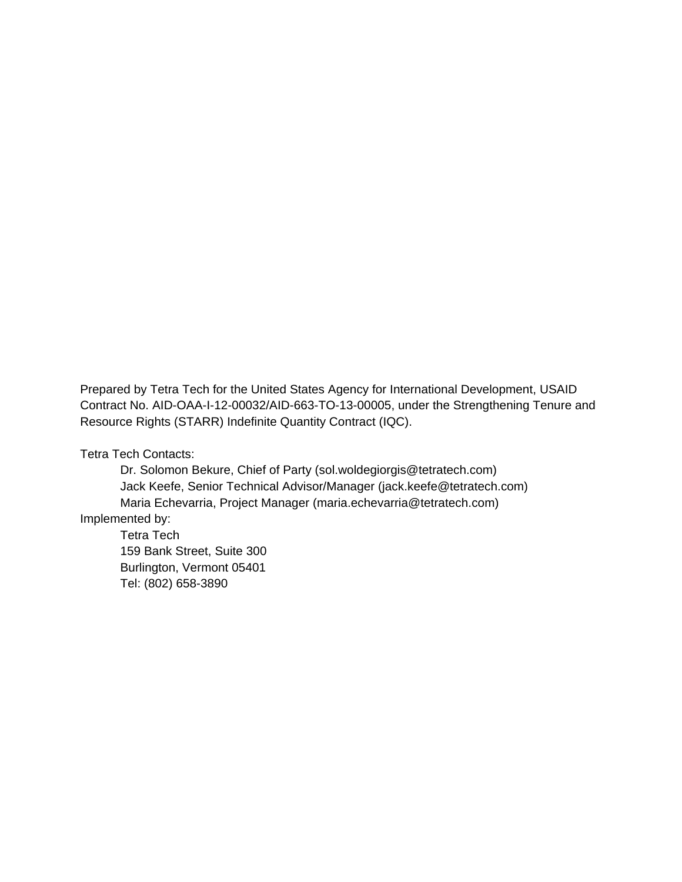Prepared by Tetra Tech for the United States Agency for International Development, USAID Contract No. AID-OAA-I-12-00032/AID-663-TO-13-00005, under the Strengthening Tenure and Resource Rights (STARR) Indefinite Quantity Contract (IQC).

Tetra Tech Contacts:

Dr. Solomon Bekure, Chief of Party (sol.woldegiorgis@tetratech.com)
Jack Keefe, Senior Technical Advisor/Manager (jack.keefe@tetratech.com)
Maria Echevarria, Project Manager (maria.echevarria@tetratech.com)

Implemented by:

Tetra Tech
159 Bank Street, Suite 300
Burlington, Vermont 05401
Tel: (802) 658-3890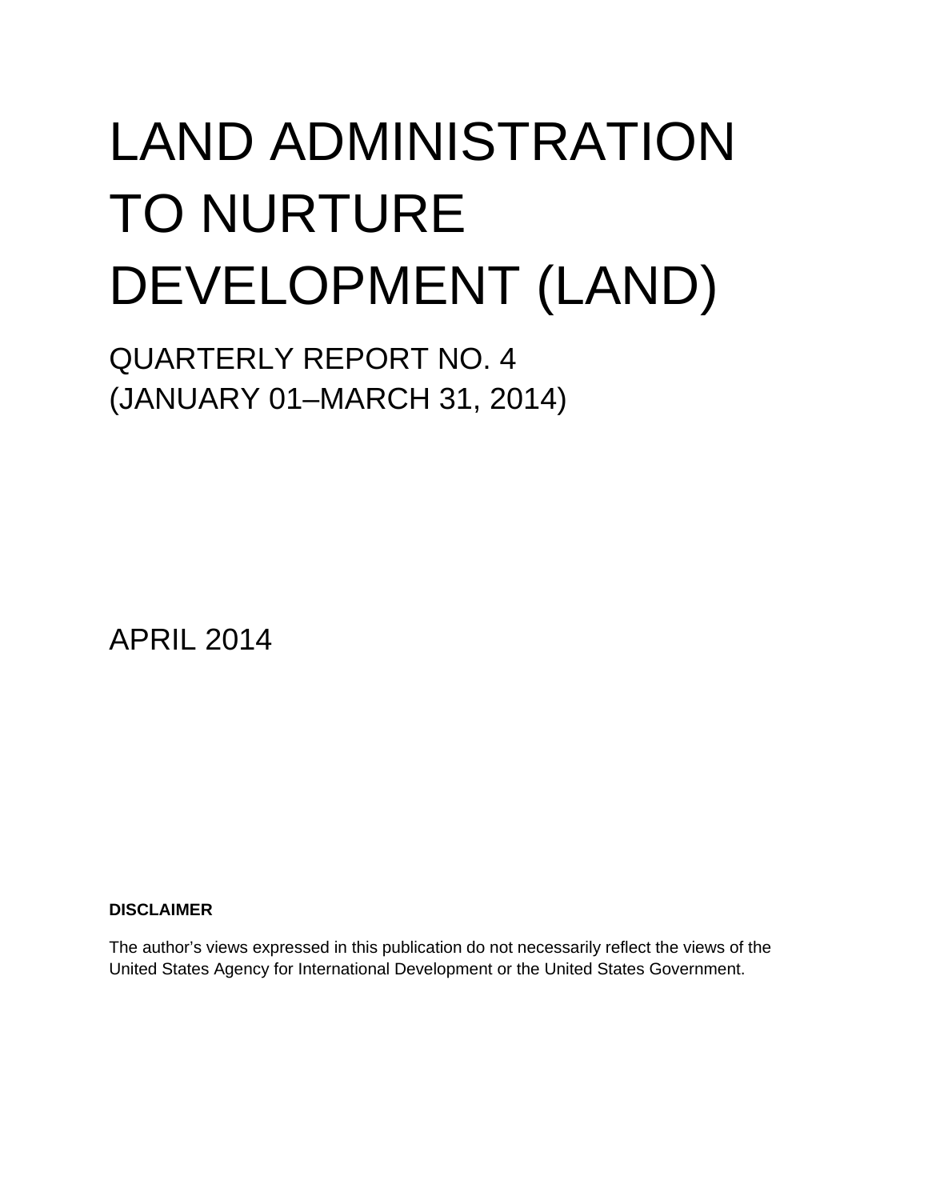# LAND ADMINISTRATION TO NURTURE DEVELOPMENT (LAND)

## QUARTERLY REPORT NO. 4
## (JANUARY 01–MARCH 31, 2014)

APRIL 2014

**DISCLAIMER**

The author's views expressed in this publication do not necessarily reflect the views of the United States Agency for International Development or the United States Government.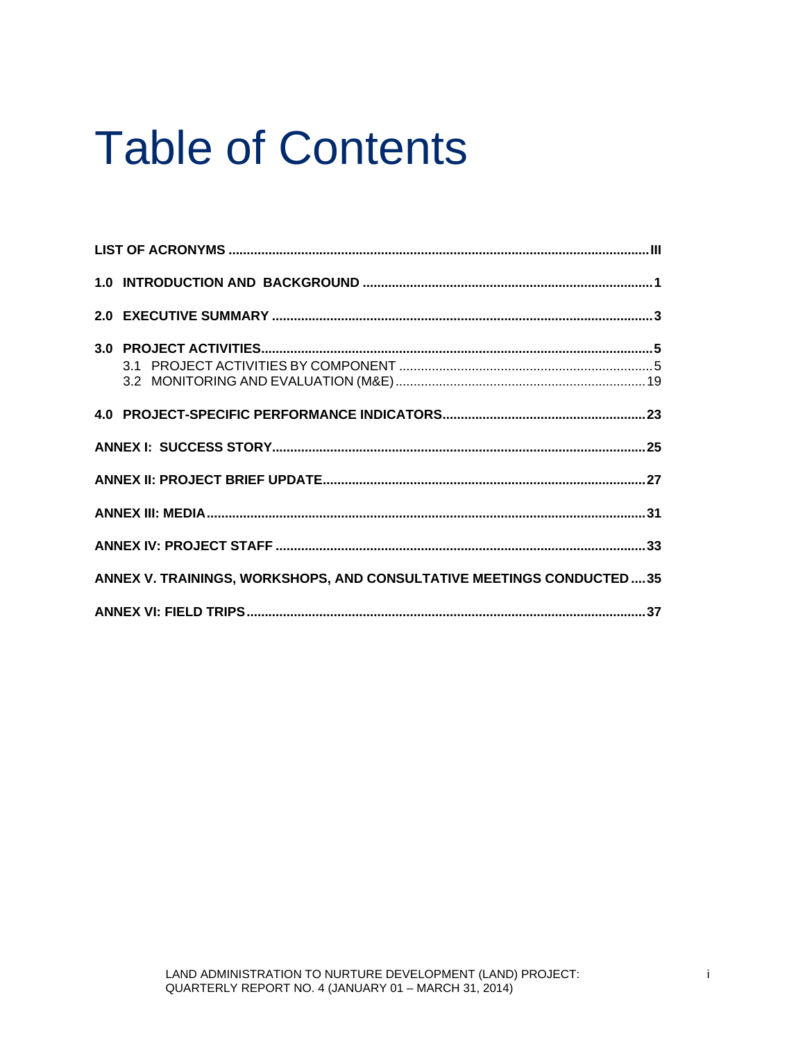# Table of Contents

LIST OF ACRONYMS ....... III

1.0 INTRODUCTION AND BACKGROUND ....... 1

2.0 EXECUTIVE SUMMARY ....... 3

3.0 PROJECT ACTIVITIES ....... 5
- 3.1 PROJECT ACTIVITIES BY COMPONENT ....... 5
- 3.2 MONITORING AND EVALUATION (M&E) ....... 19

4.0 PROJECT-SPECIFIC PERFORMANCE INDICATORS ....... 23

ANNEX I: SUCCESS STORY ....... 25

ANNEX II: PROJECT BRIEF UPDATE ....... 27

ANNEX III: MEDIA ....... 31

ANNEX IV: PROJECT STAFF ....... 33

ANNEX V. TRAININGS, WORKSHOPS, AND CONSULTATIVE MEETINGS CONDUCTED ....... 35

ANNEX VI: FIELD TRIPS ....... 37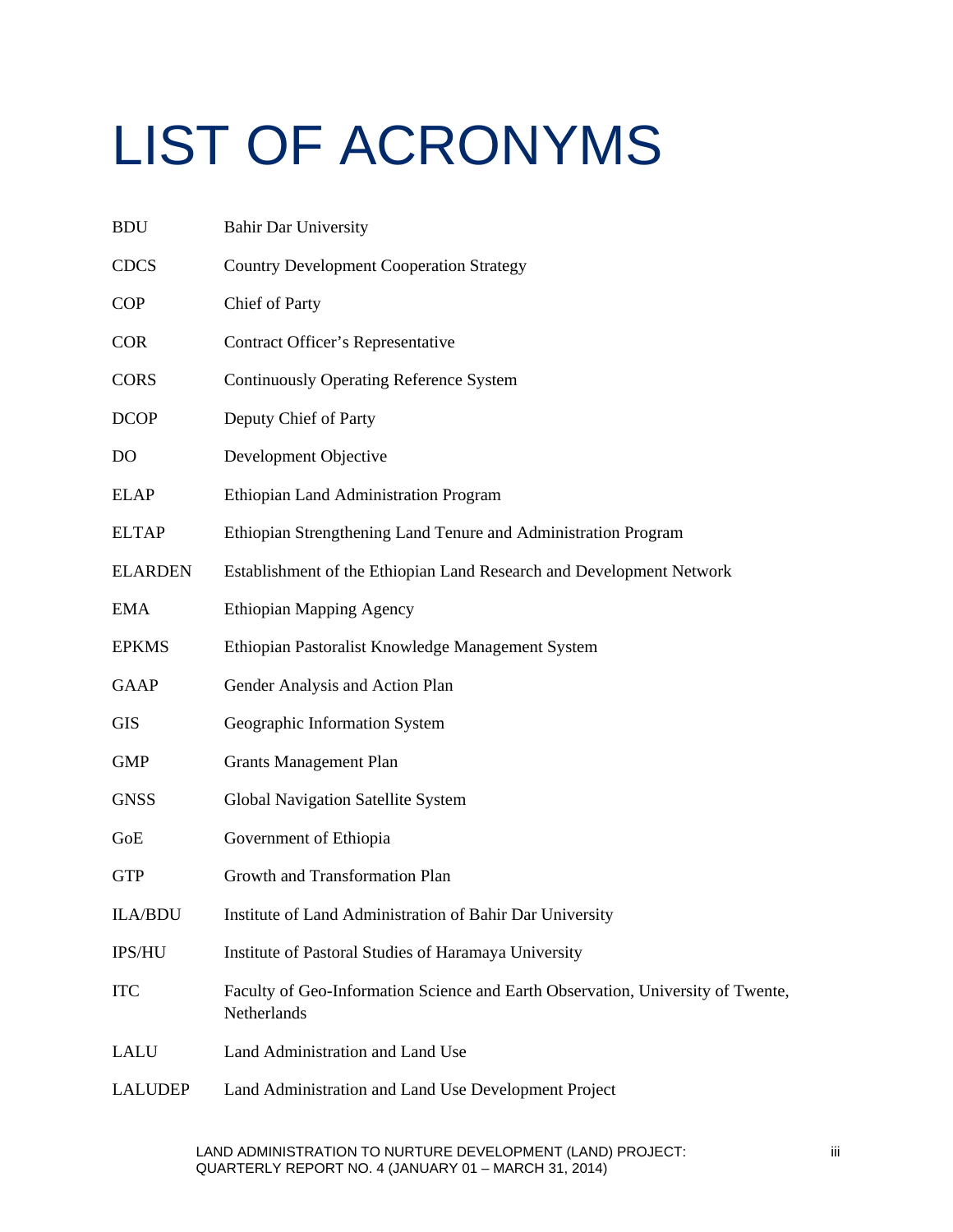# LIST OF ACRONYMS

| | |
|---|---|
| BDU | Bahir Dar University |
| CDCS | Country Development Cooperation Strategy |
| COP | Chief of Party |
| COR | Contract Officer's Representative |
| CORS | Continuously Operating Reference System |
| DCOP | Deputy Chief of Party |
| DO | Development Objective |
| ELAP | Ethiopian Land Administration Program |
| ELTAP | Ethiopian Strengthening Land Tenure and Administration Program |
| ELARDEN | Establishment of the Ethiopian Land Research and Development Network |
| EMA | Ethiopian Mapping Agency |
| EPKMS | Ethiopian Pastoralist Knowledge Management System |
| GAAP | Gender Analysis and Action Plan |
| GIS | Geographic Information System |
| GMP | Grants Management Plan |
| GNSS | Global Navigation Satellite System |
| GoE | Government of Ethiopia |
| GTP | Growth and Transformation Plan |
| ILA/BDU | Institute of Land Administration of Bahir Dar University |
| IPS/HU | Institute of Pastoral Studies of Haramaya University |
| ITC | Faculty of Geo-Information Science and Earth Observation, University of Twente, Netherlands |
| LALU | Land Administration and Land Use |
| LALUDEP | Land Administration and Land Use Development Project |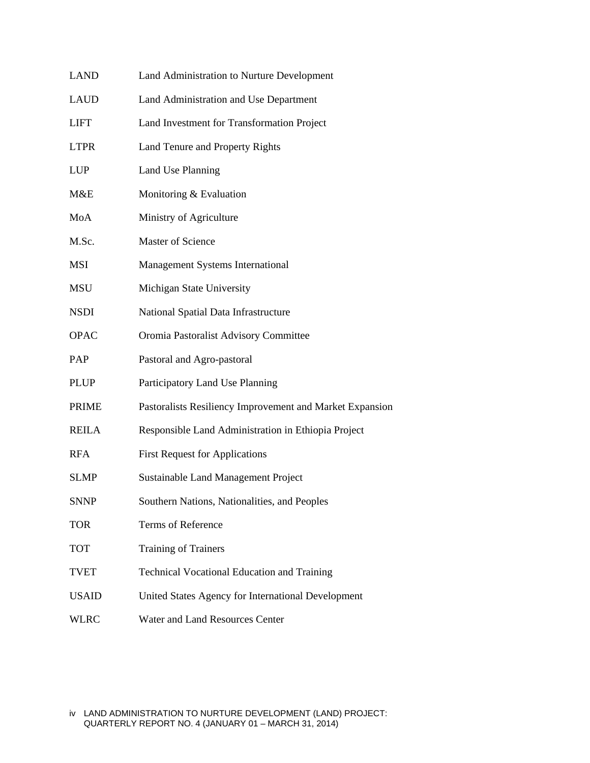| | |
|---|---|
| LAND | Land Administration to Nurture Development |
| LAUD | Land Administration and Use Department |
| LIFT | Land Investment for Transformation Project |
| LTPR | Land Tenure and Property Rights |
| LUP | Land Use Planning |
| M&E | Monitoring & Evaluation |
| MoA | Ministry of Agriculture |
| M.Sc. | Master of Science |
| MSI | Management Systems International |
| MSU | Michigan State University |
| NSDI | National Spatial Data Infrastructure |
| OPAC | Oromia Pastoralist Advisory Committee |
| PAP | Pastoral and Agro-pastoral |
| PLUP | Participatory Land Use Planning |
| PRIME | Pastoralists Resiliency Improvement and Market Expansion |
| REILA | Responsible Land Administration in Ethiopia Project |
| RFA | First Request for Applications |
| SLMP | Sustainable Land Management Project |
| SNNP | Southern Nations, Nationalities, and Peoples |
| TOR | Terms of Reference |
| TOT | Training of Trainers |
| TVET | Technical Vocational Education and Training |
| USAID | United States Agency for International Development |
| WLRC | Water and Land Resources Center |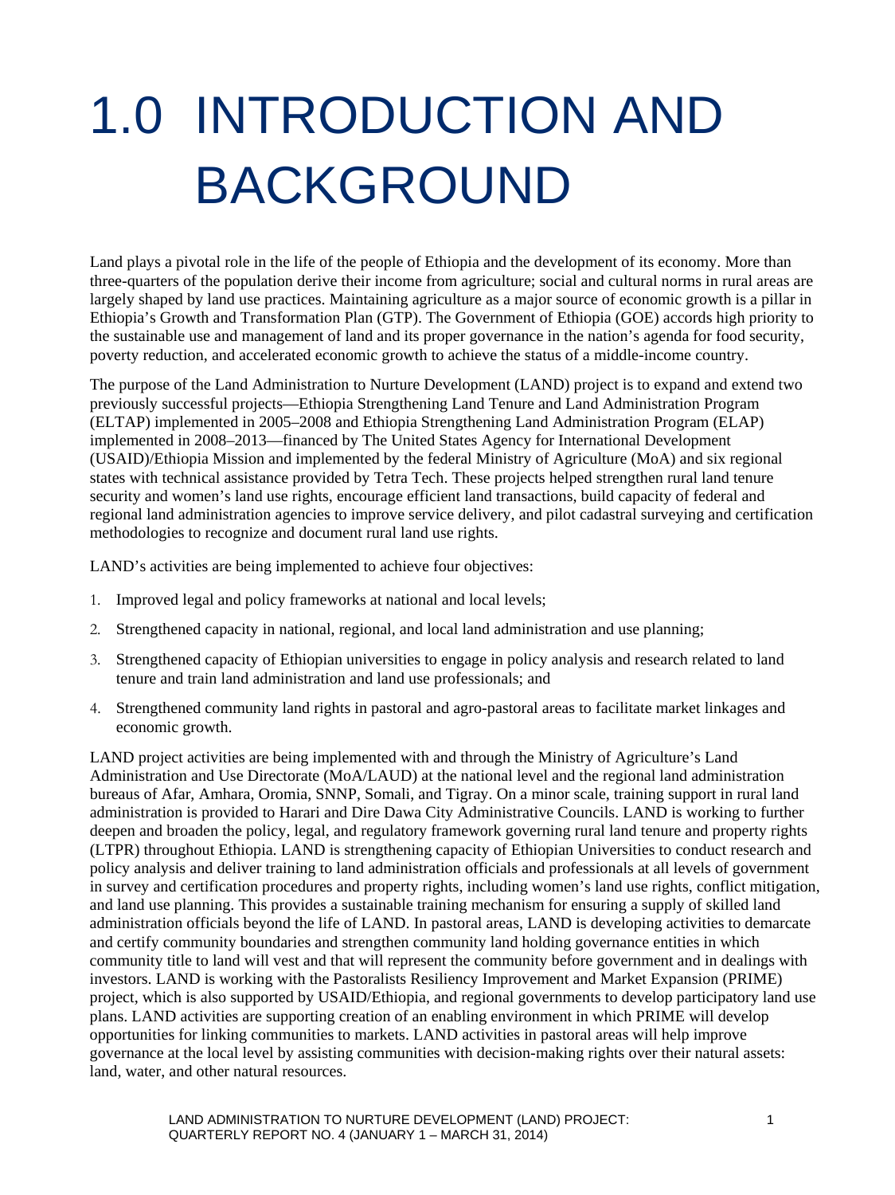# 1.0 INTRODUCTION AND BACKGROUND

Land plays a pivotal role in the life of the people of Ethiopia and the development of its economy. More than three-quarters of the population derive their income from agriculture; social and cultural norms in rural areas are largely shaped by land use practices. Maintaining agriculture as a major source of economic growth is a pillar in Ethiopia's Growth and Transformation Plan (GTP). The Government of Ethiopia (GOE) accords high priority to the sustainable use and management of land and its proper governance in the nation's agenda for food security, poverty reduction, and accelerated economic growth to achieve the status of a middle-income country.

The purpose of the Land Administration to Nurture Development (LAND) project is to expand and extend two previously successful projects—Ethiopia Strengthening Land Tenure and Land Administration Program (ELTAP) implemented in 2005–2008 and Ethiopia Strengthening Land Administration Program (ELAP) implemented in 2008–2013—financed by The United States Agency for International Development (USAID)/Ethiopia Mission and implemented by the federal Ministry of Agriculture (MoA) and six regional states with technical assistance provided by Tetra Tech. These projects helped strengthen rural land tenure security and women's land use rights, encourage efficient land transactions, build capacity of federal and regional land administration agencies to improve service delivery, and pilot cadastral surveying and certification methodologies to recognize and document rural land use rights.

LAND's activities are being implemented to achieve four objectives:

1. Improved legal and policy frameworks at national and local levels;
2. Strengthened capacity in national, regional, and local land administration and use planning;
3. Strengthened capacity of Ethiopian universities to engage in policy analysis and research related to land tenure and train land administration and land use professionals; and
4. Strengthened community land rights in pastoral and agro-pastoral areas to facilitate market linkages and economic growth.

LAND project activities are being implemented with and through the Ministry of Agriculture's Land Administration and Use Directorate (MoA/LAUD) at the national level and the regional land administration bureaus of Afar, Amhara, Oromia, SNNP, Somali, and Tigray. On a minor scale, training support in rural land administration is provided to Harari and Dire Dawa City Administrative Councils. LAND is working to further deepen and broaden the policy, legal, and regulatory framework governing rural land tenure and property rights (LTPR) throughout Ethiopia. LAND is strengthening capacity of Ethiopian Universities to conduct research and policy analysis and deliver training to land administration officials and professionals at all levels of government in survey and certification procedures and property rights, including women's land use rights, conflict mitigation, and land use planning. This provides a sustainable training mechanism for ensuring a supply of skilled land administration officials beyond the life of LAND. In pastoral areas, LAND is developing activities to demarcate and certify community boundaries and strengthen community land holding governance entities in which community title to land will vest and that will represent the community before government and in dealings with investors. LAND is working with the Pastoralists Resiliency Improvement and Market Expansion (PRIME) project, which is also supported by USAID/Ethiopia, and regional governments to develop participatory land use plans. LAND activities are supporting creation of an enabling environment in which PRIME will develop opportunities for linking communities to markets. LAND activities in pastoral areas will help improve governance at the local level by assisting communities with decision-making rights over their natural assets: land, water, and other natural resources.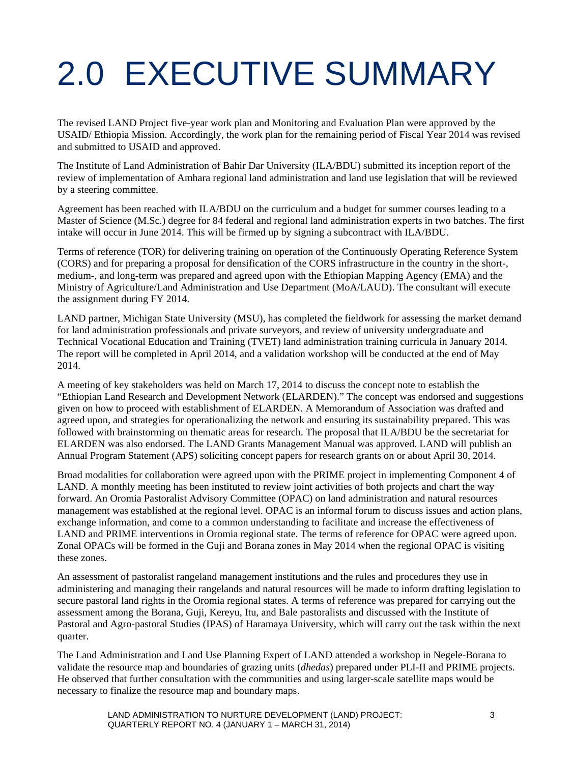# 2.0 EXECUTIVE SUMMARY

The revised LAND Project five-year work plan and Monitoring and Evaluation Plan were approved by the USAID/ Ethiopia Mission. Accordingly, the work plan for the remaining period of Fiscal Year 2014 was revised and submitted to USAID and approved.

The Institute of Land Administration of Bahir Dar University (ILA/BDU) submitted its inception report of the review of implementation of Amhara regional land administration and land use legislation that will be reviewed by a steering committee.

Agreement has been reached with ILA/BDU on the curriculum and a budget for summer courses leading to a Master of Science (M.Sc.) degree for 84 federal and regional land administration experts in two batches. The first intake will occur in June 2014. This will be firmed up by signing a subcontract with ILA/BDU.

Terms of reference (TOR) for delivering training on operation of the Continuously Operating Reference System (CORS) and for preparing a proposal for densification of the CORS infrastructure in the country in the short-, medium-, and long-term was prepared and agreed upon with the Ethiopian Mapping Agency (EMA) and the Ministry of Agriculture/Land Administration and Use Department (MoA/LAUD). The consultant will execute the assignment during FY 2014.

LAND partner, Michigan State University (MSU), has completed the fieldwork for assessing the market demand for land administration professionals and private surveyors, and review of university undergraduate and Technical Vocational Education and Training (TVET) land administration training curricula in January 2014. The report will be completed in April 2014, and a validation workshop will be conducted at the end of May 2014.

A meeting of key stakeholders was held on March 17, 2014 to discuss the concept note to establish the "Ethiopian Land Research and Development Network (ELARDEN)." The concept was endorsed and suggestions given on how to proceed with establishment of ELARDEN. A Memorandum of Association was drafted and agreed upon, and strategies for operationalizing the network and ensuring its sustainability prepared. This was followed with brainstorming on thematic areas for research. The proposal that ILA/BDU be the secretariat for ELARDEN was also endorsed. The LAND Grants Management Manual was approved. LAND will publish an Annual Program Statement (APS) soliciting concept papers for research grants on or about April 30, 2014.

Broad modalities for collaboration were agreed upon with the PRIME project in implementing Component 4 of LAND. A monthly meeting has been instituted to review joint activities of both projects and chart the way forward. An Oromia Pastoralist Advisory Committee (OPAC) on land administration and natural resources management was established at the regional level. OPAC is an informal forum to discuss issues and action plans, exchange information, and come to a common understanding to facilitate and increase the effectiveness of LAND and PRIME interventions in Oromia regional state. The terms of reference for OPAC were agreed upon. Zonal OPACs will be formed in the Guji and Borana zones in May 2014 when the regional OPAC is visiting these zones.

An assessment of pastoralist rangeland management institutions and the rules and procedures they use in administering and managing their rangelands and natural resources will be made to inform drafting legislation to secure pastoral land rights in the Oromia regional states. A terms of reference was prepared for carrying out the assessment among the Borana, Guji, Kereyu, Itu, and Bale pastoralists and discussed with the Institute of Pastoral and Agro-pastoral Studies (IPAS) of Haramaya University, which will carry out the task within the next quarter.

The Land Administration and Land Use Planning Expert of LAND attended a workshop in Negele-Borana to validate the resource map and boundaries of grazing units (*dhedas*) prepared under PLI-II and PRIME projects. He observed that further consultation with the communities and using larger-scale satellite maps would be necessary to finalize the resource map and boundary maps.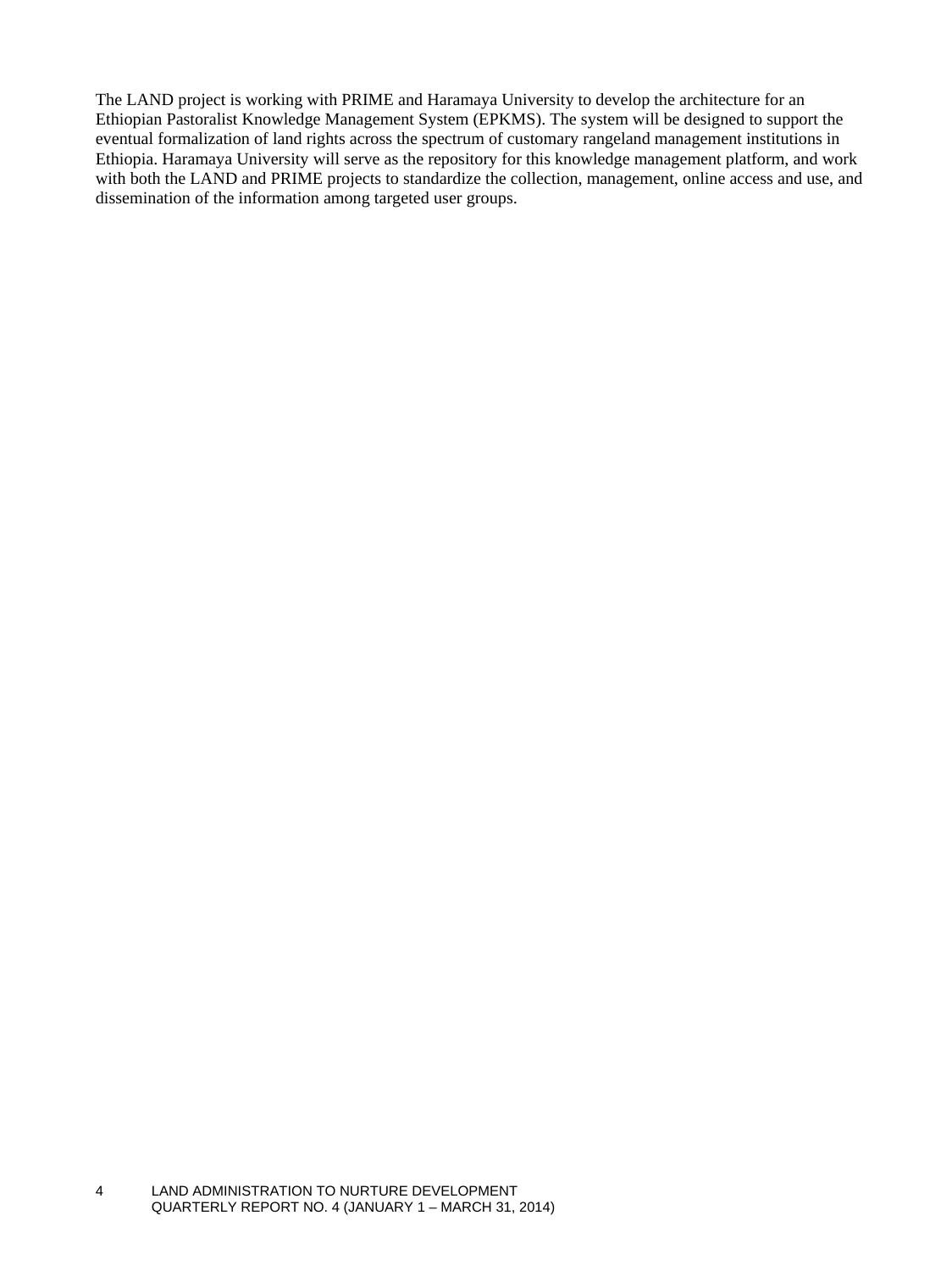The LAND project is working with PRIME and Haramaya University to develop the architecture for an Ethiopian Pastoralist Knowledge Management System (EPKMS). The system will be designed to support the eventual formalization of land rights across the spectrum of customary rangeland management institutions in Ethiopia. Haramaya University will serve as the repository for this knowledge management platform, and work with both the LAND and PRIME projects to standardize the collection, management, online access and use, and dissemination of the information among targeted user groups.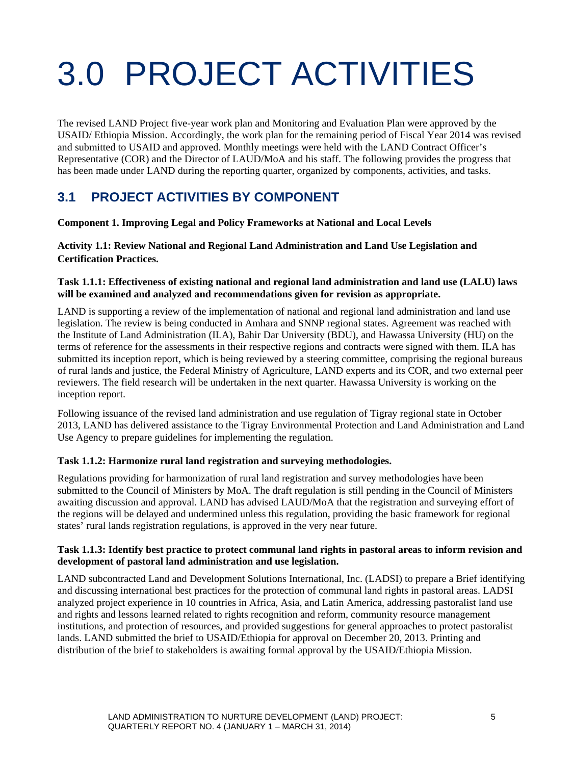# 3.0 PROJECT ACTIVITIES

The revised LAND Project five-year work plan and Monitoring and Evaluation Plan were approved by the USAID/ Ethiopia Mission. Accordingly, the work plan for the remaining period of Fiscal Year 2014 was revised and submitted to USAID and approved. Monthly meetings were held with the LAND Contract Officer's Representative (COR) and the Director of LAUD/MoA and his staff. The following provides the progress that has been made under LAND during the reporting quarter, organized by components, activities, and tasks.

## 3.1 PROJECT ACTIVITIES BY COMPONENT

**Component 1. Improving Legal and Policy Frameworks at National and Local Levels**

**Activity 1.1: Review National and Regional Land Administration and Land Use Legislation and Certification Practices.**

**Task 1.1.1: Effectiveness of existing national and regional land administration and land use (LALU) laws will be examined and analyzed and recommendations given for revision as appropriate.**

LAND is supporting a review of the implementation of national and regional land administration and land use legislation. The review is being conducted in Amhara and SNNP regional states. Agreement was reached with the Institute of Land Administration (ILA), Bahir Dar University (BDU), and Hawassa University (HU) on the terms of reference for the assessments in their respective regions and contracts were signed with them. ILA has submitted its inception report, which is being reviewed by a steering committee, comprising the regional bureaus of rural lands and justice, the Federal Ministry of Agriculture, LAND experts and its COR, and two external peer reviewers. The field research will be undertaken in the next quarter. Hawassa University is working on the inception report.

Following issuance of the revised land administration and use regulation of Tigray regional state in October 2013, LAND has delivered assistance to the Tigray Environmental Protection and Land Administration and Land Use Agency to prepare guidelines for implementing the regulation.

**Task 1.1.2: Harmonize rural land registration and surveying methodologies.**

Regulations providing for harmonization of rural land registration and survey methodologies have been submitted to the Council of Ministers by MoA. The draft regulation is still pending in the Council of Ministers awaiting discussion and approval. LAND has advised LAUD/MoA that the registration and surveying effort of the regions will be delayed and undermined unless this regulation, providing the basic framework for regional states' rural lands registration regulations, is approved in the very near future.

**Task 1.1.3: Identify best practice to protect communal land rights in pastoral areas to inform revision and development of pastoral land administration and use legislation.**

LAND subcontracted Land and Development Solutions International, Inc. (LADSI) to prepare a Brief identifying and discussing international best practices for the protection of communal land rights in pastoral areas. LADSI analyzed project experience in 10 countries in Africa, Asia, and Latin America, addressing pastoralist land use and rights and lessons learned related to rights recognition and reform, community resource management institutions, and protection of resources, and provided suggestions for general approaches to protect pastoralist lands. LAND submitted the brief to USAID/Ethiopia for approval on December 20, 2013. Printing and distribution of the brief to stakeholders is awaiting formal approval by the USAID/Ethiopia Mission.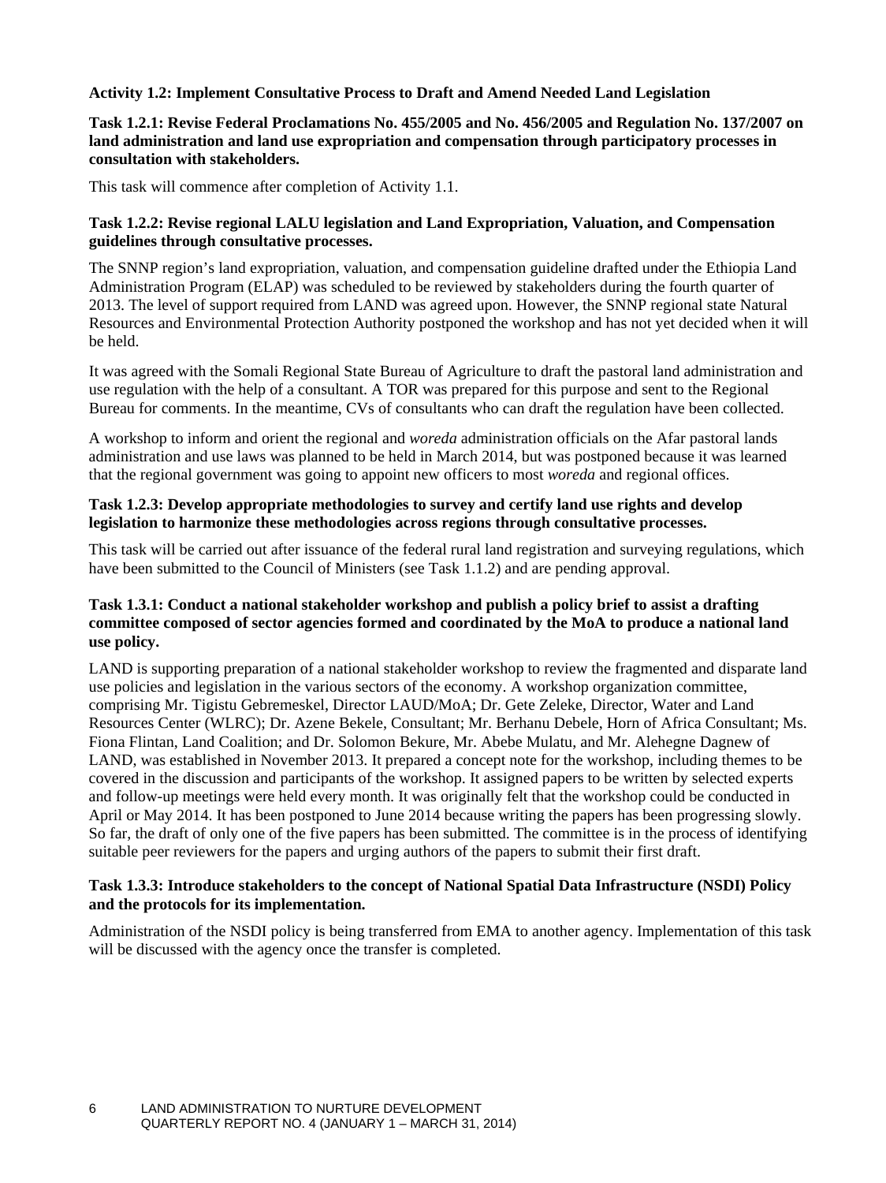**Activity 1.2: Implement Consultative Process to Draft and Amend Needed Land Legislation**

**Task 1.2.1: Revise Federal Proclamations No. 455/2005 and No. 456/2005 and Regulation No. 137/2007 on land administration and land use expropriation and compensation through participatory processes in consultation with stakeholders.**

This task will commence after completion of Activity 1.1.

**Task 1.2.2: Revise regional LALU legislation and Land Expropriation, Valuation, and Compensation guidelines through consultative processes.**

The SNNP region's land expropriation, valuation, and compensation guideline drafted under the Ethiopia Land Administration Program (ELAP) was scheduled to be reviewed by stakeholders during the fourth quarter of 2013. The level of support required from LAND was agreed upon. However, the SNNP regional state Natural Resources and Environmental Protection Authority postponed the workshop and has not yet decided when it will be held.

It was agreed with the Somali Regional State Bureau of Agriculture to draft the pastoral land administration and use regulation with the help of a consultant. A TOR was prepared for this purpose and sent to the Regional Bureau for comments. In the meantime, CVs of consultants who can draft the regulation have been collected.

A workshop to inform and orient the regional and *woreda* administration officials on the Afar pastoral lands administration and use laws was planned to be held in March 2014, but was postponed because it was learned that the regional government was going to appoint new officers to most *woreda* and regional offices.

**Task 1.2.3: Develop appropriate methodologies to survey and certify land use rights and develop legislation to harmonize these methodologies across regions through consultative processes.**

This task will be carried out after issuance of the federal rural land registration and surveying regulations, which have been submitted to the Council of Ministers (see Task 1.1.2) and are pending approval.

**Task 1.3.1: Conduct a national stakeholder workshop and publish a policy brief to assist a drafting committee composed of sector agencies formed and coordinated by the MoA to produce a national land use policy.**

LAND is supporting preparation of a national stakeholder workshop to review the fragmented and disparate land use policies and legislation in the various sectors of the economy. A workshop organization committee, comprising Mr. Tigistu Gebremeskel, Director LAUD/MoA; Dr. Gete Zeleke, Director, Water and Land Resources Center (WLRC); Dr. Azene Bekele, Consultant; Mr. Berhanu Debele, Horn of Africa Consultant; Ms. Fiona Flintan, Land Coalition; and Dr. Solomon Bekure, Mr. Abebe Mulatu, and Mr. Alehegne Dagnew of LAND, was established in November 2013. It prepared a concept note for the workshop, including themes to be covered in the discussion and participants of the workshop. It assigned papers to be written by selected experts and follow-up meetings were held every month. It was originally felt that the workshop could be conducted in April or May 2014. It has been postponed to June 2014 because writing the papers has been progressing slowly. So far, the draft of only one of the five papers has been submitted. The committee is in the process of identifying suitable peer reviewers for the papers and urging authors of the papers to submit their first draft.

**Task 1.3.3: Introduce stakeholders to the concept of National Spatial Data Infrastructure (NSDI) Policy and the protocols for its implementation.**

Administration of the NSDI policy is being transferred from EMA to another agency. Implementation of this task will be discussed with the agency once the transfer is completed.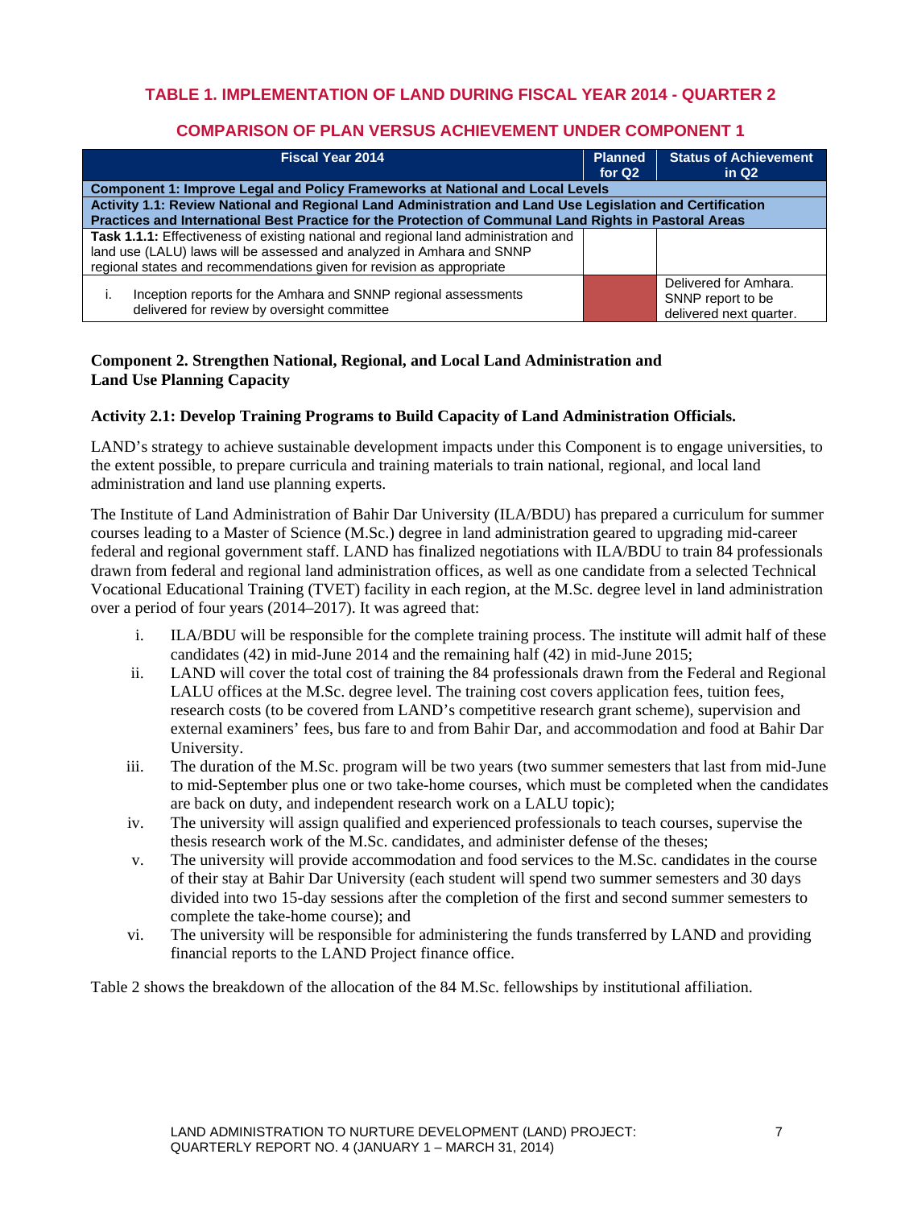**TABLE 1. IMPLEMENTATION OF LAND DURING FISCAL YEAR 2014 - QUARTER 2**

**COMPARISON OF PLAN VERSUS ACHIEVEMENT UNDER COMPONENT 1**

| Fiscal Year 2014 | Planned for Q2 | Status of Achievement in Q2 |
|---|---|---|
| **Component 1: Improve Legal and Policy Frameworks at National and Local Levels** | | |
| **Activity 1.1: Review National and Regional Land Administration and Land Use Legislation and Certification Practices and International Best Practice for the Protection of Communal Land Rights in Pastoral Areas** | | |
| **Task 1.1.1:** Effectiveness of existing national and regional land administration and land use (LALU) laws will be assessed and analyzed in Amhara and SNNP regional states and recommendations given for revision as appropriate | | |
| i. Inception reports for the Amhara and SNNP regional assessments delivered for review by oversight committee | | Delivered for Amhara. SNNP report to be delivered next quarter. |

### Component 2. Strengthen National, Regional, and Local Land Administration and Land Use Planning Capacity

#### Activity 2.1: Develop Training Programs to Build Capacity of Land Administration Officials.

LAND's strategy to achieve sustainable development impacts under this Component is to engage universities, to the extent possible, to prepare curricula and training materials to train national, regional, and local land administration and land use planning experts.

The Institute of Land Administration of Bahir Dar University (ILA/BDU) has prepared a curriculum for summer courses leading to a Master of Science (M.Sc.) degree in land administration geared to upgrading mid-career federal and regional government staff. LAND has finalized negotiations with ILA/BDU to train 84 professionals drawn from federal and regional land administration offices, as well as one candidate from a selected Technical Vocational Educational Training (TVET) facility in each region, at the M.Sc. degree level in land administration over a period of four years (2014–2017). It was agreed that:

i. ILA/BDU will be responsible for the complete training process. The institute will admit half of these candidates (42) in mid-June 2014 and the remaining half (42) in mid-June 2015;

ii. LAND will cover the total cost of training the 84 professionals drawn from the Federal and Regional LALU offices at the M.Sc. degree level. The training cost covers application fees, tuition fees, research costs (to be covered from LAND's competitive research grant scheme), supervision and external examiners' fees, bus fare to and from Bahir Dar, and accommodation and food at Bahir Dar University.

iii. The duration of the M.Sc. program will be two years (two summer semesters that last from mid-June to mid-September plus one or two take-home courses, which must be completed when the candidates are back on duty, and independent research work on a LALU topic);

iv. The university will assign qualified and experienced professionals to teach courses, supervise the thesis research work of the M.Sc. candidates, and administer defense of the theses;

v. The university will provide accommodation and food services to the M.Sc. candidates in the course of their stay at Bahir Dar University (each student will spend two summer semesters and 30 days divided into two 15-day sessions after the completion of the first and second summer semesters to complete the take-home course); and

vi. The university will be responsible for administering the funds transferred by LAND and providing financial reports to the LAND Project finance office.

Table 2 shows the breakdown of the allocation of the 84 M.Sc. fellowships by institutional affiliation.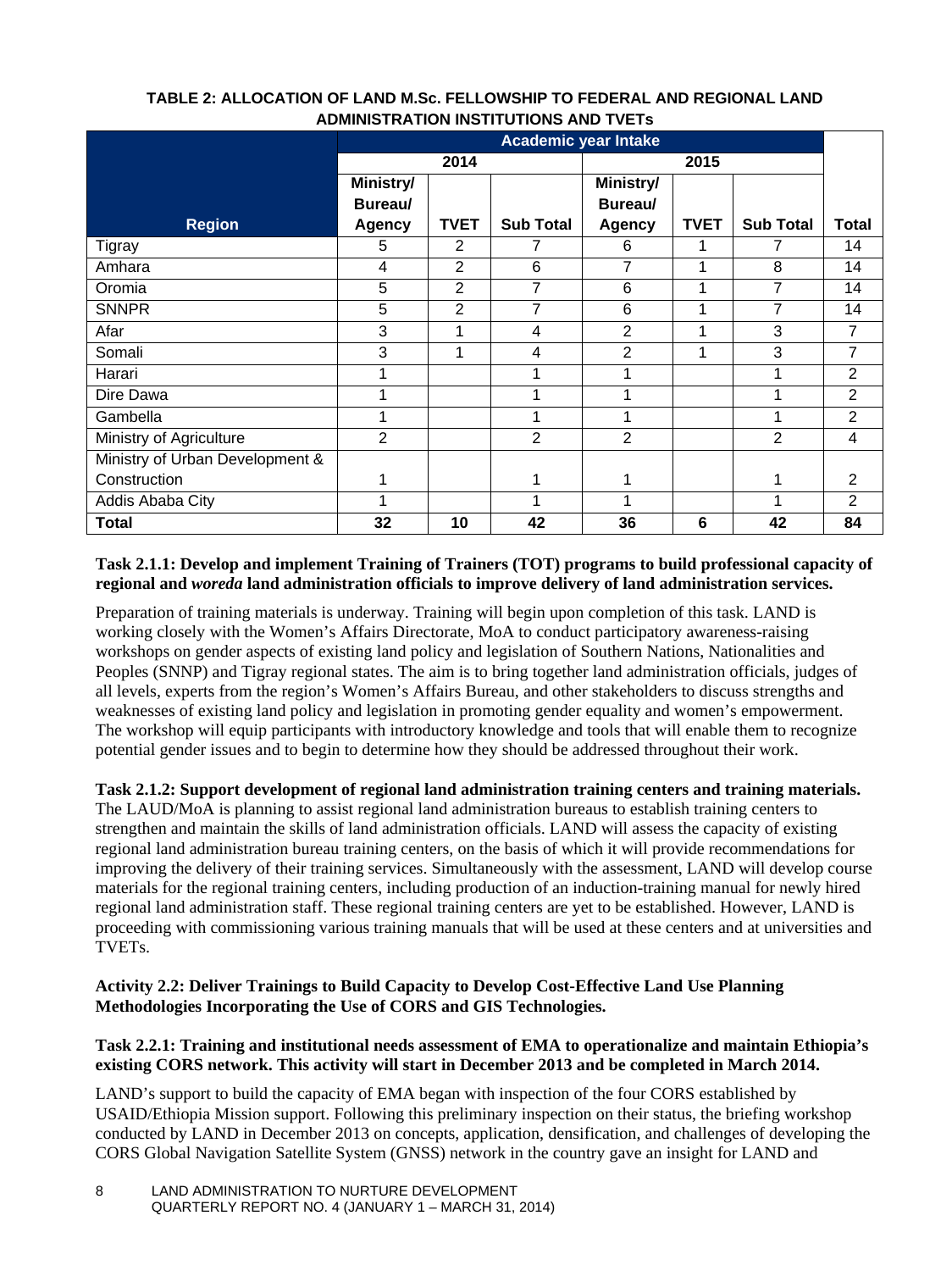**TABLE 2: ALLOCATION OF LAND M.Sc. FELLOWSHIP TO FEDERAL AND REGIONAL LAND ADMINISTRATION INSTITUTIONS AND TVETs**

| Region | Academic year Intake | | | | | | |
|---|---|---|---|---|---|---|---|
| | 2014 | | | 2015 | | | |
| | Ministry/ Bureau/ Agency | TVET | Sub Total | Ministry/ Bureau/ Agency | TVET | Sub Total | Total |
| Tigray | 5 | 2 | 7 | 6 | 1 | 7 | 14 |
| Amhara | 4 | 2 | 6 | 7 | 1 | 8 | 14 |
| Oromia | 5 | 2 | 7 | 6 | 1 | 7 | 14 |
| SNNPR | 5 | 2 | 7 | 6 | 1 | 7 | 14 |
| Afar | 3 | 1 | 4 | 2 | 1 | 3 | 7 |
| Somali | 3 | 1 | 4 | 2 | 1 | 3 | 7 |
| Harari | 1 | | 1 | 1 | | 1 | 2 |
| Dire Dawa | 1 | | 1 | 1 | | 1 | 2 |
| Gambella | 1 | | 1 | 1 | | 1 | 2 |
| Ministry of Agriculture | 2 | | 2 | 2 | | 2 | 4 |
| Ministry of Urban Development & Construction | 1 | | 1 | 1 | | 1 | 2 |
| Addis Ababa City | 1 | | 1 | 1 | | 1 | 2 |
| **Total** | **32** | **10** | **42** | **36** | **6** | **42** | **84** |

**Task 2.1.1: Develop and implement Training of Trainers (TOT) programs to build professional capacity of regional and *woreda* land administration officials to improve delivery of land administration services.**

Preparation of training materials is underway. Training will begin upon completion of this task. LAND is working closely with the Women's Affairs Directorate, MoA to conduct participatory awareness-raising workshops on gender aspects of existing land policy and legislation of Southern Nations, Nationalities and Peoples (SNNP) and Tigray regional states. The aim is to bring together land administration officials, judges of all levels, experts from the region's Women's Affairs Bureau, and other stakeholders to discuss strengths and weaknesses of existing land policy and legislation in promoting gender equality and women's empowerment. The workshop will equip participants with introductory knowledge and tools that will enable them to recognize potential gender issues and to begin to determine how they should be addressed throughout their work.

**Task 2.1.2: Support development of regional land administration training centers and training materials.** The LAUD/MoA is planning to assist regional land administration bureaus to establish training centers to strengthen and maintain the skills of land administration officials. LAND will assess the capacity of existing regional land administration bureau training centers, on the basis of which it will provide recommendations for improving the delivery of their training services. Simultaneously with the assessment, LAND will develop course materials for the regional training centers, including production of an induction-training manual for newly hired regional land administration staff. These regional training centers are yet to be established. However, LAND is proceeding with commissioning various training manuals that will be used at these centers and at universities and TVETs.

**Activity 2.2: Deliver Trainings to Build Capacity to Develop Cost-Effective Land Use Planning Methodologies Incorporating the Use of CORS and GIS Technologies.**

**Task 2.2.1: Training and institutional needs assessment of EMA to operationalize and maintain Ethiopia's existing CORS network. This activity will start in December 2013 and be completed in March 2014.**

LAND's support to build the capacity of EMA began with inspection of the four CORS established by USAID/Ethiopia Mission support. Following this preliminary inspection on their status, the briefing workshop conducted by LAND in December 2013 on concepts, application, densification, and challenges of developing the CORS Global Navigation Satellite System (GNSS) network in the country gave an insight for LAND and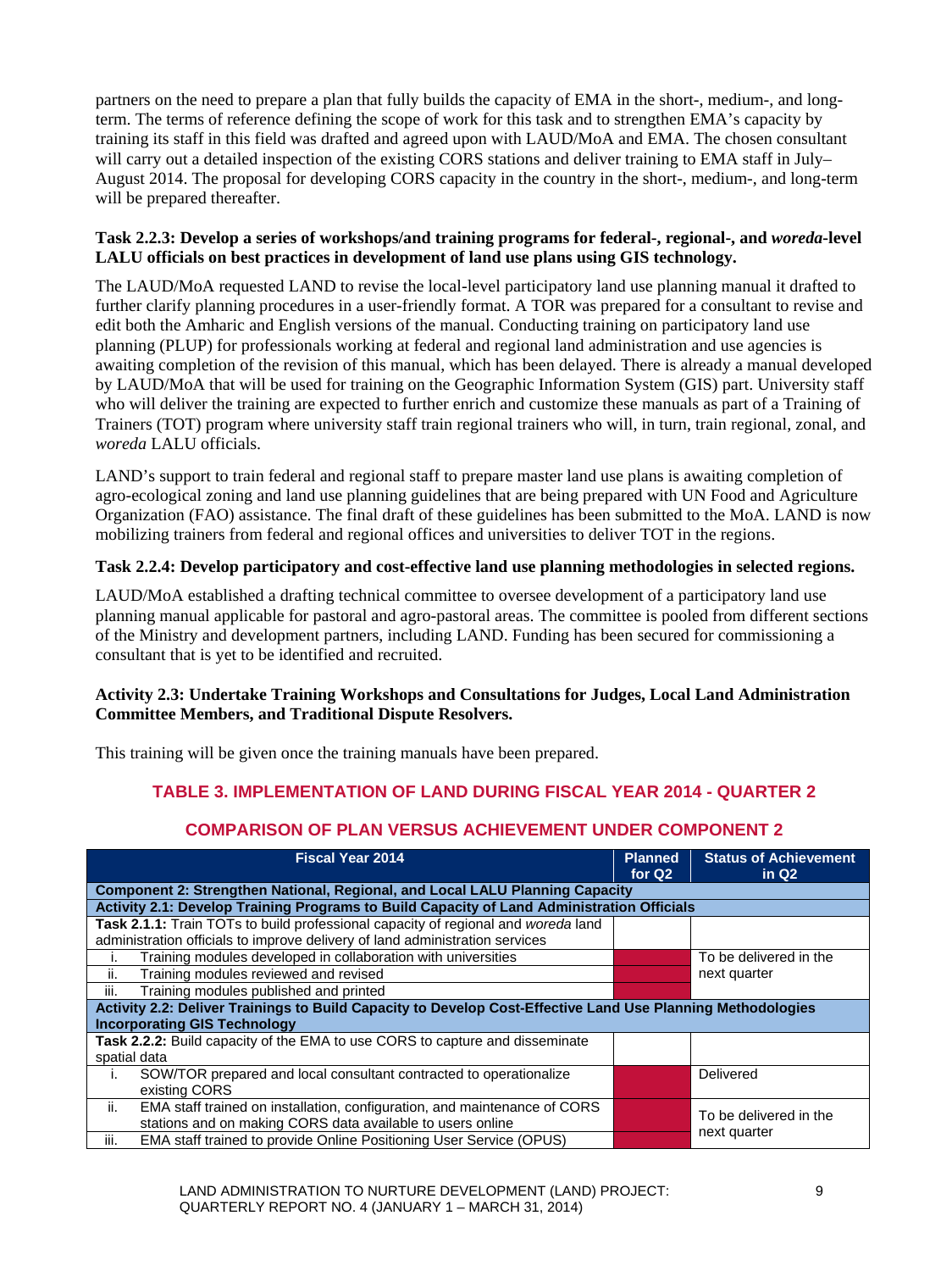partners on the need to prepare a plan that fully builds the capacity of EMA in the short-, medium-, and long-term. The terms of reference defining the scope of work for this task and to strengthen EMA's capacity by training its staff in this field was drafted and agreed upon with LAUD/MoA and EMA. The chosen consultant will carry out a detailed inspection of the existing CORS stations and deliver training to EMA staff in July–August 2014. The proposal for developing CORS capacity in the country in the short-, medium-, and long-term will be prepared thereafter.

**Task 2.2.3: Develop a series of workshops/and training programs for federal-, regional-, and *woreda*-level LALU officials on best practices in development of land use plans using GIS technology.**

The LAUD/MoA requested LAND to revise the local-level participatory land use planning manual it drafted to further clarify planning procedures in a user-friendly format. A TOR was prepared for a consultant to revise and edit both the Amharic and English versions of the manual. Conducting training on participatory land use planning (PLUP) for professionals working at federal and regional land administration and use agencies is awaiting completion of the revision of this manual, which has been delayed. There is already a manual developed by LAUD/MoA that will be used for training on the Geographic Information System (GIS) part. University staff who will deliver the training are expected to further enrich and customize these manuals as part of a Training of Trainers (TOT) program where university staff train regional trainers who will, in turn, train regional, zonal, and *woreda* LALU officials.

LAND's support to train federal and regional staff to prepare master land use plans is awaiting completion of agro-ecological zoning and land use planning guidelines that are being prepared with UN Food and Agriculture Organization (FAO) assistance. The final draft of these guidelines has been submitted to the MoA. LAND is now mobilizing trainers from federal and regional offices and universities to deliver TOT in the regions.

**Task 2.2.4: Develop participatory and cost-effective land use planning methodologies in selected regions.**

LAUD/MoA established a drafting technical committee to oversee development of a participatory land use planning manual applicable for pastoral and agro-pastoral areas. The committee is pooled from different sections of the Ministry and development partners, including LAND. Funding has been secured for commissioning a consultant that is yet to be identified and recruited.

**Activity 2.3: Undertake Training Workshops and Consultations for Judges, Local Land Administration Committee Members, and Traditional Dispute Resolvers.**

This training will be given once the training manuals have been prepared.

## TABLE 3. IMPLEMENTATION OF LAND DURING FISCAL YEAR 2014 - QUARTER 2

## COMPARISON OF PLAN VERSUS ACHIEVEMENT UNDER COMPONENT 2

| Fiscal Year 2014 | Planned for Q2 | Status of Achievement in Q2 |
|---|---|---|
| **Component 2: Strengthen National, Regional, and Local LALU Planning Capacity** | | |
| **Activity 2.1: Develop Training Programs to Build Capacity of Land Administration Officials** | | |
| **Task 2.1.1:** Train TOTs to build professional capacity of regional and *woreda* land administration officials to improve delivery of land administration services | | |
| i. Training modules developed in collaboration with universities | | To be delivered in the next quarter |
| ii. Training modules reviewed and revised | | |
| iii. Training modules published and printed | | |
| **Activity 2.2: Deliver Trainings to Build Capacity to Develop Cost-Effective Land Use Planning Methodologies Incorporating GIS Technology** | | |
| **Task 2.2.2:** Build capacity of the EMA to use CORS to capture and disseminate spatial data | | |
| i. SOW/TOR prepared and local consultant contracted to operationalize existing CORS | | Delivered |
| ii. EMA staff trained on installation, configuration, and maintenance of CORS stations and on making CORS data available to users online | | To be delivered in the next quarter |
| iii. EMA staff trained to provide Online Positioning User Service (OPUS) | | |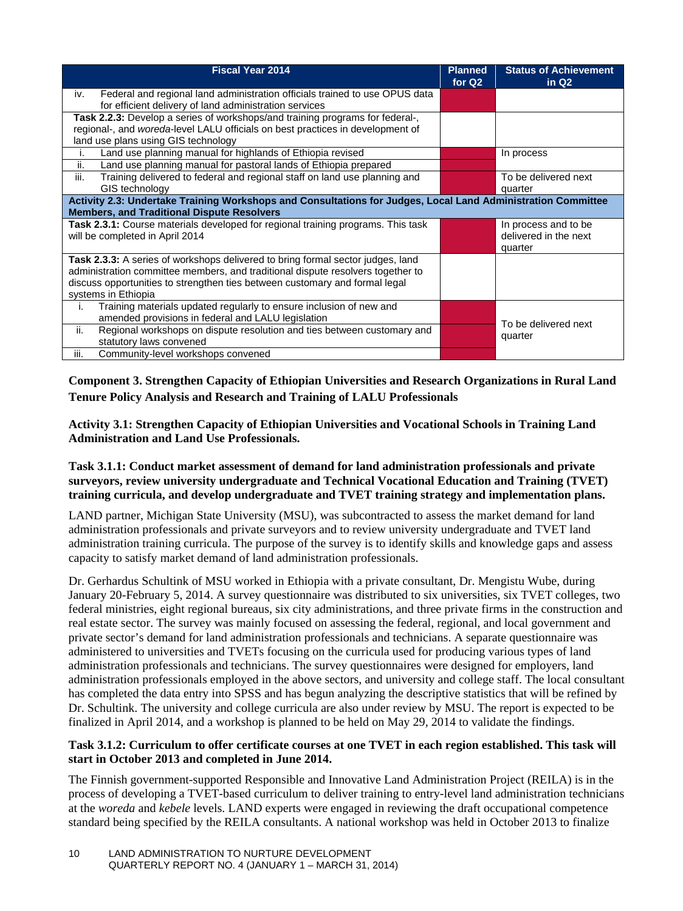| Fiscal Year 2014 | Planned for Q2 | Status of Achievement in Q2 |
|---|---|---|
| iv. Federal and regional land administration officials trained to use OPUS data for efficient delivery of land administration services | | |
| **Task 2.2.3:** Develop a series of workshops/and training programs for federal-, regional-, and *woreda*-level LALU officials on best practices in development of land use plans using GIS technology | | |
| i. Land use planning manual for highlands of Ethiopia revised | | In process |
| ii. Land use planning manual for pastoral lands of Ethiopia prepared | | |
| iii. Training delivered to federal and regional staff on land use planning and GIS technology | | To be delivered next quarter |
| **Activity 2.3: Undertake Training Workshops and Consultations for Judges, Local Land Administration Committee Members, and Traditional Dispute Resolvers** | | |
| **Task 2.3.1:** Course materials developed for regional training programs. This task will be completed in April 2014 | | In process and to be delivered in the next quarter |
| **Task 2.3.3:** A series of workshops delivered to bring formal sector judges, land administration committee members, and traditional dispute resolvers together to discuss opportunities to strengthen ties between customary and formal legal systems in Ethiopia | | |
| i. Training materials updated regularly to ensure inclusion of new and amended provisions in federal and LALU legislation | | To be delivered next quarter |
| ii. Regional workshops on dispute resolution and ties between customary and statutory laws convened | | |
| iii. Community-level workshops convened | | |

## Component 3. Strengthen Capacity of Ethiopian Universities and Research Organizations in Rural Land Tenure Policy Analysis and Research and Training of LALU Professionals

### Activity 3.1: Strengthen Capacity of Ethiopian Universities and Vocational Schools in Training Land Administration and Land Use Professionals.

#### Task 3.1.1: Conduct market assessment of demand for land administration professionals and private surveyors, review university undergraduate and Technical Vocational Education and Training (TVET) training curricula, and develop undergraduate and TVET training strategy and implementation plans.

LAND partner, Michigan State University (MSU), was subcontracted to assess the market demand for land administration professionals and private surveyors and to review university undergraduate and TVET land administration training curricula. The purpose of the survey is to identify skills and knowledge gaps and assess capacity to satisfy market demand of land administration professionals.

Dr. Gerhardus Schultink of MSU worked in Ethiopia with a private consultant, Dr. Mengistu Wube, during January 20-February 5, 2014. A survey questionnaire was distributed to six universities, six TVET colleges, two federal ministries, eight regional bureaus, six city administrations, and three private firms in the construction and real estate sector. The survey was mainly focused on assessing the federal, regional, and local government and private sector's demand for land administration professionals and technicians. A separate questionnaire was administered to universities and TVETs focusing on the curricula used for producing various types of land administration professionals and technicians. The survey questionnaires were designed for employers, land administration professionals employed in the above sectors, and university and college staff. The local consultant has completed the data entry into SPSS and has begun analyzing the descriptive statistics that will be refined by Dr. Schultink. The university and college curricula are also under review by MSU. The report is expected to be finalized in April 2014, and a workshop is planned to be held on May 29, 2014 to validate the findings.

#### Task 3.1.2: Curriculum to offer certificate courses at one TVET in each region established. This task will start in October 2013 and completed in June 2014.

The Finnish government-supported Responsible and Innovative Land Administration Project (REILA) is in the process of developing a TVET-based curriculum to deliver training to entry-level land administration technicians at the *woreda* and *kebele* levels. LAND experts were engaged in reviewing the draft occupational competence standard being specified by the REILA consultants. A national workshop was held in October 2013 to finalize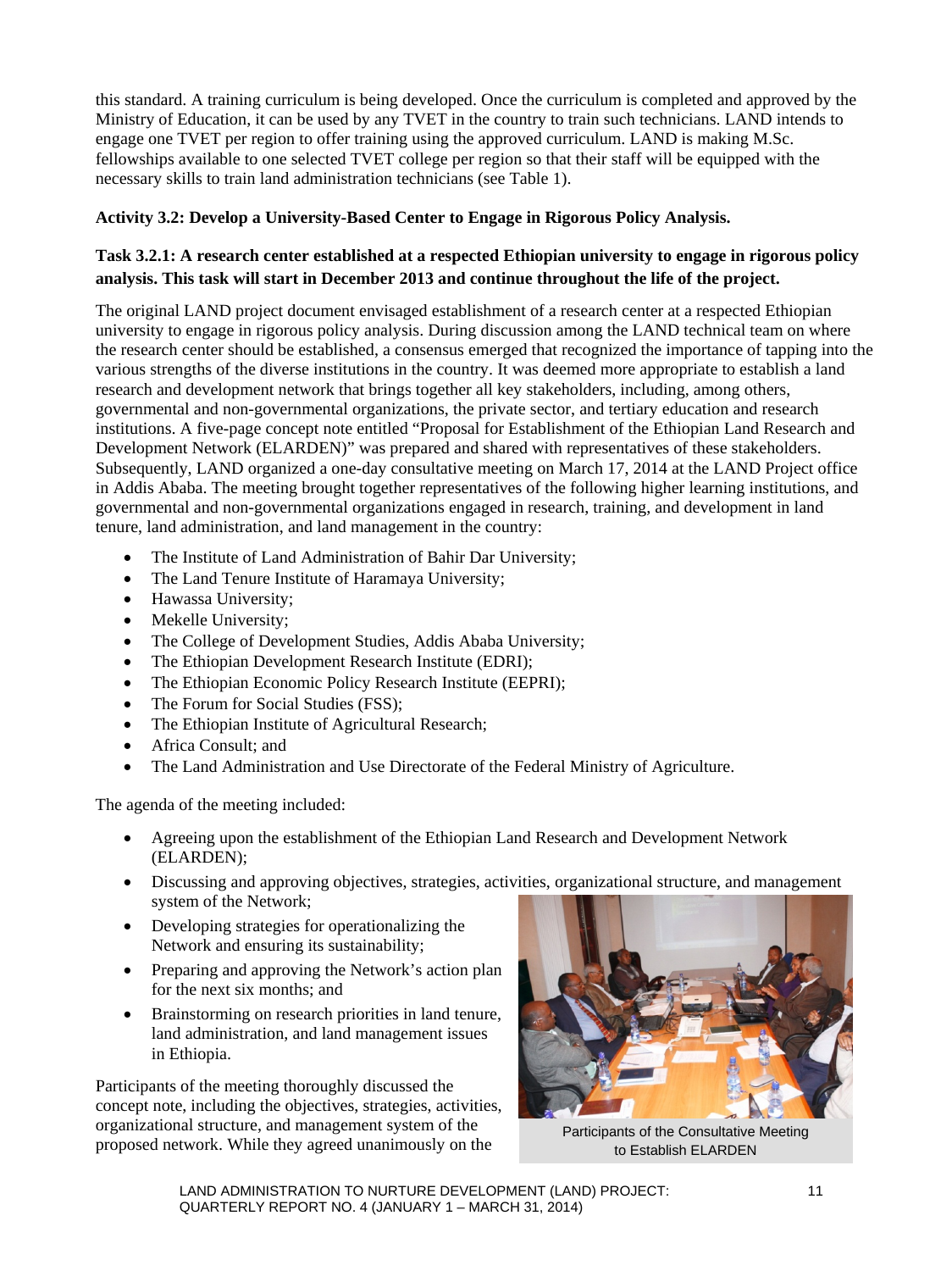this standard. A training curriculum is being developed. Once the curriculum is completed and approved by the Ministry of Education, it can be used by any TVET in the country to train such technicians. LAND intends to engage one TVET per region to offer training using the approved curriculum. LAND is making M.Sc. fellowships available to one selected TVET college per region so that their staff will be equipped with the necessary skills to train land administration technicians (see Table 1).

**Activity 3.2: Develop a University-Based Center to Engage in Rigorous Policy Analysis.**

**Task 3.2.1: A research center established at a respected Ethiopian university to engage in rigorous policy analysis. This task will start in December 2013 and continue throughout the life of the project.**

The original LAND project document envisaged establishment of a research center at a respected Ethiopian university to engage in rigorous policy analysis. During discussion among the LAND technical team on where the research center should be established, a consensus emerged that recognized the importance of tapping into the various strengths of the diverse institutions in the country. It was deemed more appropriate to establish a land research and development network that brings together all key stakeholders, including, among others, governmental and non-governmental organizations, the private sector, and tertiary education and research institutions. A five-page concept note entitled "Proposal for Establishment of the Ethiopian Land Research and Development Network (ELARDEN)" was prepared and shared with representatives of these stakeholders. Subsequently, LAND organized a one-day consultative meeting on March 17, 2014 at the LAND Project office in Addis Ababa. The meeting brought together representatives of the following higher learning institutions, and governmental and non-governmental organizations engaged in research, training, and development in land tenure, land administration, and land management in the country:

- The Institute of Land Administration of Bahir Dar University;
- The Land Tenure Institute of Haramaya University;
- Hawassa University;
- Mekelle University;
- The College of Development Studies, Addis Ababa University;
- The Ethiopian Development Research Institute (EDRI);
- The Ethiopian Economic Policy Research Institute (EEPRI);
- The Forum for Social Studies (FSS);
- The Ethiopian Institute of Agricultural Research;
- Africa Consult; and
- The Land Administration and Use Directorate of the Federal Ministry of Agriculture.

The agenda of the meeting included:

- Agreeing upon the establishment of the Ethiopian Land Research and Development Network (ELARDEN);
- Discussing and approving objectives, strategies, activities, organizational structure, and management system of the Network;
- Developing strategies for operationalizing the Network and ensuring its sustainability;
- Preparing and approving the Network's action plan for the next six months; and
- Brainstorming on research priorities in land tenure, land administration, and land management issues in Ethiopia.

Participants of the Consultative Meeting to Establish ELARDEN

Participants of the meeting thoroughly discussed the concept note, including the objectives, strategies, activities, organizational structure, and management system of the proposed network. While they agreed unanimously on the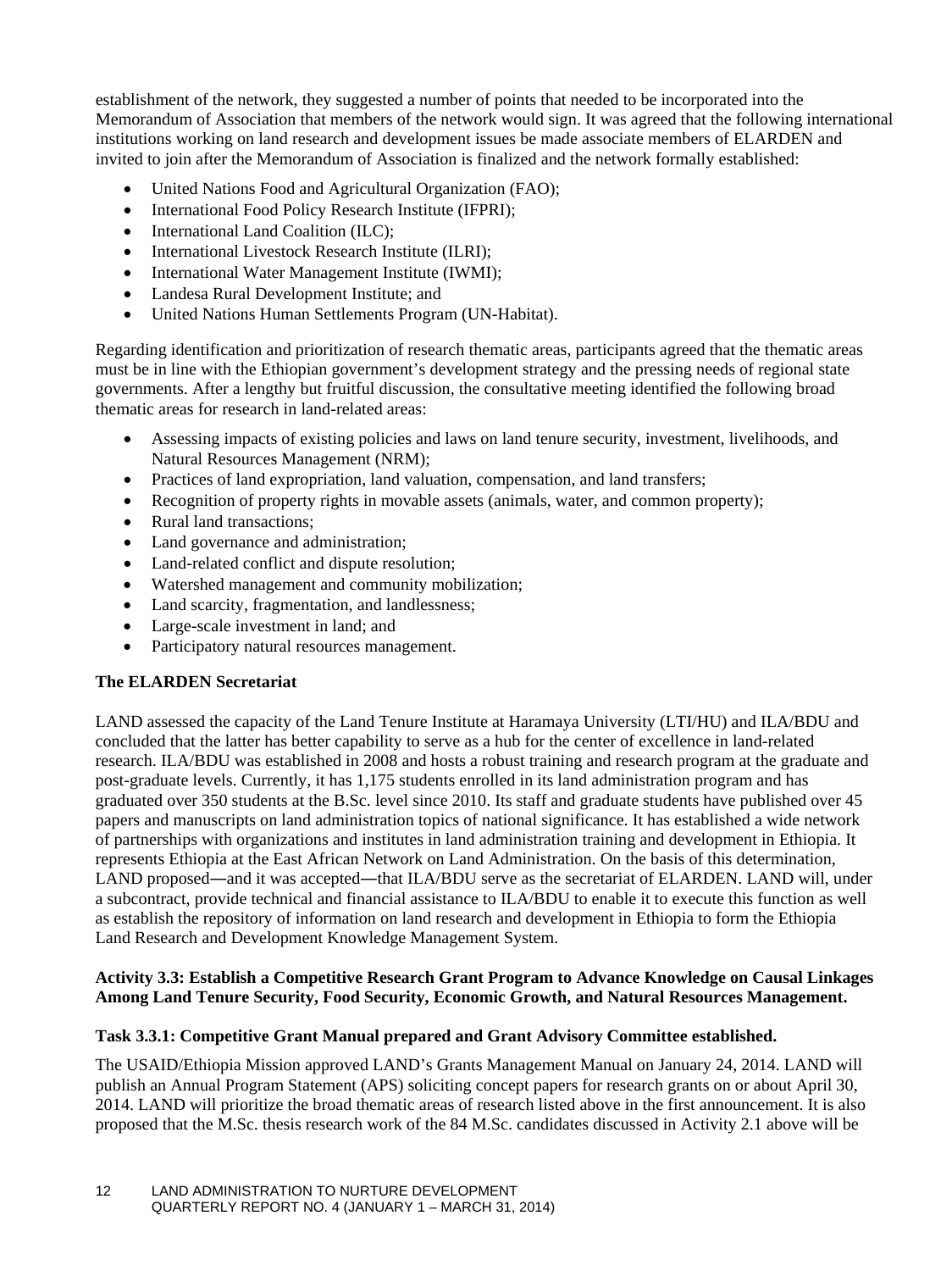establishment of the network, they suggested a number of points that needed to be incorporated into the Memorandum of Association that members of the network would sign. It was agreed that the following international institutions working on land research and development issues be made associate members of ELARDEN and invited to join after the Memorandum of Association is finalized and the network formally established:

- United Nations Food and Agricultural Organization (FAO);
- International Food Policy Research Institute (IFPRI);
- International Land Coalition (ILC);
- International Livestock Research Institute (ILRI);
- International Water Management Institute (IWMI);
- Landesa Rural Development Institute; and
- United Nations Human Settlements Program (UN-Habitat).

Regarding identification and prioritization of research thematic areas, participants agreed that the thematic areas must be in line with the Ethiopian government's development strategy and the pressing needs of regional state governments. After a lengthy but fruitful discussion, the consultative meeting identified the following broad thematic areas for research in land-related areas:

- Assessing impacts of existing policies and laws on land tenure security, investment, livelihoods, and Natural Resources Management (NRM);
- Practices of land expropriation, land valuation, compensation, and land transfers;
- Recognition of property rights in movable assets (animals, water, and common property);
- Rural land transactions;
- Land governance and administration;
- Land-related conflict and dispute resolution;
- Watershed management and community mobilization;
- Land scarcity, fragmentation, and landlessness;
- Large-scale investment in land; and
- Participatory natural resources management.

**The ELARDEN Secretariat**

LAND assessed the capacity of the Land Tenure Institute at Haramaya University (LTI/HU) and ILA/BDU and concluded that the latter has better capability to serve as a hub for the center of excellence in land-related research. ILA/BDU was established in 2008 and hosts a robust training and research program at the graduate and post-graduate levels. Currently, it has 1,175 students enrolled in its land administration program and has graduated over 350 students at the B.Sc. level since 2010. Its staff and graduate students have published over 45 papers and manuscripts on land administration topics of national significance. It has established a wide network of partnerships with organizations and institutes in land administration training and development in Ethiopia. It represents Ethiopia at the East African Network on Land Administration. On the basis of this determination, LAND proposed—and it was accepted—that ILA/BDU serve as the secretariat of ELARDEN. LAND will, under a subcontract, provide technical and financial assistance to ILA/BDU to enable it to execute this function as well as establish the repository of information on land research and development in Ethiopia to form the Ethiopia Land Research and Development Knowledge Management System.

**Activity 3.3: Establish a Competitive Research Grant Program to Advance Knowledge on Causal Linkages Among Land Tenure Security, Food Security, Economic Growth, and Natural Resources Management.**

**Task 3.3.1: Competitive Grant Manual prepared and Grant Advisory Committee established.**

The USAID/Ethiopia Mission approved LAND's Grants Management Manual on January 24, 2014. LAND will publish an Annual Program Statement (APS) soliciting concept papers for research grants on or about April 30, 2014. LAND will prioritize the broad thematic areas of research listed above in the first announcement. It is also proposed that the M.Sc. thesis research work of the 84 M.Sc. candidates discussed in Activity 2.1 above will be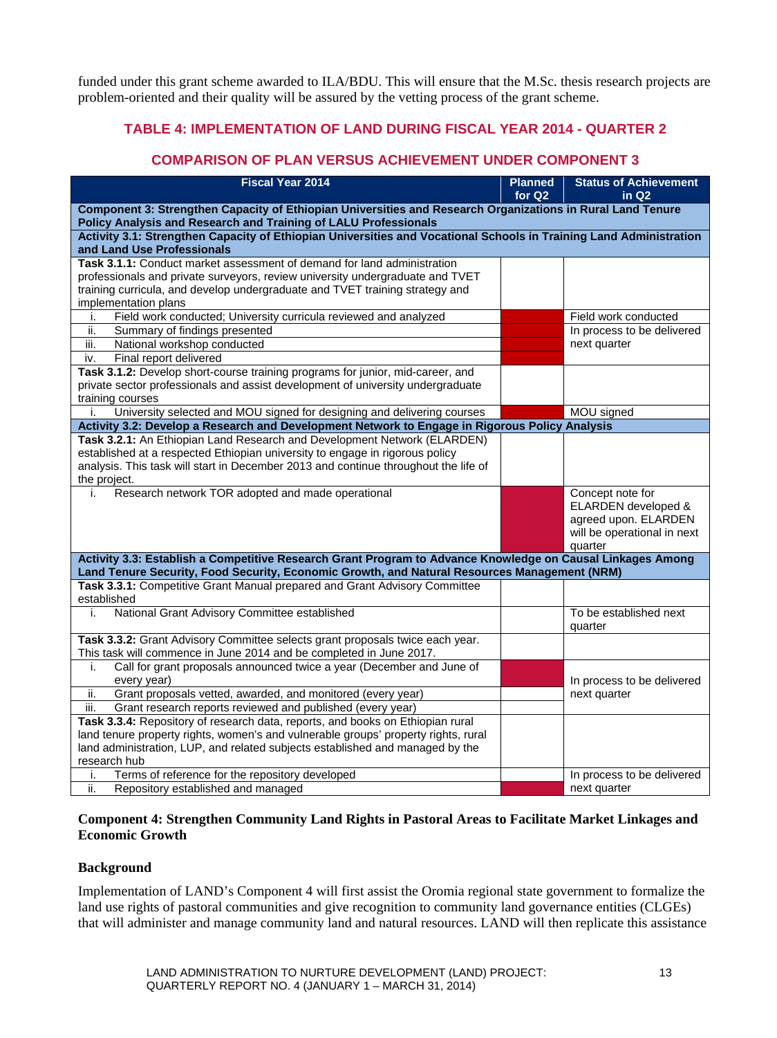funded under this grant scheme awarded to ILA/BDU. This will ensure that the M.Sc. thesis research projects are problem-oriented and their quality will be assured by the vetting process of the grant scheme.

### TABLE 4: IMPLEMENTATION OF LAND DURING FISCAL YEAR 2014 - QUARTER 2

### COMPARISON OF PLAN VERSUS ACHIEVEMENT UNDER COMPONENT 3

| Fiscal Year 2014 | Planned for Q2 | Status of Achievement in Q2 |
|---|---|---|
| **Component 3: Strengthen Capacity of Ethiopian Universities and Research Organizations in Rural Land Tenure Policy Analysis and Research and Training of LALU Professionals** | | |
| **Activity 3.1: Strengthen Capacity of Ethiopian Universities and Vocational Schools in Training Land Administration and Land Use Professionals** | | |
| **Task 3.1.1:** Conduct market assessment of demand for land administration professionals and private surveyors, review university undergraduate and TVET training curricula, and develop undergraduate and TVET training strategy and implementation plans | | |
| i. Field work conducted; University curricula reviewed and analyzed | | Field work conducted |
| ii. Summary of findings presented | | In process to be delivered next quarter |
| iii. National workshop conducted | | |
| iv. Final report delivered | | |
| **Task 3.1.2:** Develop short-course training programs for junior, mid-career, and private sector professionals and assist development of university undergraduate training courses | | |
| i. University selected and MOU signed for designing and delivering courses | | MOU signed |
| **Activity 3.2: Develop a Research and Development Network to Engage in Rigorous Policy Analysis** | | |
| **Task 3.2.1:** An Ethiopian Land Research and Development Network (ELARDEN) established at a respected Ethiopian university to engage in rigorous policy analysis. This task will start in December 2013 and continue throughout the life of the project. | | |
| i. Research network TOR adopted and made operational | | Concept note for ELARDEN developed & agreed upon. ELARDEN will be operational in next quarter |
| **Activity 3.3: Establish a Competitive Research Grant Program to Advance Knowledge on Causal Linkages Among Land Tenure Security, Food Security, Economic Growth, and Natural Resources Management (NRM)** | | |
| **Task 3.3.1:** Competitive Grant Manual prepared and Grant Advisory Committee established | | |
| i. National Grant Advisory Committee established | | To be established next quarter |
| **Task 3.3.2:** Grant Advisory Committee selects grant proposals twice each year. This task will commence in June 2014 and be completed in June 2017. | | |
| i. Call for grant proposals announced twice a year (December and June of every year) | | In process to be delivered next quarter |
| ii. Grant proposals vetted, awarded, and monitored (every year) | | |
| iii. Grant research reports reviewed and published (every year) | | |
| **Task 3.3.4:** Repository of research data, reports, and books on Ethiopian rural land tenure property rights, women's and vulnerable groups' property rights, rural land administration, LUP, and related subjects established and managed by the research hub | | |
| i. Terms of reference for the repository developed | | In process to be delivered next quarter |
| ii. Repository established and managed | | |

**Component 4: Strengthen Community Land Rights in Pastoral Areas to Facilitate Market Linkages and Economic Growth**

**Background**

Implementation of LAND's Component 4 will first assist the Oromia regional state government to formalize the land use rights of pastoral communities and give recognition to community land governance entities (CLGEs) that will administer and manage community land and natural resources. LAND will then replicate this assistance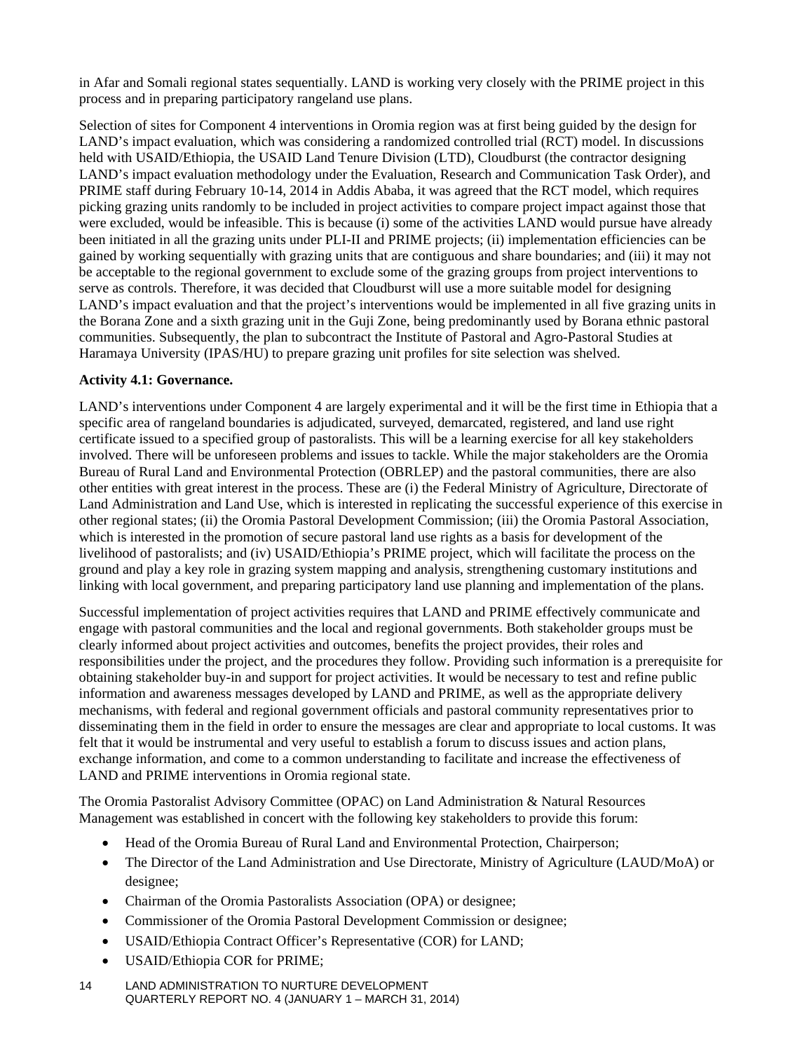in Afar and Somali regional states sequentially. LAND is working very closely with the PRIME project in this process and in preparing participatory rangeland use plans.

Selection of sites for Component 4 interventions in Oromia region was at first being guided by the design for LAND's impact evaluation, which was considering a randomized controlled trial (RCT) model. In discussions held with USAID/Ethiopia, the USAID Land Tenure Division (LTD), Cloudburst (the contractor designing LAND's impact evaluation methodology under the Evaluation, Research and Communication Task Order), and PRIME staff during February 10-14, 2014 in Addis Ababa, it was agreed that the RCT model, which requires picking grazing units randomly to be included in project activities to compare project impact against those that were excluded, would be infeasible. This is because (i) some of the activities LAND would pursue have already been initiated in all the grazing units under PLI-II and PRIME projects; (ii) implementation efficiencies can be gained by working sequentially with grazing units that are contiguous and share boundaries; and (iii) it may not be acceptable to the regional government to exclude some of the grazing groups from project interventions to serve as controls. Therefore, it was decided that Cloudburst will use a more suitable model for designing LAND's impact evaluation and that the project's interventions would be implemented in all five grazing units in the Borana Zone and a sixth grazing unit in the Guji Zone, being predominantly used by Borana ethnic pastoral communities. Subsequently, the plan to subcontract the Institute of Pastoral and Agro-Pastoral Studies at Haramaya University (IPAS/HU) to prepare grazing unit profiles for site selection was shelved.

**Activity 4.1: Governance.**

LAND's interventions under Component 4 are largely experimental and it will be the first time in Ethiopia that a specific area of rangeland boundaries is adjudicated, surveyed, demarcated, registered, and land use right certificate issued to a specified group of pastoralists. This will be a learning exercise for all key stakeholders involved. There will be unforeseen problems and issues to tackle. While the major stakeholders are the Oromia Bureau of Rural Land and Environmental Protection (OBRLEP) and the pastoral communities, there are also other entities with great interest in the process. These are (i) the Federal Ministry of Agriculture, Directorate of Land Administration and Land Use, which is interested in replicating the successful experience of this exercise in other regional states; (ii) the Oromia Pastoral Development Commission; (iii) the Oromia Pastoral Association, which is interested in the promotion of secure pastoral land use rights as a basis for development of the livelihood of pastoralists; and (iv) USAID/Ethiopia's PRIME project, which will facilitate the process on the ground and play a key role in grazing system mapping and analysis, strengthening customary institutions and linking with local government, and preparing participatory land use planning and implementation of the plans.

Successful implementation of project activities requires that LAND and PRIME effectively communicate and engage with pastoral communities and the local and regional governments. Both stakeholder groups must be clearly informed about project activities and outcomes, benefits the project provides, their roles and responsibilities under the project, and the procedures they follow. Providing such information is a prerequisite for obtaining stakeholder buy-in and support for project activities. It would be necessary to test and refine public information and awareness messages developed by LAND and PRIME, as well as the appropriate delivery mechanisms, with federal and regional government officials and pastoral community representatives prior to disseminating them in the field in order to ensure the messages are clear and appropriate to local customs. It was felt that it would be instrumental and very useful to establish a forum to discuss issues and action plans, exchange information, and come to a common understanding to facilitate and increase the effectiveness of LAND and PRIME interventions in Oromia regional state.

The Oromia Pastoralist Advisory Committee (OPAC) on Land Administration & Natural Resources Management was established in concert with the following key stakeholders to provide this forum:

- Head of the Oromia Bureau of Rural Land and Environmental Protection, Chairperson;
- The Director of the Land Administration and Use Directorate, Ministry of Agriculture (LAUD/MoA) or designee;
- Chairman of the Oromia Pastoralists Association (OPA) or designee;
- Commissioner of the Oromia Pastoral Development Commission or designee;
- USAID/Ethiopia Contract Officer's Representative (COR) for LAND;
- USAID/Ethiopia COR for PRIME;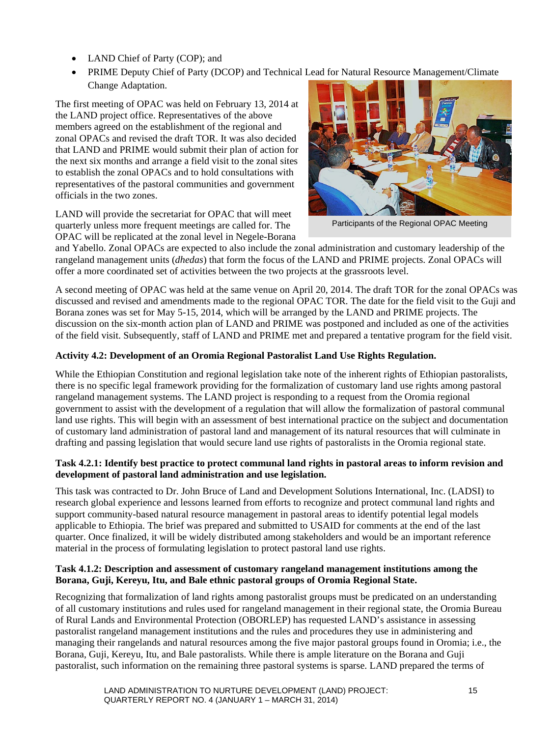- LAND Chief of Party (COP); and
- PRIME Deputy Chief of Party (DCOP) and Technical Lead for Natural Resource Management/Climate Change Adaptation.

The first meeting of OPAC was held on February 13, 2014 at the LAND project office. Representatives of the above members agreed on the establishment of the regional and zonal OPACs and revised the draft TOR. It was also decided that LAND and PRIME would submit their plan of action for the next six months and arrange a field visit to the zonal sites to establish the zonal OPACs and to hold consultations with representatives of the pastoral communities and government officials in the two zones.

Participants of the Regional OPAC Meeting

LAND will provide the secretariat for OPAC that will meet quarterly unless more frequent meetings are called for. The OPAC will be replicated at the zonal level in Negele-Borana and Yabello. Zonal OPACs are expected to also include the zonal administration and customary leadership of the rangeland management units (*dhedas*) that form the focus of the LAND and PRIME projects. Zonal OPACs will offer a more coordinated set of activities between the two projects at the grassroots level.

A second meeting of OPAC was held at the same venue on April 20, 2014. The draft TOR for the zonal OPACs was discussed and revised and amendments made to the regional OPAC TOR. The date for the field visit to the Guji and Borana zones was set for May 5-15, 2014, which will be arranged by the LAND and PRIME projects. The discussion on the six-month action plan of LAND and PRIME was postponed and included as one of the activities of the field visit. Subsequently, staff of LAND and PRIME met and prepared a tentative program for the field visit.

**Activity 4.2: Development of an Oromia Regional Pastoralist Land Use Rights Regulation.**

While the Ethiopian Constitution and regional legislation take note of the inherent rights of Ethiopian pastoralists, there is no specific legal framework providing for the formalization of customary land use rights among pastoral rangeland management systems. The LAND project is responding to a request from the Oromia regional government to assist with the development of a regulation that will allow the formalization of pastoral communal land use rights. This will begin with an assessment of best international practice on the subject and documentation of customary land administration of pastoral land and management of its natural resources that will culminate in drafting and passing legislation that would secure land use rights of pastoralists in the Oromia regional state.

**Task 4.2.1: Identify best practice to protect communal land rights in pastoral areas to inform revision and development of pastoral land administration and use legislation.**

This task was contracted to Dr. John Bruce of Land and Development Solutions International, Inc. (LADSI) to research global experience and lessons learned from efforts to recognize and protect communal land rights and support community-based natural resource management in pastoral areas to identify potential legal models applicable to Ethiopia. The brief was prepared and submitted to USAID for comments at the end of the last quarter. Once finalized, it will be widely distributed among stakeholders and would be an important reference material in the process of formulating legislation to protect pastoral land use rights.

**Task 4.1.2: Description and assessment of customary rangeland management institutions among the Borana, Guji, Kereyu, Itu, and Bale ethnic pastoral groups of Oromia Regional State.**

Recognizing that formalization of land rights among pastoralist groups must be predicated on an understanding of all customary institutions and rules used for rangeland management in their regional state, the Oromia Bureau of Rural Lands and Environmental Protection (OBORLEP) has requested LAND's assistance in assessing pastoralist rangeland management institutions and the rules and procedures they use in administering and managing their rangelands and natural resources among the five major pastoral groups found in Oromia; i.e., the Borana, Guji, Kereyu, Itu, and Bale pastoralists. While there is ample literature on the Borana and Guji pastoralist, such information on the remaining three pastoral systems is sparse. LAND prepared the terms of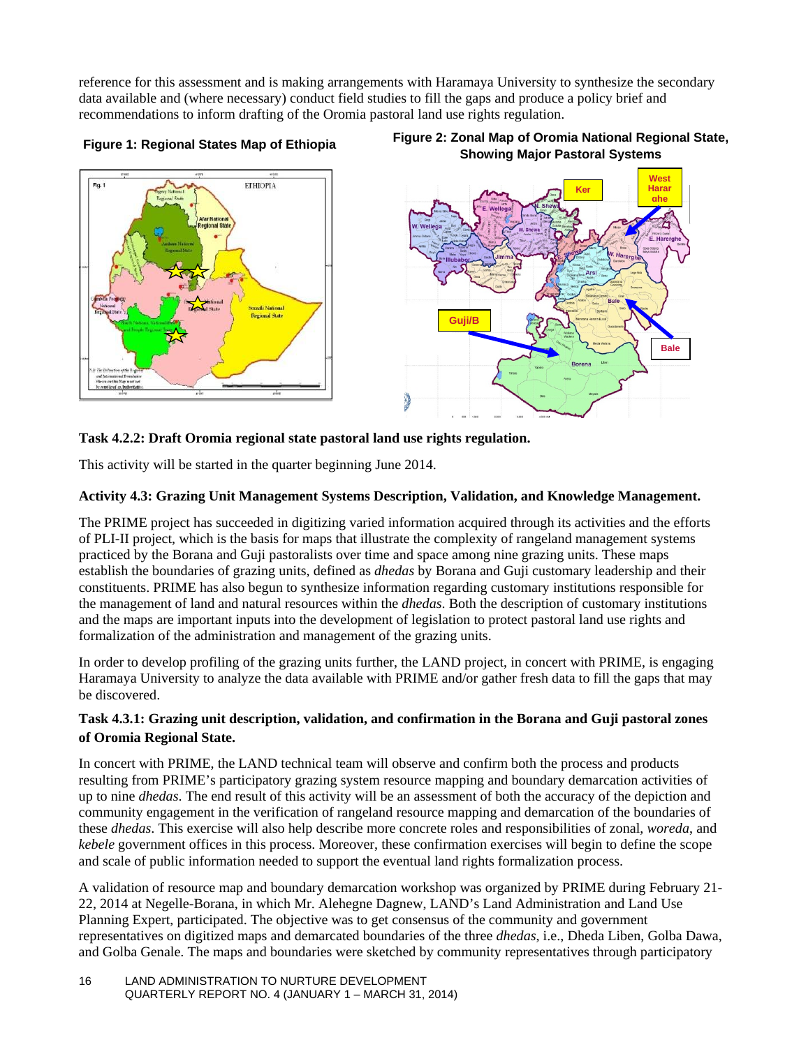reference for this assessment and is making arrangements with Haramaya University to synthesize the secondary data available and (where necessary) conduct field studies to fill the gaps and produce a policy brief and recommendations to inform drafting of the Oromia pastoral land use rights regulation.

**Figure 1: Regional States Map of Ethiopia**

**Figure 2: Zonal Map of Oromia National Regional State, Showing Major Pastoral Systems**

**Task 4.2.2: Draft Oromia regional state pastoral land use rights regulation.**

This activity will be started in the quarter beginning June 2014.

**Activity 4.3: Grazing Unit Management Systems Description, Validation, and Knowledge Management.**

The PRIME project has succeeded in digitizing varied information acquired through its activities and the efforts of PLI-II project, which is the basis for maps that illustrate the complexity of rangeland management systems practiced by the Borana and Guji pastoralists over time and space among nine grazing units. These maps establish the boundaries of grazing units, defined as *dhedas* by Borana and Guji customary leadership and their constituents. PRIME has also begun to synthesize information regarding customary institutions responsible for the management of land and natural resources within the *dhedas*. Both the description of customary institutions and the maps are important inputs into the development of legislation to protect pastoral land use rights and formalization of the administration and management of the grazing units.

In order to develop profiling of the grazing units further, the LAND project, in concert with PRIME, is engaging Haramaya University to analyze the data available with PRIME and/or gather fresh data to fill the gaps that may be discovered.

**Task 4.3.1: Grazing unit description, validation, and confirmation in the Borana and Guji pastoral zones of Oromia Regional State.**

In concert with PRIME, the LAND technical team will observe and confirm both the process and products resulting from PRIME's participatory grazing system resource mapping and boundary demarcation activities of up to nine *dhedas*. The end result of this activity will be an assessment of both the accuracy of the depiction and community engagement in the verification of rangeland resource mapping and demarcation of the boundaries of these *dhedas*. This exercise will also help describe more concrete roles and responsibilities of zonal, *woreda*, and *kebele* government offices in this process. Moreover, these confirmation exercises will begin to define the scope and scale of public information needed to support the eventual land rights formalization process.

A validation of resource map and boundary demarcation workshop was organized by PRIME during February 21-22, 2014 at Negelle-Borana, in which Mr. Alehegne Dagnew, LAND's Land Administration and Land Use Planning Expert, participated. The objective was to get consensus of the community and government representatives on digitized maps and demarcated boundaries of the three *dhedas*, i.e., Dheda Liben, Golba Dawa, and Golba Genale. The maps and boundaries were sketched by community representatives through participatory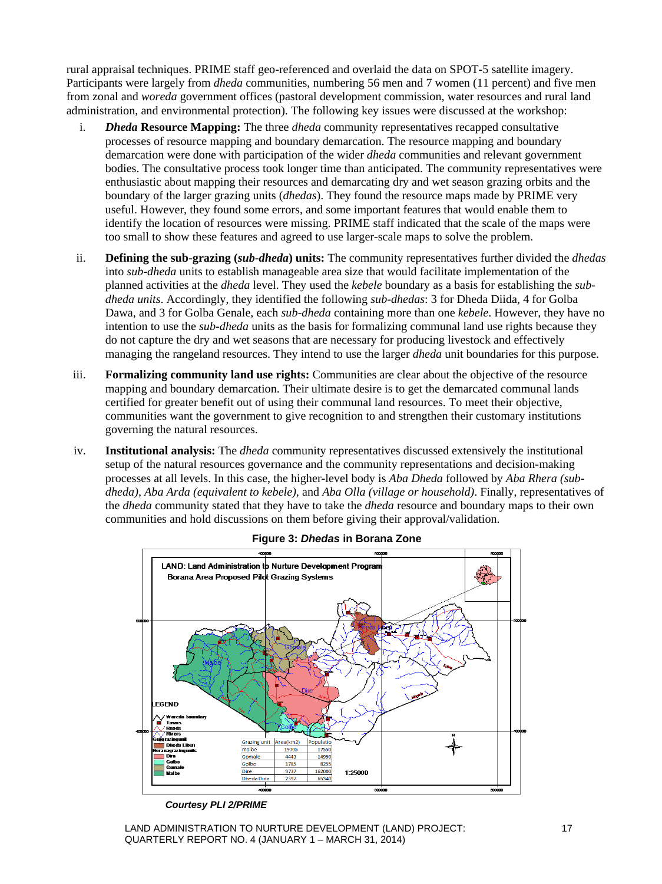rural appraisal techniques. PRIME staff geo-referenced and overlaid the data on SPOT-5 satellite imagery. Participants were largely from *dheda* communities, numbering 56 men and 7 women (11 percent) and five men from zonal and *woreda* government offices (pastoral development commission, water resources and rural land administration, and environmental protection). The following key issues were discussed at the workshop:

i. ***Dheda* Resource Mapping:** The three *dheda* community representatives recapped consultative processes of resource mapping and boundary demarcation. The resource mapping and boundary demarcation were done with participation of the wider *dheda* communities and relevant government bodies. The consultative process took longer time than anticipated. The community representatives were enthusiastic about mapping their resources and demarcating dry and wet season grazing orbits and the boundary of the larger grazing units (*dhedas*). They found the resource maps made by PRIME very useful. However, they found some errors, and some important features that would enable them to identify the location of resources were missing. PRIME staff indicated that the scale of the maps were too small to show these features and agreed to use larger-scale maps to solve the problem.

ii. **Defining the sub-grazing (*sub-dheda*) units:** The community representatives further divided the *dhedas* into *sub-dheda* units to establish manageable area size that would facilitate implementation of the planned activities at the *dheda* level. They used the *kebele* boundary as a basis for establishing the *sub-dheda units*. Accordingly, they identified the following *sub-dhedas*: 3 for Dheda Diida, 4 for Golba Dawa, and 3 for Golba Genale, each *sub-dheda* containing more than one *kebele*. However, they have no intention to use the *sub-dheda* units as the basis for formalizing communal land use rights because they do not capture the dry and wet seasons that are necessary for producing livestock and effectively managing the rangeland resources. They intend to use the larger *dheda* unit boundaries for this purpose.

iii. **Formalizing community land use rights:** Communities are clear about the objective of the resource mapping and boundary demarcation. Their ultimate desire is to get the demarcated communal lands certified for greater benefit out of using their communal land resources. To meet their objective, communities want the government to give recognition to and strengthen their customary institutions governing the natural resources.

iv. **Institutional analysis:** The *dheda* community representatives discussed extensively the institutional setup of the natural resources governance and the community representations and decision-making processes at all levels. In this case, the higher-level body is *Aba Dheda* followed by *Aba Rhera (sub-dheda)*, *Aba Arda (equivalent to kebele)*, and *Aba Olla (village or household)*. Finally, representatives of the *dheda* community stated that they have to take the *dheda* resource and boundary maps to their own communities and hold discussions on them before giving their approval/validation.

**Figure 3: *Dhedas* in Borana Zone**

LAND: Land Administration to Nurture Development Program
Borana Area Proposed Pilot Grazing Systems

| Grazing unit | Area(km2) | Population |
|---|---|---|
| malbe | 19705 | 17550 |
| Gomale | 4443 | 14950 |
| Golbo | 1785 | 8255 |
| Dire | 9737 | 162000 |
| Dheda Dida | 2397 | 65340 |

1:25000

*Courtesy PLI 2/PRIME*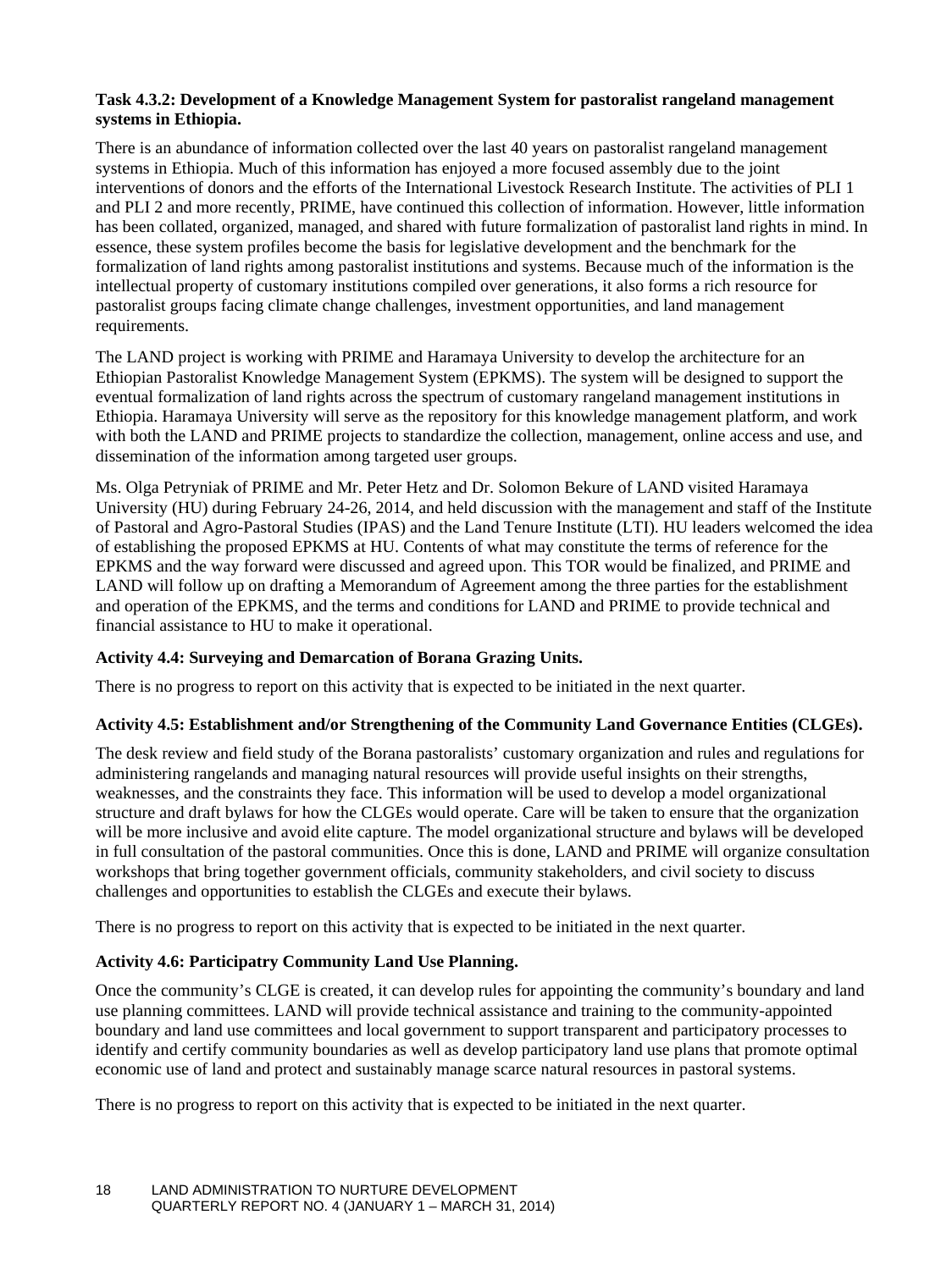**Task 4.3.2: Development of a Knowledge Management System for pastoralist rangeland management systems in Ethiopia.**

There is an abundance of information collected over the last 40 years on pastoralist rangeland management systems in Ethiopia. Much of this information has enjoyed a more focused assembly due to the joint interventions of donors and the efforts of the International Livestock Research Institute. The activities of PLI 1 and PLI 2 and more recently, PRIME, have continued this collection of information. However, little information has been collated, organized, managed, and shared with future formalization of pastoralist land rights in mind. In essence, these system profiles become the basis for legislative development and the benchmark for the formalization of land rights among pastoralist institutions and systems. Because much of the information is the intellectual property of customary institutions compiled over generations, it also forms a rich resource for pastoralist groups facing climate change challenges, investment opportunities, and land management requirements.

The LAND project is working with PRIME and Haramaya University to develop the architecture for an Ethiopian Pastoralist Knowledge Management System (EPKMS). The system will be designed to support the eventual formalization of land rights across the spectrum of customary rangeland management institutions in Ethiopia. Haramaya University will serve as the repository for this knowledge management platform, and work with both the LAND and PRIME projects to standardize the collection, management, online access and use, and dissemination of the information among targeted user groups.

Ms. Olga Petryniak of PRIME and Mr. Peter Hetz and Dr. Solomon Bekure of LAND visited Haramaya University (HU) during February 24-26, 2014, and held discussion with the management and staff of the Institute of Pastoral and Agro-Pastoral Studies (IPAS) and the Land Tenure Institute (LTI). HU leaders welcomed the idea of establishing the proposed EPKMS at HU. Contents of what may constitute the terms of reference for the EPKMS and the way forward were discussed and agreed upon. This TOR would be finalized, and PRIME and LAND will follow up on drafting a Memorandum of Agreement among the three parties for the establishment and operation of the EPKMS, and the terms and conditions for LAND and PRIME to provide technical and financial assistance to HU to make it operational.

**Activity 4.4: Surveying and Demarcation of Borana Grazing Units.**

There is no progress to report on this activity that is expected to be initiated in the next quarter.

**Activity 4.5: Establishment and/or Strengthening of the Community Land Governance Entities (CLGEs).**

The desk review and field study of the Borana pastoralists' customary organization and rules and regulations for administering rangelands and managing natural resources will provide useful insights on their strengths, weaknesses, and the constraints they face. This information will be used to develop a model organizational structure and draft bylaws for how the CLGEs would operate. Care will be taken to ensure that the organization will be more inclusive and avoid elite capture. The model organizational structure and bylaws will be developed in full consultation of the pastoral communities. Once this is done, LAND and PRIME will organize consultation workshops that bring together government officials, community stakeholders, and civil society to discuss challenges and opportunities to establish the CLGEs and execute their bylaws.

There is no progress to report on this activity that is expected to be initiated in the next quarter.

**Activity 4.6: Participatry Community Land Use Planning.**

Once the community's CLGE is created, it can develop rules for appointing the community's boundary and land use planning committees. LAND will provide technical assistance and training to the community-appointed boundary and land use committees and local government to support transparent and participatory processes to identify and certify community boundaries as well as develop participatory land use plans that promote optimal economic use of land and protect and sustainably manage scarce natural resources in pastoral systems.

There is no progress to report on this activity that is expected to be initiated in the next quarter.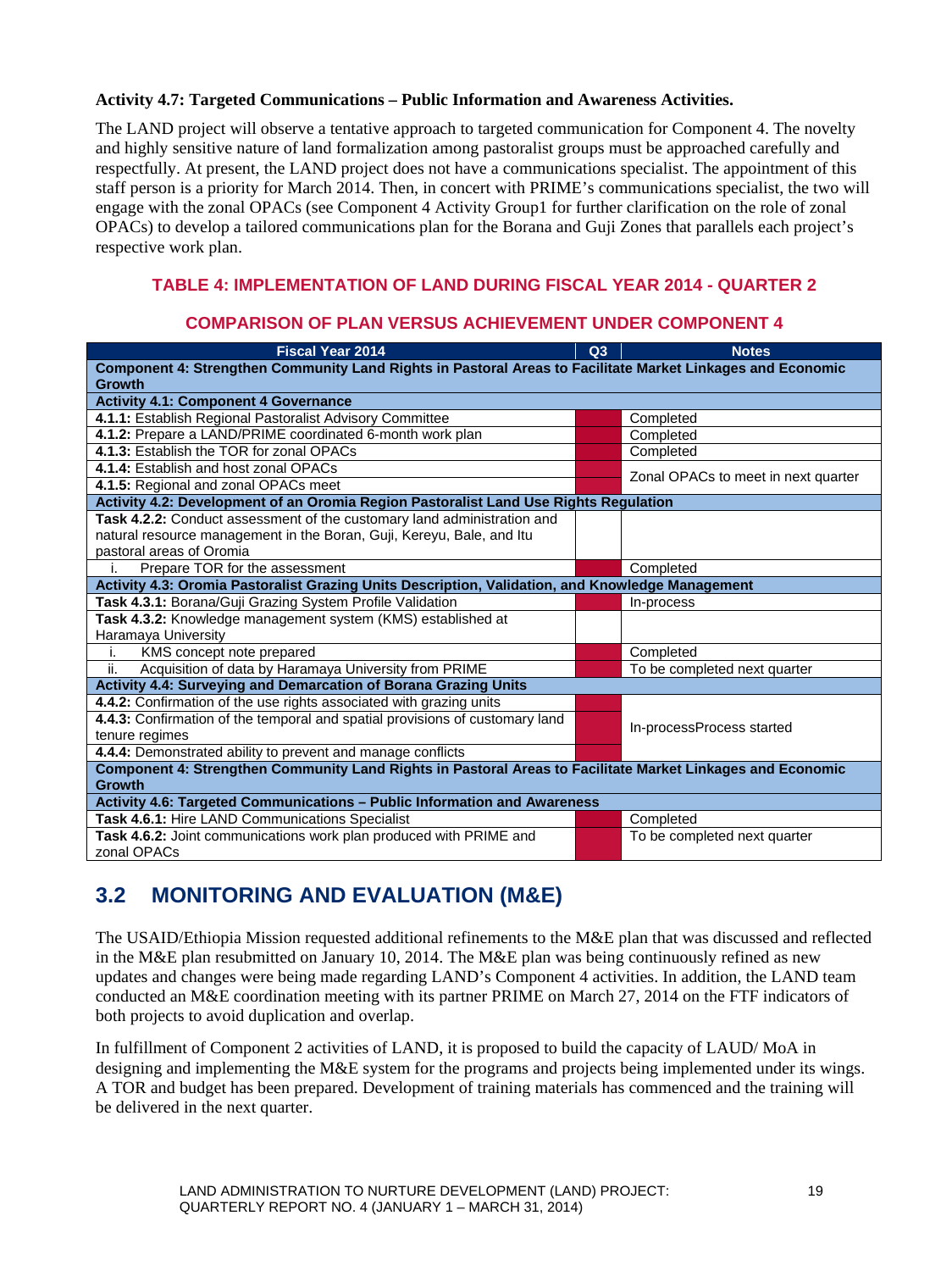**Activity 4.7: Targeted Communications – Public Information and Awareness Activities.**

The LAND project will observe a tentative approach to targeted communication for Component 4. The novelty and highly sensitive nature of land formalization among pastoralist groups must be approached carefully and respectfully. At present, the LAND project does not have a communications specialist. The appointment of this staff person is a priority for March 2014. Then, in concert with PRIME's communications specialist, the two will engage with the zonal OPACs (see Component 4 Activity Group1 for further clarification on the role of zonal OPACs) to develop a tailored communications plan for the Borana and Guji Zones that parallels each project's respective work plan.

### TABLE 4: IMPLEMENTATION OF LAND DURING FISCAL YEAR 2014 - QUARTER 2

### COMPARISON OF PLAN VERSUS ACHIEVEMENT UNDER COMPONENT 4

| Fiscal Year 2014 | Q3 | Notes |
|---|---|---|
| **Component 4: Strengthen Community Land Rights in Pastoral Areas to Facilitate Market Linkages and Economic Growth** | | |
| **Activity 4.1: Component 4 Governance** | | |
| **4.1.1:** Establish Regional Pastoralist Advisory Committee | | Completed |
| **4.1.2:** Prepare a LAND/PRIME coordinated 6-month work plan | | Completed |
| **4.1.3:** Establish the TOR for zonal OPACs | | Completed |
| **4.1.4:** Establish and host zonal OPACs | | Zonal OPACs to meet in next quarter |
| **4.1.5:** Regional and zonal OPACs meet | | |
| **Activity 4.2: Development of an Oromia Region Pastoralist Land Use Rights Regulation** | | |
| **Task 4.2.2:** Conduct assessment of the customary land administration and natural resource management in the Boran, Guji, Kereyu, Bale, and Itu pastoral areas of Oromia | | |
| i. Prepare TOR for the assessment | | Completed |
| **Activity 4.3: Oromia Pastoralist Grazing Units Description, Validation, and Knowledge Management** | | |
| **Task 4.3.1:** Borana/Guji Grazing System Profile Validation | | In-process |
| **Task 4.3.2:** Knowledge management system (KMS) established at Haramaya University | | |
| i. KMS concept note prepared | | Completed |
| ii. Acquisition of data by Haramaya University from PRIME | | To be completed next quarter |
| **Activity 4.4: Surveying and Demarcation of Borana Grazing Units** | | |
| **4.4.2:** Confirmation of the use rights associated with grazing units | | In-processProcess started |
| **4.4.3:** Confirmation of the temporal and spatial provisions of customary land tenure regimes | | |
| **4.4.4:** Demonstrated ability to prevent and manage conflicts | | |
| **Component 4: Strengthen Community Land Rights in Pastoral Areas to Facilitate Market Linkages and Economic Growth** | | |
| **Activity 4.6: Targeted Communications – Public Information and Awareness** | | |
| **Task 4.6.1:** Hire LAND Communications Specialist | | Completed |
| **Task 4.6.2:** Joint communications work plan produced with PRIME and zonal OPACs | | To be completed next quarter |

## 3.2 MONITORING AND EVALUATION (M&E)

The USAID/Ethiopia Mission requested additional refinements to the M&E plan that was discussed and reflected in the M&E plan resubmitted on January 10, 2014. The M&E plan was being continuously refined as new updates and changes were being made regarding LAND's Component 4 activities. In addition, the LAND team conducted an M&E coordination meeting with its partner PRIME on March 27, 2014 on the FTF indicators of both projects to avoid duplication and overlap.

In fulfillment of Component 2 activities of LAND, it is proposed to build the capacity of LAUD/ MoA in designing and implementing the M&E system for the programs and projects being implemented under its wings. A TOR and budget has been prepared. Development of training materials has commenced and the training will be delivered in the next quarter.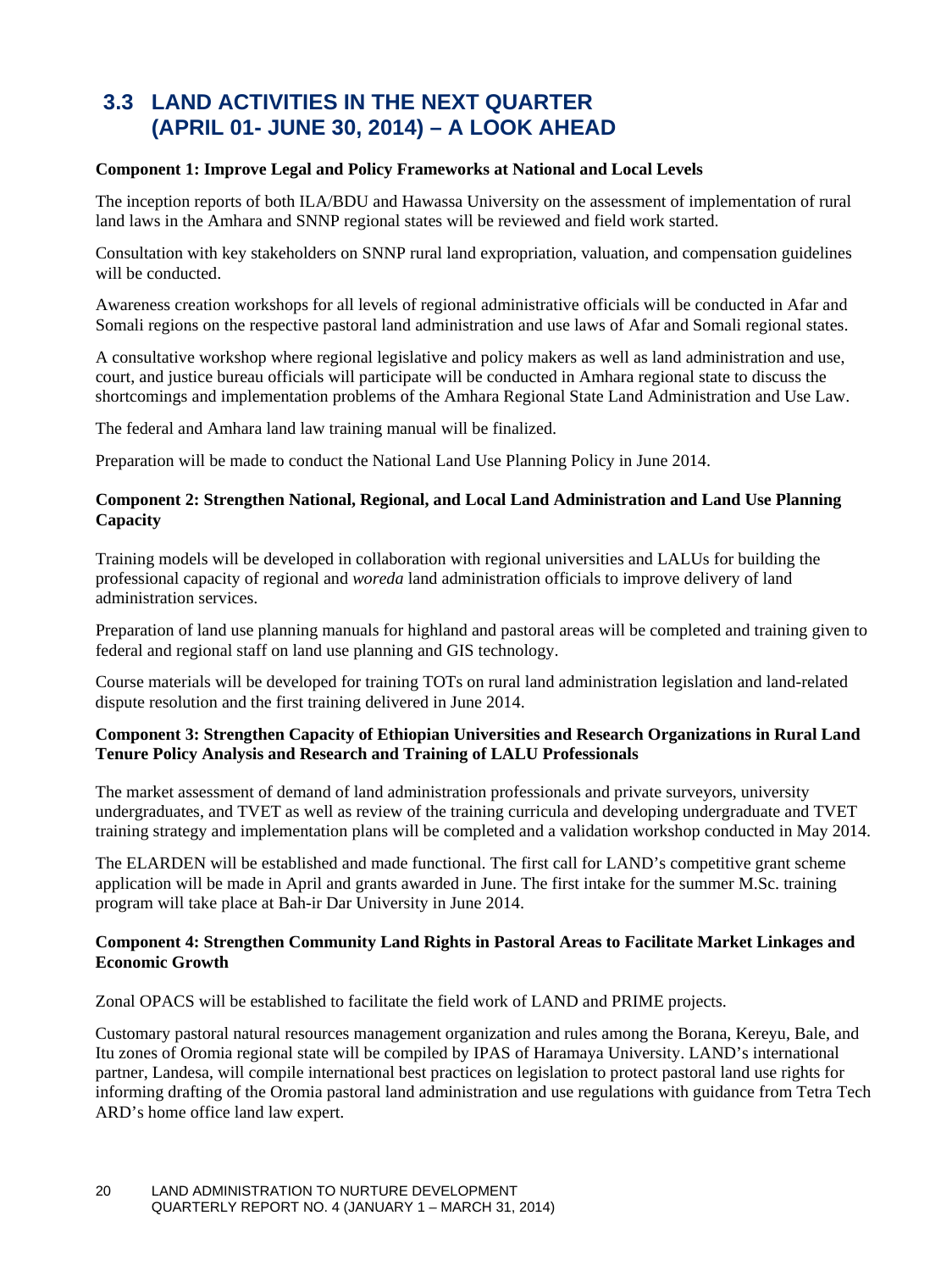## 3.3 LAND ACTIVITIES IN THE NEXT QUARTER (APRIL 01- JUNE 30, 2014) – A LOOK AHEAD

**Component 1: Improve Legal and Policy Frameworks at National and Local Levels**

The inception reports of both ILA/BDU and Hawassa University on the assessment of implementation of rural land laws in the Amhara and SNNP regional states will be reviewed and field work started.

Consultation with key stakeholders on SNNP rural land expropriation, valuation, and compensation guidelines will be conducted.

Awareness creation workshops for all levels of regional administrative officials will be conducted in Afar and Somali regions on the respective pastoral land administration and use laws of Afar and Somali regional states.

A consultative workshop where regional legislative and policy makers as well as land administration and use, court, and justice bureau officials will participate will be conducted in Amhara regional state to discuss the shortcomings and implementation problems of the Amhara Regional State Land Administration and Use Law.

The federal and Amhara land law training manual will be finalized.

Preparation will be made to conduct the National Land Use Planning Policy in June 2014.

**Component 2: Strengthen National, Regional, and Local Land Administration and Land Use Planning Capacity**

Training models will be developed in collaboration with regional universities and LALUs for building the professional capacity of regional and *woreda* land administration officials to improve delivery of land administration services.

Preparation of land use planning manuals for highland and pastoral areas will be completed and training given to federal and regional staff on land use planning and GIS technology.

Course materials will be developed for training TOTs on rural land administration legislation and land-related dispute resolution and the first training delivered in June 2014.

**Component 3: Strengthen Capacity of Ethiopian Universities and Research Organizations in Rural Land Tenure Policy Analysis and Research and Training of LALU Professionals**

The market assessment of demand of land administration professionals and private surveyors, university undergraduates, and TVET as well as review of the training curricula and developing undergraduate and TVET training strategy and implementation plans will be completed and a validation workshop conducted in May 2014.

The ELARDEN will be established and made functional. The first call for LAND's competitive grant scheme application will be made in April and grants awarded in June. The first intake for the summer M.Sc. training program will take place at Bah-ir Dar University in June 2014.

**Component 4: Strengthen Community Land Rights in Pastoral Areas to Facilitate Market Linkages and Economic Growth**

Zonal OPACS will be established to facilitate the field work of LAND and PRIME projects.

Customary pastoral natural resources management organization and rules among the Borana, Kereyu, Bale, and Itu zones of Oromia regional state will be compiled by IPAS of Haramaya University. LAND's international partner, Landesa, will compile international best practices on legislation to protect pastoral land use rights for informing drafting of the Oromia pastoral land administration and use regulations with guidance from Tetra Tech ARD's home office land law expert.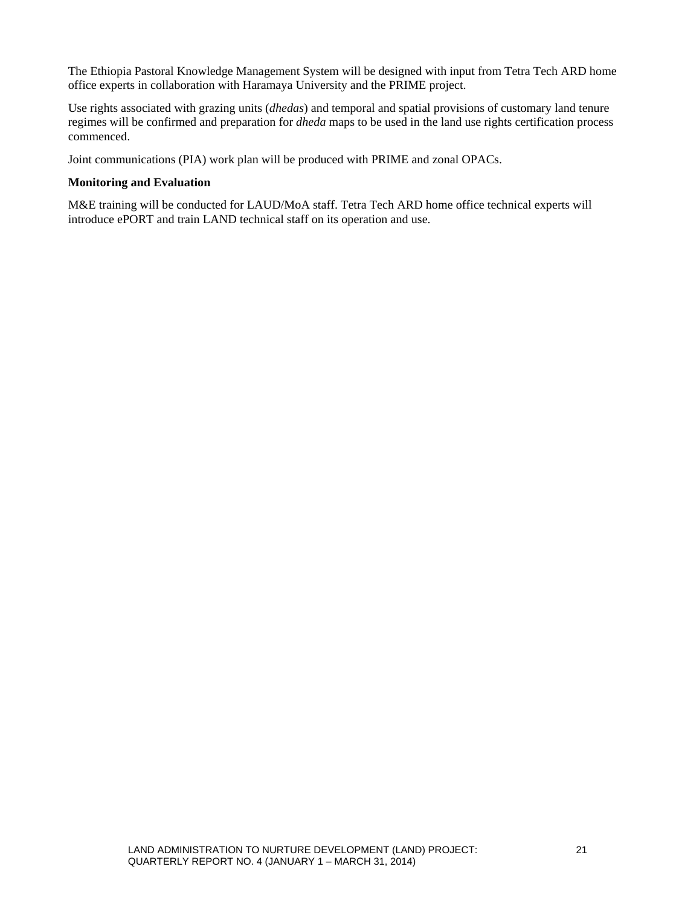The Ethiopia Pastoral Knowledge Management System will be designed with input from Tetra Tech ARD home office experts in collaboration with Haramaya University and the PRIME project.

Use rights associated with grazing units (*dhedas*) and temporal and spatial provisions of customary land tenure regimes will be confirmed and preparation for *dheda* maps to be used in the land use rights certification process commenced.

Joint communications (PIA) work plan will be produced with PRIME and zonal OPACs.

**Monitoring and Evaluation**

M&E training will be conducted for LAUD/MoA staff. Tetra Tech ARD home office technical experts will introduce ePORT and train LAND technical staff on its operation and use.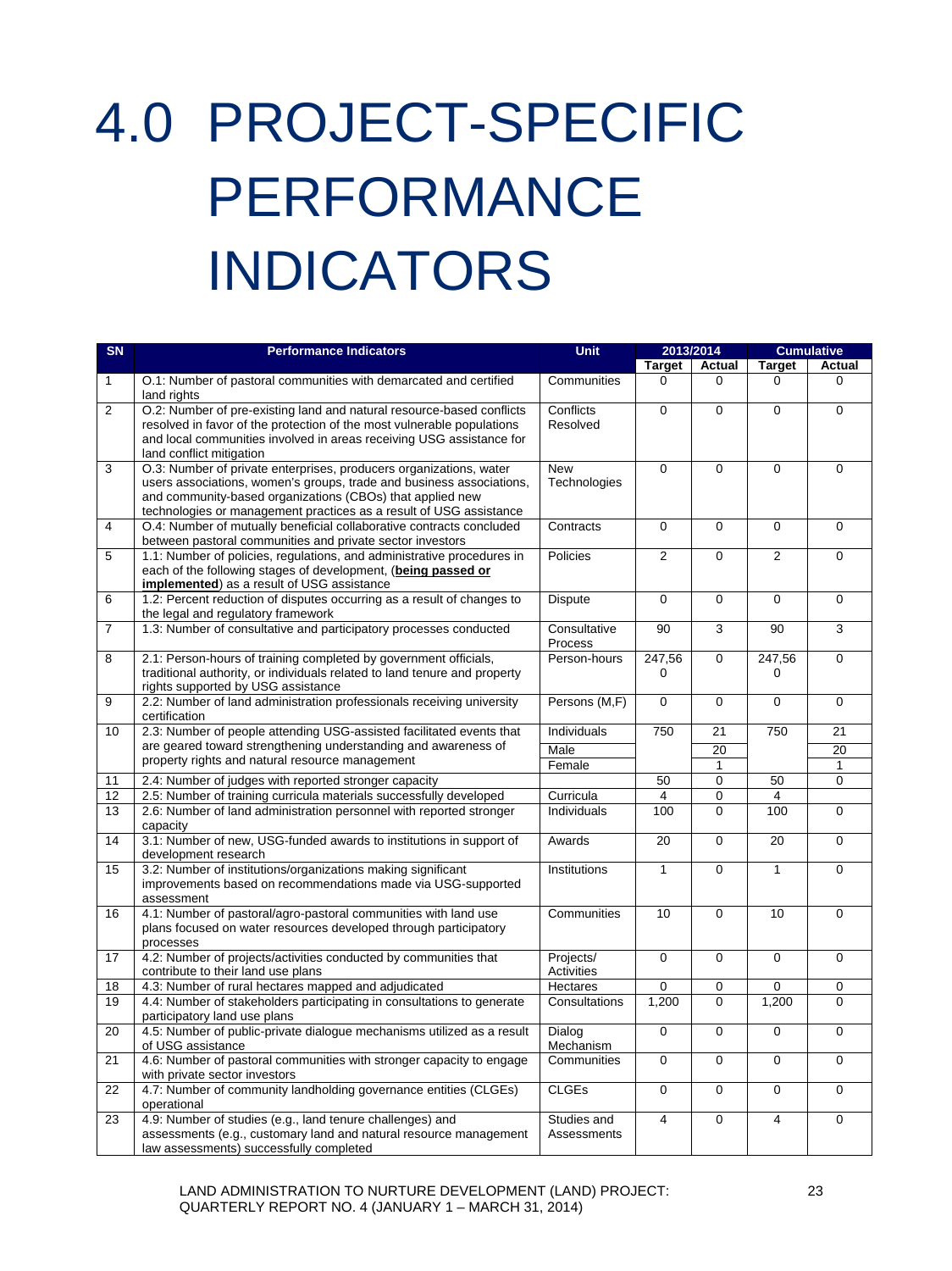# 4.0 PROJECT-SPECIFIC PERFORMANCE INDICATORS

| SN | Performance Indicators | Unit | 2013/2014 | | Cumulative | |
|---|---|---|---|---|---|---|
| | | | Target | Actual | Target | Actual |
| 1 | O.1: Number of pastoral communities with demarcated and certified land rights | Communities | 0 | 0 | 0 | 0 |
| 2 | O.2: Number of pre-existing land and natural resource-based conflicts resolved in favor of the protection of the most vulnerable populations and local communities involved in areas receiving USG assistance for land conflict mitigation | Conflicts Resolved | 0 | 0 | 0 | 0 |
| 3 | O.3: Number of private enterprises, producers organizations, water users associations, women's groups, trade and business associations, and community-based organizations (CBOs) that applied new technologies or management practices as a result of USG assistance | New Technologies | 0 | 0 | 0 | 0 |
| 4 | O.4: Number of mutually beneficial collaborative contracts concluded between pastoral communities and private sector investors | Contracts | 0 | 0 | 0 | 0 |
| 5 | 1.1: Number of policies, regulations, and administrative procedures in each of the following stages of development, (**being passed or implemented**) as a result of USG assistance | Policies | 2 | 0 | 2 | 0 |
| 6 | 1.2: Percent reduction of disputes occurring as a result of changes to the legal and regulatory framework | Dispute | 0 | 0 | 0 | 0 |
| 7 | 1.3: Number of consultative and participatory processes conducted | Consultative Process | 90 | 3 | 90 | 3 |
| 8 | 2.1: Person-hours of training completed by government officials, traditional authority, or individuals related to land tenure and property rights supported by USG assistance | Person-hours | 247,560 | 0 | 247,560 | 0 |
| 9 | 2.2: Number of land administration professionals receiving university certification | Persons (M,F) | 0 | 0 | 0 | 0 |
| 10 | 2.3: Number of people attending USG-assisted facilitated events that are geared toward strengthening understanding and awareness of property rights and natural resource management | Individuals | 750 | 21 | 750 | 21 |
| | | Male | | 20 | | 20 |
| | | Female | | 1 | | 1 |
| 11 | 2.4: Number of judges with reported stronger capacity | | 50 | 0 | 50 | 0 |
| 12 | 2.5: Number of training curricula materials successfully developed | Curricula | 4 | 0 | 4 | |
| 13 | 2.6: Number of land administration personnel with reported stronger capacity | Individuals | 100 | 0 | 100 | 0 |
| 14 | 3.1: Number of new, USG-funded awards to institutions in support of development research | Awards | 20 | 0 | 20 | 0 |
| 15 | 3.2: Number of institutions/organizations making significant improvements based on recommendations made via USG-supported assessment | Institutions | 1 | 0 | 1 | 0 |
| 16 | 4.1: Number of pastoral/agro-pastoral communities with land use plans focused on water resources developed through participatory processes | Communities | 10 | 0 | 10 | 0 |
| 17 | 4.2: Number of projects/activities conducted by communities that contribute to their land use plans | Projects/ Activities | 0 | 0 | 0 | 0 |
| 18 | 4.3: Number of rural hectares mapped and adjudicated | Hectares | 0 | 0 | 0 | 0 |
| 19 | 4.4: Number of stakeholders participating in consultations to generate participatory land use plans | Consultations | 1,200 | 0 | 1,200 | 0 |
| 20 | 4.5: Number of public-private dialogue mechanisms utilized as a result of USG assistance | Dialog Mechanism | 0 | 0 | 0 | 0 |
| 21 | 4.6: Number of pastoral communities with stronger capacity to engage with private sector investors | Communities | 0 | 0 | 0 | 0 |
| 22 | 4.7: Number of community landholding governance entities (CLGEs) operational | CLGEs | 0 | 0 | 0 | 0 |
| 23 | 4.9: Number of studies (e.g., land tenure challenges) and assessments (e.g., customary land and natural resource management law assessments) successfully completed | Studies and Assessments | 4 | 0 | 4 | 0 |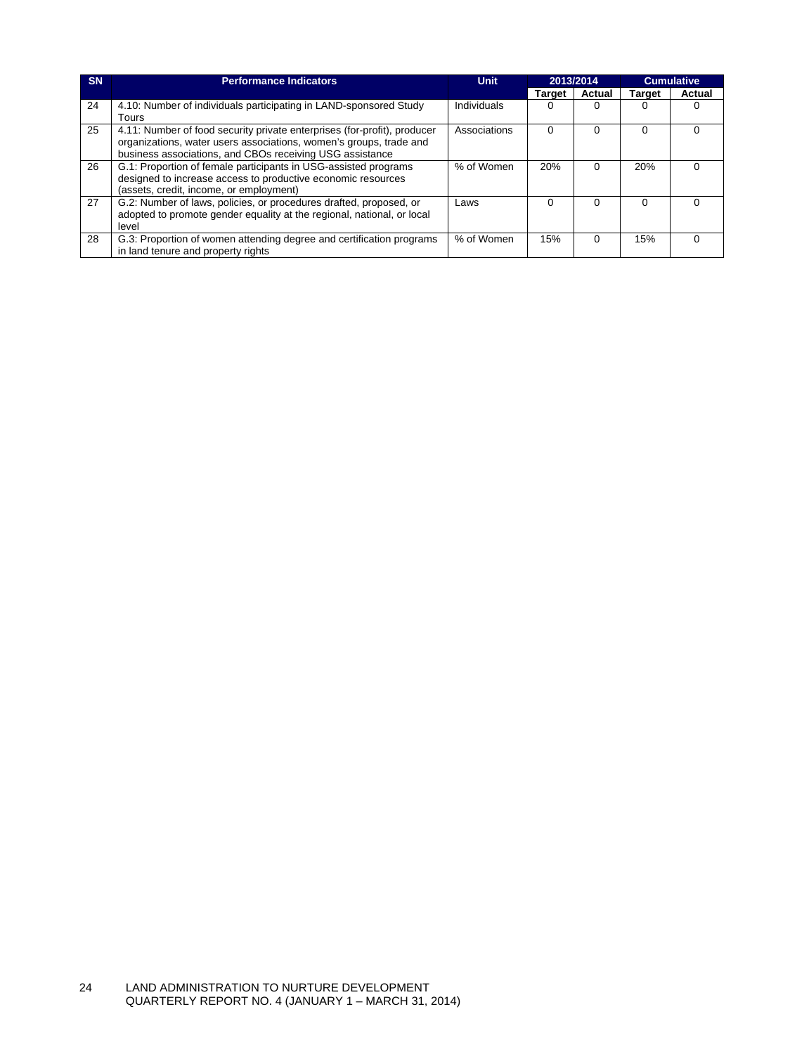| SN | Performance Indicators | Unit | 2013/2014 | | Cumulative | |
|---|---|---|---|---|---|---|
| | | | Target | Actual | Target | Actual |
| 24 | 4.10: Number of individuals participating in LAND-sponsored Study Tours | Individuals | 0 | 0 | 0 | 0 |
| 25 | 4.11: Number of food security private enterprises (for-profit), producer organizations, water users associations, women's groups, trade and business associations, and CBOs receiving USG assistance | Associations | 0 | 0 | 0 | 0 |
| 26 | G.1: Proportion of female participants in USG-assisted programs designed to increase access to productive economic resources (assets, credit, income, or employment) | % of Women | 20% | 0 | 20% | 0 |
| 27 | G.2: Number of laws, policies, or procedures drafted, proposed, or adopted to promote gender equality at the regional, national, or local level | Laws | 0 | 0 | 0 | 0 |
| 28 | G.3: Proportion of women attending degree and certification programs in land tenure and property rights | % of Women | 15% | 0 | 15% | 0 |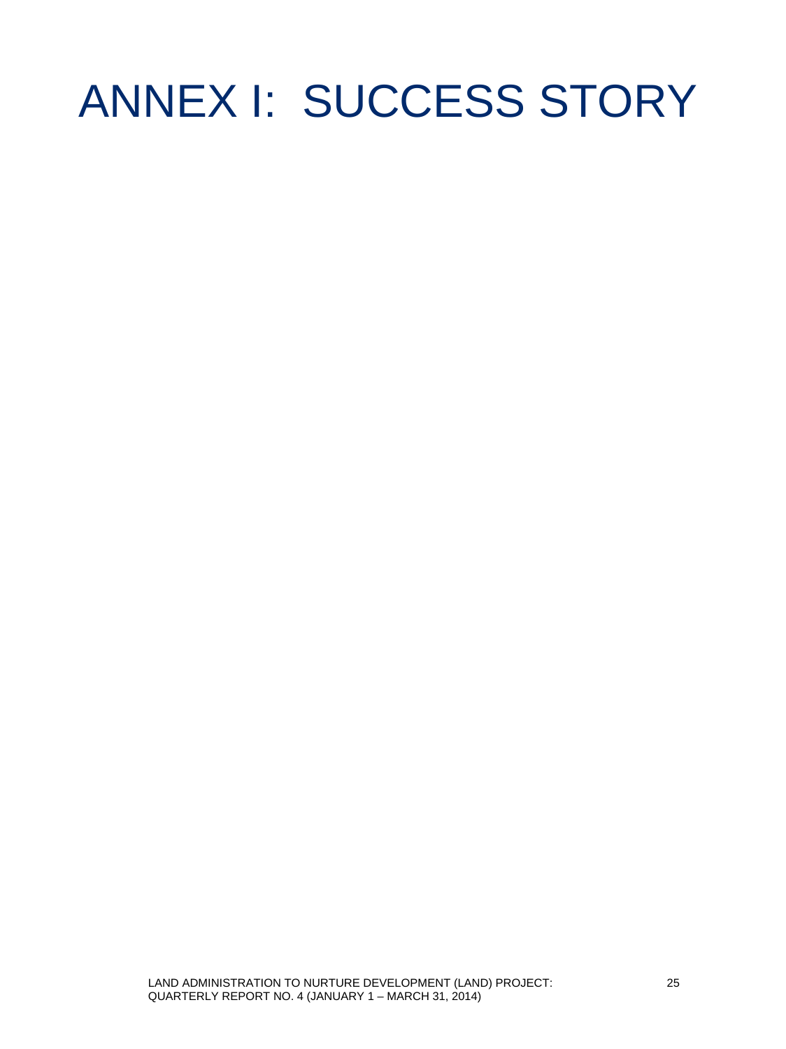# ANNEX I: SUCCESS STORY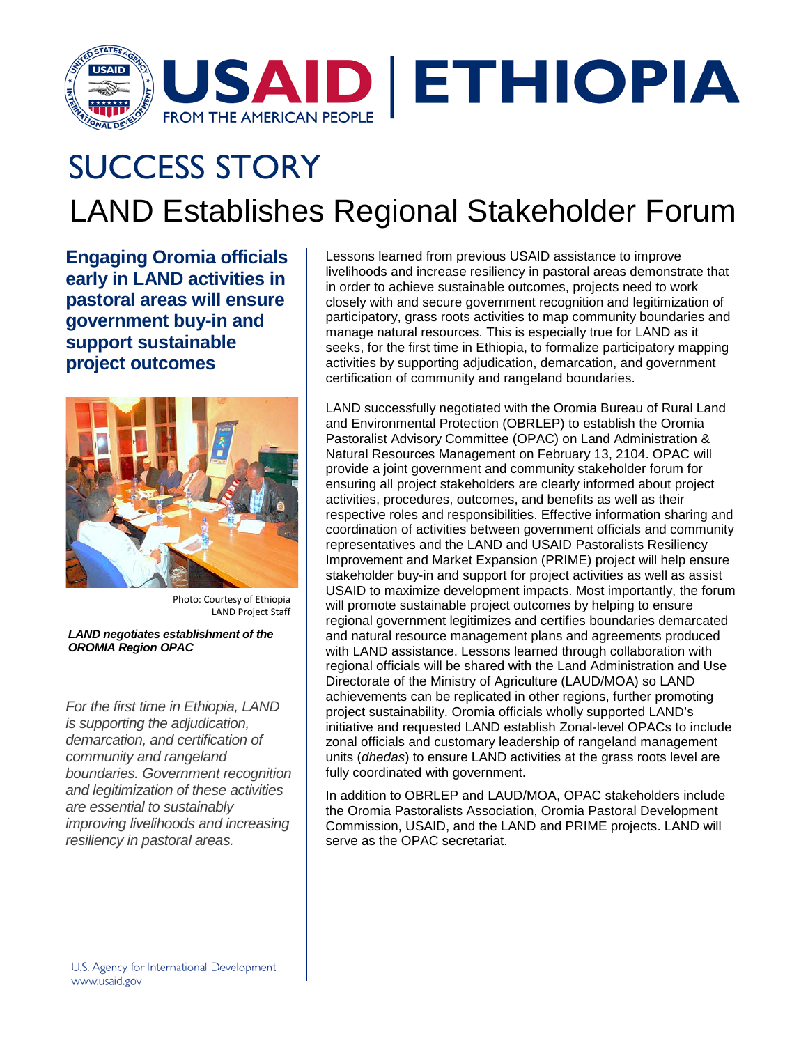# SUCCESS STORY

## LAND Establishes Regional Stakeholder Forum

**Engaging Oromia officials early in LAND activities in pastoral areas will ensure government buy-in and support sustainable project outcomes**

Photo: Courtesy of Ethiopia LAND Project Staff

***LAND negotiates establishment of the OROMIA Region OPAC***

*For the first time in Ethiopia, LAND is supporting the adjudication, demarcation, and certification of community and rangeland boundaries. Government recognition and legitimization of these activities are essential to sustainably improving livelihoods and increasing resiliency in pastoral areas.*

Lessons learned from previous USAID assistance to improve livelihoods and increase resiliency in pastoral areas demonstrate that in order to achieve sustainable outcomes, projects need to work closely with and secure government recognition and legitimization of participatory, grass roots activities to map community boundaries and manage natural resources. This is especially true for LAND as it seeks, for the first time in Ethiopia, to formalize participatory mapping activities by supporting adjudication, demarcation, and government certification of community and rangeland boundaries.

LAND successfully negotiated with the Oromia Bureau of Rural Land and Environmental Protection (OBRLEP) to establish the Oromia Pastoralist Advisory Committee (OPAC) on Land Administration & Natural Resources Management on February 13, 2104. OPAC will provide a joint government and community stakeholder forum for ensuring all project stakeholders are clearly informed about project activities, procedures, outcomes, and benefits as well as their respective roles and responsibilities. Effective information sharing and coordination of activities between government officials and community representatives and the LAND and USAID Pastoralists Resiliency Improvement and Market Expansion (PRIME) project will help ensure stakeholder buy-in and support for project activities as well as assist USAID to maximize development impacts. Most importantly, the forum will promote sustainable project outcomes by helping to ensure regional government legitimizes and certifies boundaries demarcated and natural resource management plans and agreements produced with LAND assistance. Lessons learned through collaboration with regional officials will be shared with the Land Administration and Use Directorate of the Ministry of Agriculture (LAUD/MOA) so LAND achievements can be replicated in other regions, further promoting project sustainability. Oromia officials wholly supported LAND's initiative and requested LAND establish Zonal-level OPACs to include zonal officials and customary leadership of rangeland management units (*dhedas*) to ensure LAND activities at the grass roots level are fully coordinated with government.

In addition to OBRLEP and LAUD/MOA, OPAC stakeholders include the Oromia Pastoralists Association, Oromia Pastoral Development Commission, USAID, and the LAND and PRIME projects. LAND will serve as the OPAC secretariat.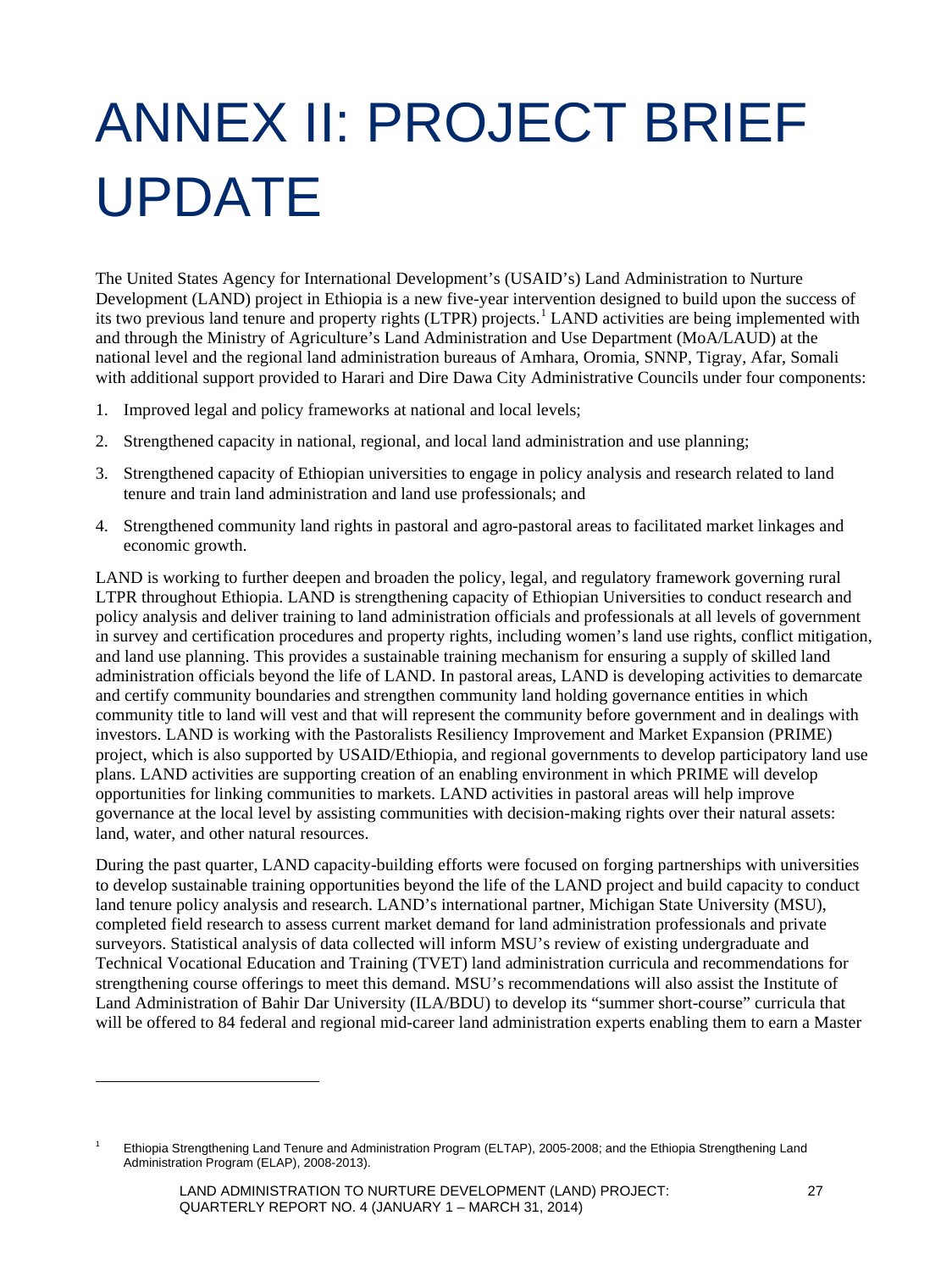# ANNEX II: PROJECT BRIEF UPDATE

The United States Agency for International Development's (USAID's) Land Administration to Nurture Development (LAND) project in Ethiopia is a new five-year intervention designed to build upon the success of its two previous land tenure and property rights (LTPR) projects.[1] LAND activities are being implemented with and through the Ministry of Agriculture's Land Administration and Use Department (MoA/LAUD) at the national level and the regional land administration bureaus of Amhara, Oromia, SNNP, Tigray, Afar, Somali with additional support provided to Harari and Dire Dawa City Administrative Councils under four components:

1. Improved legal and policy frameworks at national and local levels;
2. Strengthened capacity in national, regional, and local land administration and use planning;
3. Strengthened capacity of Ethiopian universities to engage in policy analysis and research related to land tenure and train land administration and land use professionals; and
4. Strengthened community land rights in pastoral and agro-pastoral areas to facilitated market linkages and economic growth.

LAND is working to further deepen and broaden the policy, legal, and regulatory framework governing rural LTPR throughout Ethiopia. LAND is strengthening capacity of Ethiopian Universities to conduct research and policy analysis and deliver training to land administration officials and professionals at all levels of government in survey and certification procedures and property rights, including women's land use rights, conflict mitigation, and land use planning. This provides a sustainable training mechanism for ensuring a supply of skilled land administration officials beyond the life of LAND. In pastoral areas, LAND is developing activities to demarcate and certify community boundaries and strengthen community land holding governance entities in which community title to land will vest and that will represent the community before government and in dealings with investors. LAND is working with the Pastoralists Resiliency Improvement and Market Expansion (PRIME) project, which is also supported by USAID/Ethiopia, and regional governments to develop participatory land use plans. LAND activities are supporting creation of an enabling environment in which PRIME will develop opportunities for linking communities to markets. LAND activities in pastoral areas will help improve governance at the local level by assisting communities with decision-making rights over their natural assets: land, water, and other natural resources.

During the past quarter, LAND capacity-building efforts were focused on forging partnerships with universities to develop sustainable training opportunities beyond the life of the LAND project and build capacity to conduct land tenure policy analysis and research. LAND's international partner, Michigan State University (MSU), completed field research to assess current market demand for land administration professionals and private surveyors. Statistical analysis of data collected will inform MSU's review of existing undergraduate and Technical Vocational Education and Training (TVET) land administration curricula and recommendations for strengthening course offerings to meet this demand. MSU's recommendations will also assist the Institute of Land Administration of Bahir Dar University (ILA/BDU) to develop its "summer short-course" curricula that will be offered to 84 federal and regional mid-career land administration experts enabling them to earn a Master

[1] Ethiopia Strengthening Land Tenure and Administration Program (ELTAP), 2005-2008; and the Ethiopia Strengthening Land Administration Program (ELAP), 2008-2013).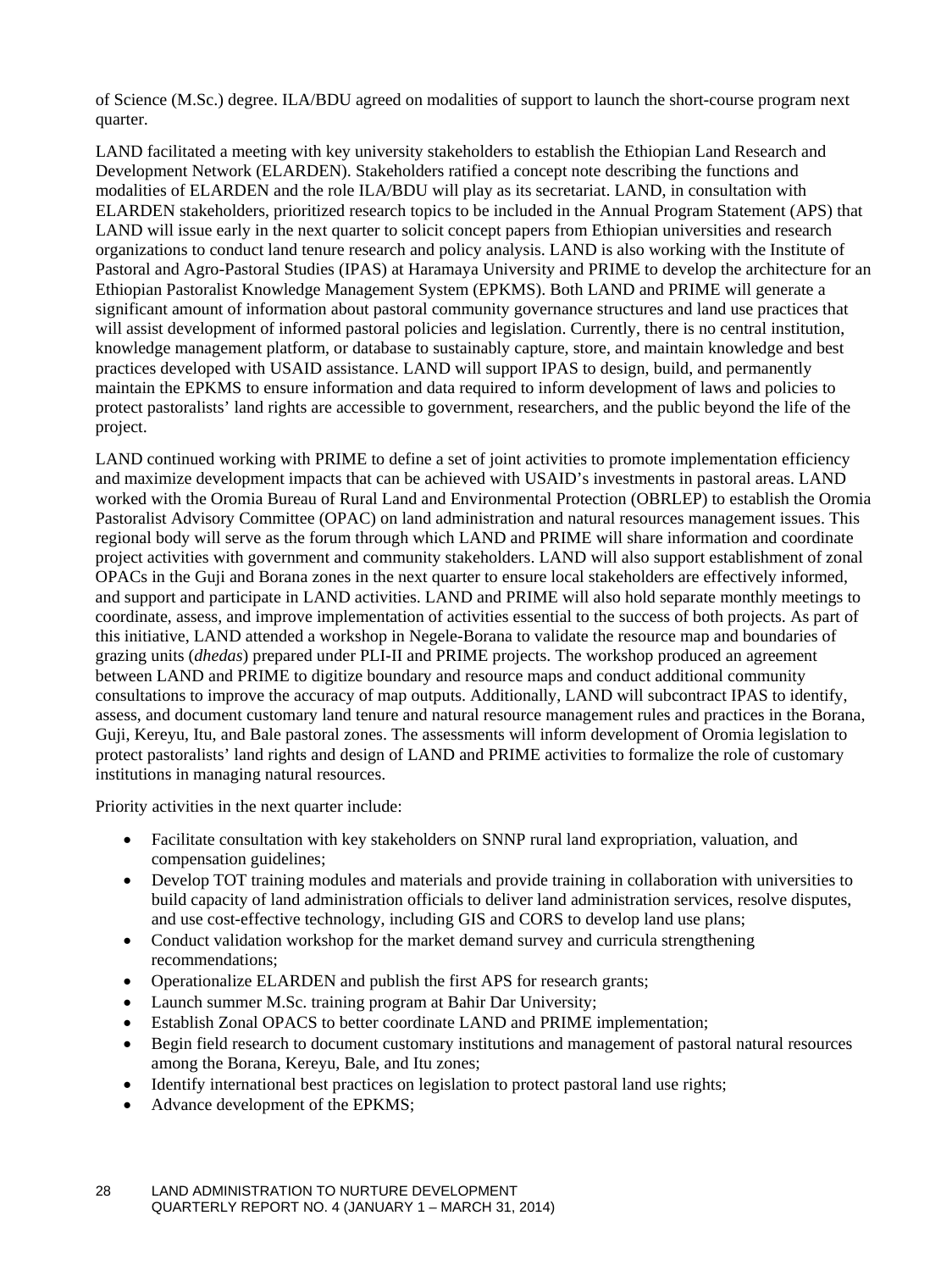of Science (M.Sc.) degree. ILA/BDU agreed on modalities of support to launch the short-course program next quarter.

LAND facilitated a meeting with key university stakeholders to establish the Ethiopian Land Research and Development Network (ELARDEN). Stakeholders ratified a concept note describing the functions and modalities of ELARDEN and the role ILA/BDU will play as its secretariat. LAND, in consultation with ELARDEN stakeholders, prioritized research topics to be included in the Annual Program Statement (APS) that LAND will issue early in the next quarter to solicit concept papers from Ethiopian universities and research organizations to conduct land tenure research and policy analysis. LAND is also working with the Institute of Pastoral and Agro-Pastoral Studies (IPAS) at Haramaya University and PRIME to develop the architecture for an Ethiopian Pastoralist Knowledge Management System (EPKMS). Both LAND and PRIME will generate a significant amount of information about pastoral community governance structures and land use practices that will assist development of informed pastoral policies and legislation. Currently, there is no central institution, knowledge management platform, or database to sustainably capture, store, and maintain knowledge and best practices developed with USAID assistance. LAND will support IPAS to design, build, and permanently maintain the EPKMS to ensure information and data required to inform development of laws and policies to protect pastoralists' land rights are accessible to government, researchers, and the public beyond the life of the project.

LAND continued working with PRIME to define a set of joint activities to promote implementation efficiency and maximize development impacts that can be achieved with USAID's investments in pastoral areas. LAND worked with the Oromia Bureau of Rural Land and Environmental Protection (OBRLEP) to establish the Oromia Pastoralist Advisory Committee (OPAC) on land administration and natural resources management issues. This regional body will serve as the forum through which LAND and PRIME will share information and coordinate project activities with government and community stakeholders. LAND will also support establishment of zonal OPACs in the Guji and Borana zones in the next quarter to ensure local stakeholders are effectively informed, and support and participate in LAND activities. LAND and PRIME will also hold separate monthly meetings to coordinate, assess, and improve implementation of activities essential to the success of both projects. As part of this initiative, LAND attended a workshop in Negele-Borana to validate the resource map and boundaries of grazing units (*dhedas*) prepared under PLI-II and PRIME projects. The workshop produced an agreement between LAND and PRIME to digitize boundary and resource maps and conduct additional community consultations to improve the accuracy of map outputs. Additionally, LAND will subcontract IPAS to identify, assess, and document customary land tenure and natural resource management rules and practices in the Borana, Guji, Kereyu, Itu, and Bale pastoral zones. The assessments will inform development of Oromia legislation to protect pastoralists' land rights and design of LAND and PRIME activities to formalize the role of customary institutions in managing natural resources.

Priority activities in the next quarter include:

- Facilitate consultation with key stakeholders on SNNP rural land expropriation, valuation, and compensation guidelines;
- Develop TOT training modules and materials and provide training in collaboration with universities to build capacity of land administration officials to deliver land administration services, resolve disputes, and use cost-effective technology, including GIS and CORS to develop land use plans;
- Conduct validation workshop for the market demand survey and curricula strengthening recommendations;
- Operationalize ELARDEN and publish the first APS for research grants;
- Launch summer M.Sc. training program at Bahir Dar University;
- Establish Zonal OPACS to better coordinate LAND and PRIME implementation;
- Begin field research to document customary institutions and management of pastoral natural resources among the Borana, Kereyu, Bale, and Itu zones;
- Identify international best practices on legislation to protect pastoral land use rights;
- Advance development of the EPKMS;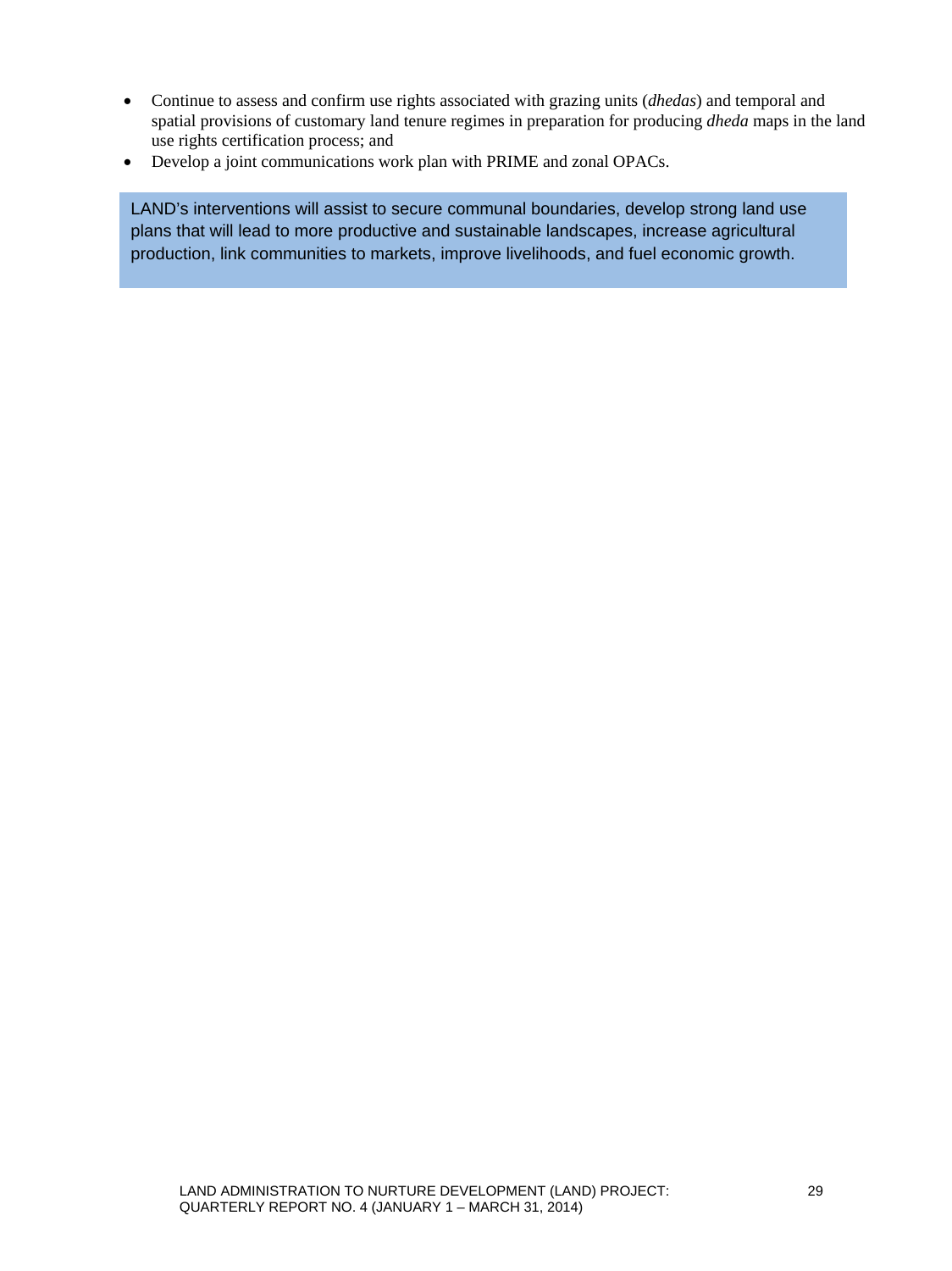- Continue to assess and confirm use rights associated with grazing units (*dhedas*) and temporal and spatial provisions of customary land tenure regimes in preparation for producing *dheda* maps in the land use rights certification process; and
- Develop a joint communications work plan with PRIME and zonal OPACs.

> LAND's interventions will assist to secure communal boundaries, develop strong land use plans that will lead to more productive and sustainable landscapes, increase agricultural production, link communities to markets, improve livelihoods, and fuel economic growth.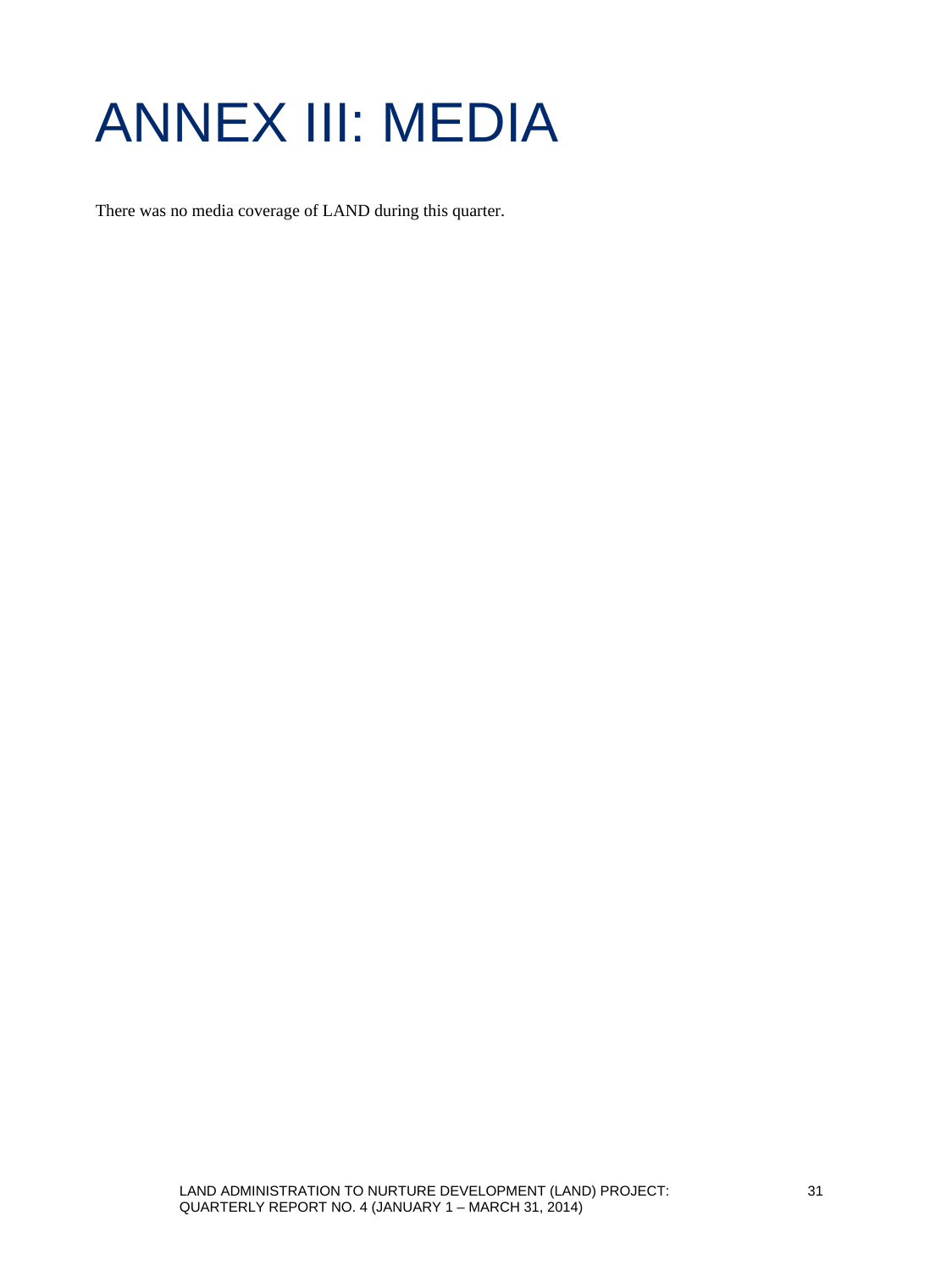# ANNEX III: MEDIA

There was no media coverage of LAND during this quarter.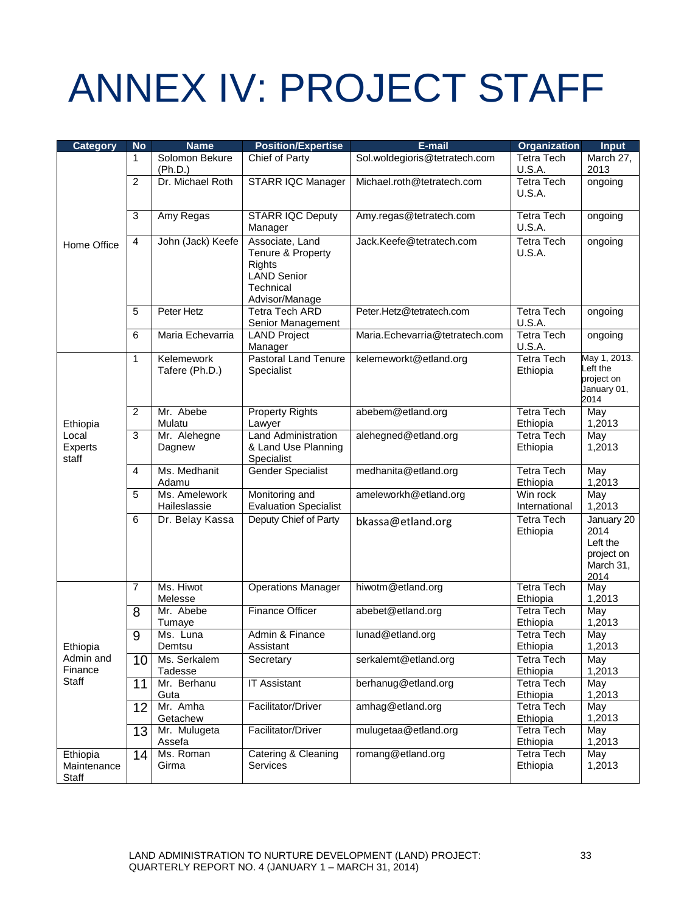# ANNEX IV: PROJECT STAFF

| Category | No | Name | Position/Expertise | E-mail | Organization | Input |
|---|---|---|---|---|---|---|
| Home Office | 1 | Solomon Bekure (Ph.D.) | Chief of Party | Sol.woldegioris@tetratech.com | Tetra Tech U.S.A. | March 27, 2013 |
| | 2 | Dr. Michael Roth | STARR IQC Manager | Michael.roth@tetratech.com | Tetra Tech U.S.A. | ongoing |
| | 3 | Amy Regas | STARR IQC Deputy Manager | Amy.regas@tetratech.com | Tetra Tech U.S.A. | ongoing |
| | 4 | John (Jack) Keefe | Associate, Land Tenure & Property Rights LAND Senior Technical Advisor/Manage | Jack.Keefe@tetratech.com | Tetra Tech U.S.A. | ongoing |
| | 5 | Peter Hetz | Tetra Tech ARD Senior Management | Peter.Hetz@tetratech.com | Tetra Tech U.S.A. | ongoing |
| | 6 | Maria Echevarria | LAND Project Manager | Maria.Echevarria@tetratech.com | Tetra Tech U.S.A. | ongoing |
| Ethiopia Local Experts staff | 1 | Kelemework Tafere (Ph.D.) | Pastoral Land Tenure Specialist | kelemeworkt@etland.org | Tetra Tech Ethiopia | May 1, 2013. Left the project on January 01, 2014 |
| | 2 | Mr. Abebe Mulatu | Property Rights Lawyer | abebem@etland.org | Tetra Tech Ethiopia | May 1,2013 |
| | 3 | Mr. Alehegne Dagnew | Land Administration & Land Use Planning Specialist | alehegned@etland.org | Tetra Tech Ethiopia | May 1,2013 |
| | 4 | Ms. Medhanit Adamu | Gender Specialist | medhanita@etland.org | Tetra Tech Ethiopia | May 1,2013 |
| | 5 | Ms. Amelework Haileslassie | Monitoring and Evaluation Specialist | ameleworkh@etland.org | Win rock International | May 1,2013 |
| | 6 | Dr. Belay Kassa | Deputy Chief of Party | bkassa@etland.org | Tetra Tech Ethiopia | January 20 2014 Left the project on March 31, 2014 |
| Ethiopia Admin and Finance Staff | 7 | Ms. Hiwot Melesse | Operations Manager | hiwotm@etland.org | Tetra Tech Ethiopia | May 1,2013 |
| | 8 | Mr. Abebe Tumaye | Finance Officer | abebet@etland.org | Tetra Tech Ethiopia | May 1,2013 |
| | 9 | Ms. Luna Demtsu | Admin & Finance Assistant | lunad@etland.org | Tetra Tech Ethiopia | May 1,2013 |
| | 10 | Ms. Serkalem Tadesse | Secretary | serkalemt@etland.org | Tetra Tech Ethiopia | May 1,2013 |
| | 11 | Mr. Berhanu Guta | IT Assistant | berhanug@etland.org | Tetra Tech Ethiopia | May 1,2013 |
| | 12 | Mr. Amha Getachew | Facilitator/Driver | amhag@etland.org | Tetra Tech Ethiopia | May 1,2013 |
| | 13 | Mr. Mulugeta Assefa | Facilitator/Driver | mulugetaa@etland.org | Tetra Tech Ethiopia | May 1,2013 |
| Ethiopia Maintenance Staff | 14 | Ms. Roman Girma | Catering & Cleaning Services | romang@etland.org | Tetra Tech Ethiopia | May 1,2013 |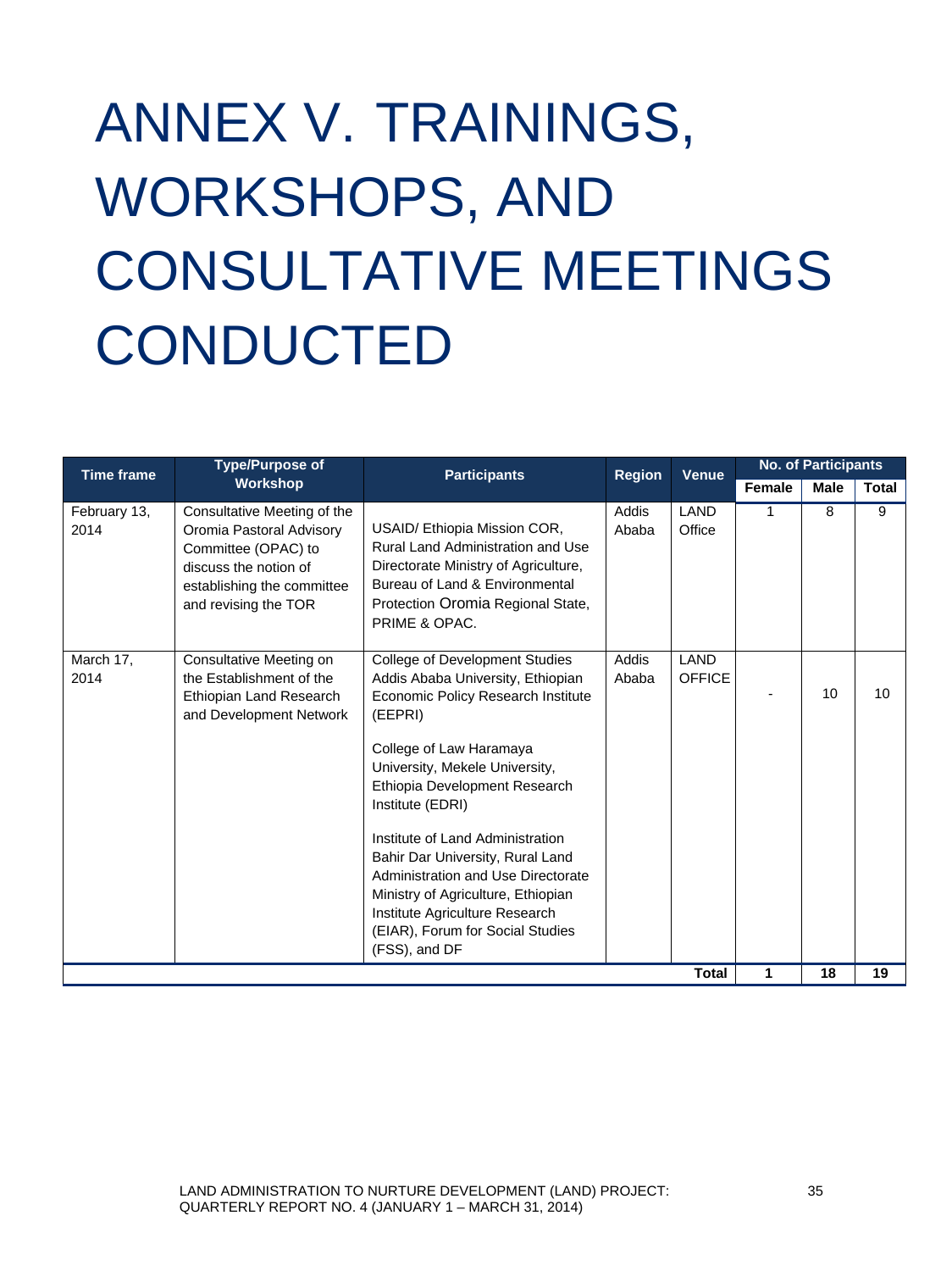# ANNEX V. TRAININGS, WORKSHOPS, AND CONSULTATIVE MEETINGS CONDUCTED

| Time frame | Type/Purpose of Workshop | Participants | Region | Venue | No. of Participants | | |
|---|---|---|---|---|---|---|---|
| | | | | | Female | Male | Total |
| February 13, 2014 | Consultative Meeting of the Oromia Pastoral Advisory Committee (OPAC) to discuss the notion of establishing the committee and revising the TOR | USAID/ Ethiopia Mission COR, Rural Land Administration and Use Directorate Ministry of Agriculture, Bureau of Land & Environmental Protection Oromia Regional State, PRIME & OPAC. | Addis Ababa | LAND Office | 1 | 8 | 9 |
| March 17, 2014 | Consultative Meeting on the Establishment of the Ethiopian Land Research and Development Network | College of Development Studies Addis Ababa University, Ethiopian Economic Policy Research Institute (EEPRI)<br><br>College of Law Haramaya University, Mekele University, Ethiopia Development Research Institute (EDRI)<br><br>Institute of Land Administration Bahir Dar University, Rural Land Administration and Use Directorate Ministry of Agriculture, Ethiopian Institute Agriculture Research (EIAR), Forum for Social Studies (FSS), and DF | Addis Ababa | LAND OFFICE | - | 10 | 10 |
| | | | | **Total** | **1** | **18** | **19** |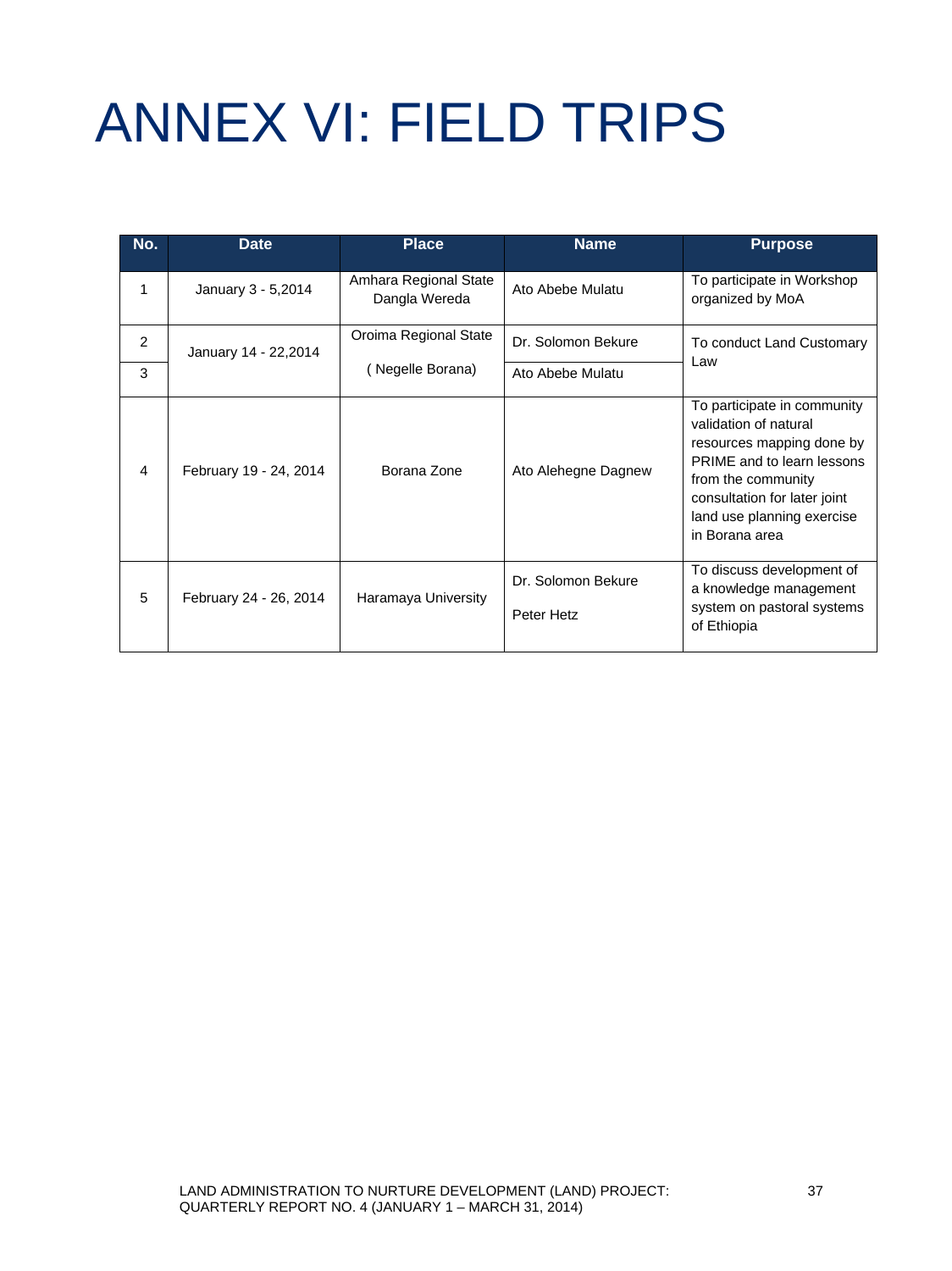# ANNEX VI: FIELD TRIPS

| No. | Date | Place | Name | Purpose |
|---|---|---|---|---|
| 1 | January 3 - 5,2014 | Amhara Regional State Dangla Wereda | Ato Abebe Mulatu | To participate in Workshop organized by MoA |
| 2 | January 14 - 22,2014 | Oroima Regional State ( Negelle Borana) | Dr. Solomon Bekure | To conduct Land Customary Law |
| 3 | | | Ato Abebe Mulatu | |
| 4 | February 19 - 24, 2014 | Borana Zone | Ato Alehegne Dagnew | To participate in community validation of natural resources mapping done by PRIME and to learn lessons from the community consultation for later joint land use planning exercise in Borana area |
| 5 | February 24 - 26, 2014 | Haramaya University | Dr. Solomon Bekure<br>Peter Hetz | To discuss development of a knowledge management system on pastoral systems of Ethiopia |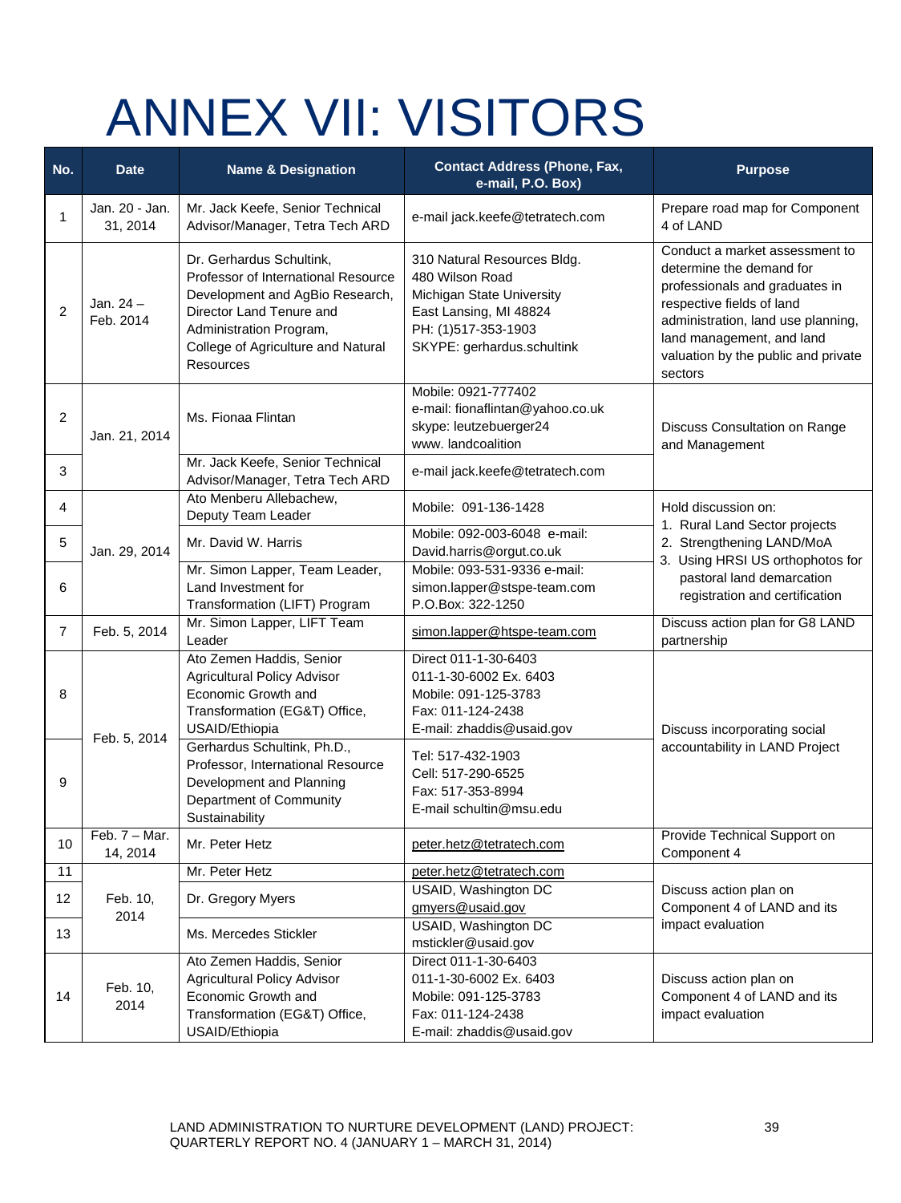# ANNEX VII: VISITORS

| No. | Date | Name & Designation | Contact Address (Phone, Fax, e-mail, P.O. Box) | Purpose |
|---|---|---|---|---|
| 1 | Jan. 20 - Jan. 31, 2014 | Mr. Jack Keefe, Senior Technical Advisor/Manager, Tetra Tech ARD | e-mail jack.keefe@tetratech.com | Prepare road map for Component 4 of LAND |
| 2 | Jan. 24 – Feb. 2014 | Dr. Gerhardus Schultink, Professor of International Resource Development and AgBio Research, Director Land Tenure and Administration Program, College of Agriculture and Natural Resources | 310 Natural Resources Bldg. 480 Wilson Road Michigan State University East Lansing, MI 48824 PH: (1)517-353-1903 SKYPE: gerhardus.schultink | Conduct a market assessment to determine the demand for professionals and graduates in respective fields of land administration, land use planning, land management, and land valuation by the public and private sectors |
| 2 | Jan. 21, 2014 | Ms. Fionaa Flintan | Mobile: 0921-777402 e-mail: fionaflintan@yahoo.co.uk skype: leutzebuerger24 www. landcoalition | Discuss Consultation on Range and Management |
| 3 | | Mr. Jack Keefe, Senior Technical Advisor/Manager, Tetra Tech ARD | e-mail jack.keefe@tetratech.com | |
| 4 | Jan. 29, 2014 | Ato Menberu Allebachew, Deputy Team Leader | Mobile: 091-136-1428 | Hold discussion on: 1. Rural Land Sector projects 2. Strengthening LAND/MoA 3. Using HRSI US orthophotos for pastoral land demarcation registration and certification |
| 5 | | Mr. David W. Harris | Mobile: 092-003-6048 e-mail: David.harris@orgut.co.uk | |
| 6 | | Mr. Simon Lapper, Team Leader, Land Investment for Transformation (LIFT) Program | Mobile: 093-531-9336 e-mail: simon.lapper@stspe-team.com P.O.Box: 322-1250 | |
| 7 | Feb. 5, 2014 | Mr. Simon Lapper, LIFT Team Leader | simon.lapper@htspe-team.com | Discuss action plan for G8 LAND partnership |
| 8 | Feb. 5, 2014 | Ato Zemen Haddis, Senior Agricultural Policy Advisor Economic Growth and Transformation (EG&T) Office, USAID/Ethiopia | Direct 011-1-30-6403 011-1-30-6002 Ex. 6403 Mobile: 091-125-3783 Fax: 011-124-2438 E-mail: zhaddis@usaid.gov | Discuss incorporating social accountability in LAND Project |
| 9 | | Gerhardus Schultink, Ph.D., Professor, International Resource Development and Planning Department of Community Sustainability | Tel: 517-432-1903 Cell: 517-290-6525 Fax: 517-353-8994 E-mail schultin@msu.edu | |
| 10 | Feb. 7 – Mar. 14, 2014 | Mr. Peter Hetz | peter.hetz@tetratech.com | Provide Technical Support on Component 4 |
| 11 | Feb. 10, 2014 | Mr. Peter Hetz | peter.hetz@tetratech.com | Discuss action plan on Component 4 of LAND and its impact evaluation |
| 12 | | Dr. Gregory Myers | USAID, Washington DC gmyers@usaid.gov | |
| 13 | | Ms. Mercedes Stickler | USAID, Washington DC mstickler@usaid.gov | |
| 14 | Feb. 10, 2014 | Ato Zemen Haddis, Senior Agricultural Policy Advisor Economic Growth and Transformation (EG&T) Office, USAID/Ethiopia | Direct 011-1-30-6403 011-1-30-6002 Ex. 6403 Mobile: 091-125-3783 Fax: 011-124-2438 E-mail: zhaddis@usaid.gov | Discuss action plan on Component 4 of LAND and its impact evaluation |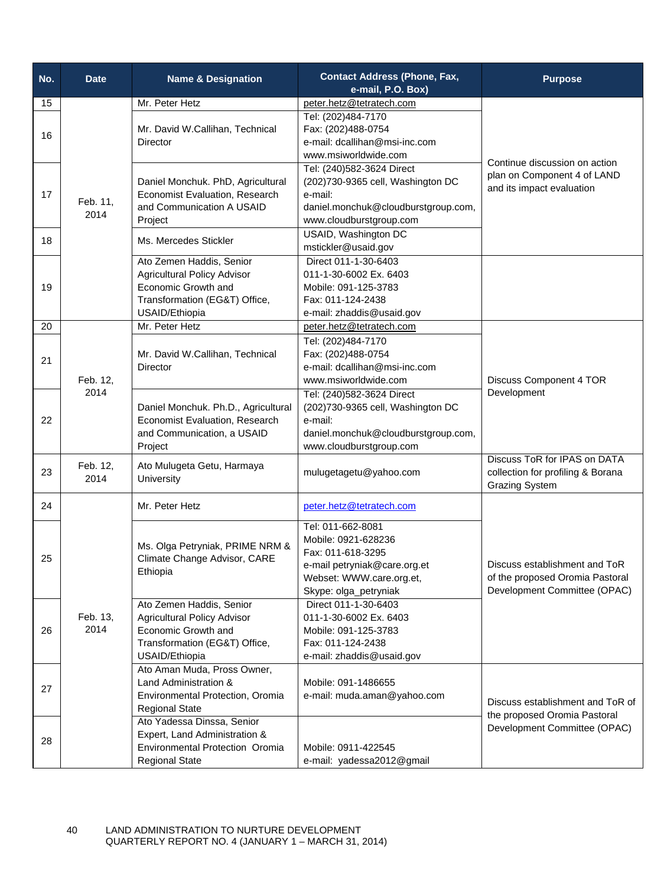| No. | Date | Name & Designation | Contact Address (Phone, Fax, e-mail, P.O. Box) | Purpose |
|---|---|---|---|---|
| 15 | Feb. 11, 2014 | Mr. Peter Hetz | peter.hetz@tetratech.com | Continue discussion on action plan on Component 4 of LAND and its impact evaluation |
| 16 | | Mr. David W.Callihan, Technical Director | Tel: (202)484-7170<br>Fax: (202)488-0754<br>e-mail: dcallihan@msi-inc.com<br>www.msiworldwide.com | |
| 17 | | Daniel Monchuk. PhD, Agricultural Economist Evaluation, Research and Communication A USAID Project | Tel: (240)582-3624 Direct<br>(202)730-9365 cell, Washington DC<br>e-mail:<br>daniel.monchuk@cloudburstgroup.com,<br>www.cloudburstgroup.com | |
| 18 | | Ms. Mercedes Stickler | USAID, Washington DC<br>mstickler@usaid.gov | |
| 19 | | Ato Zemen Haddis, Senior Agricultural Policy Advisor Economic Growth and Transformation (EG&T) Office, USAID/Ethiopia | Direct 011-1-30-6403<br>011-1-30-6002 Ex. 6403<br>Mobile: 091-125-3783<br>Fax: 011-124-2438<br>e-mail: zhaddis@usaid.gov | |
| 20 | Feb. 12, 2014 | Mr. Peter Hetz | peter.hetz@tetratech.com | Discuss Component 4 TOR Development |
| 21 | | Mr. David W.Callihan, Technical Director | Tel: (202)484-7170<br>Fax: (202)488-0754<br>e-mail: dcallihan@msi-inc.com<br>www.msiworldwide.com | |
| 22 | | Daniel Monchuk. Ph.D., Agricultural Economist Evaluation, Research and Communication, a USAID Project | Tel: (240)582-3624 Direct<br>(202)730-9365 cell, Washington DC<br>e-mail:<br>daniel.monchuk@cloudburstgroup.com,<br>www.cloudburstgroup.com | |
| 23 | Feb. 12, 2014 | Ato Mulugeta Getu, Harmaya University | mulugetagetu@yahoo.com | Discuss ToR for IPAS on DATA collection for profiling & Borana Grazing System |
| 24 | Feb. 13, 2014 | Mr. Peter Hetz | peter.hetz@tetratech.com | Discuss establishment and ToR of the proposed Oromia Pastoral Development Committee (OPAC) |
| 25 | | Ms. Olga Petryniak, PRIME NRM & Climate Change Advisor, CARE Ethiopia | Tel: 011-662-8081<br>Mobile: 0921-628236<br>Fax: 011-618-3295<br>e-mail petryniak@care.org.et<br>Webset: WWW.care.org.et,<br>Skype: olga_petryniak | |
| 26 | | Ato Zemen Haddis, Senior Agricultural Policy Advisor Economic Growth and Transformation (EG&T) Office, USAID/Ethiopia | Direct 011-1-30-6403<br>011-1-30-6002 Ex. 6403<br>Mobile: 091-125-3783<br>Fax: 011-124-2438<br>e-mail: zhaddis@usaid.gov | |
| 27 | | Ato Aman Muda, Pross Owner, Land Administration & Environmental Protection, Oromia Regional State | Mobile: 091-1486655<br>e-mail: muda.aman@yahoo.com | Discuss establishment and ToR of the proposed Oromia Pastoral Development Committee (OPAC) |
| 28 | | Ato Yadessa Dinssa, Senior Expert, Land Administration & Environmental Protection Oromia Regional State | Mobile: 0911-422545<br>e-mail: yadessa2012@gmail | |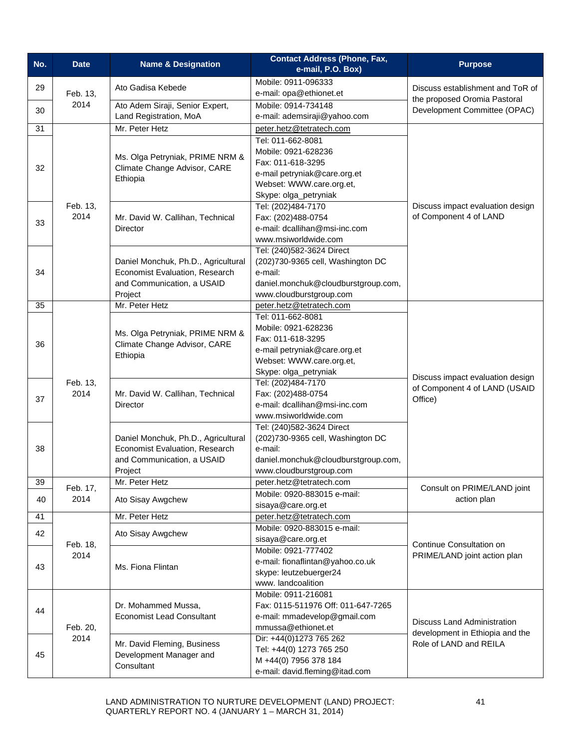| No. | Date | Name & Designation | Contact Address (Phone, Fax, e-mail, P.O. Box) | Purpose |
|---|---|---|---|---|
| 29 | Feb. 13, 2014 | Ato Gadisa Kebede | Mobile: 0911-096333<br>e-mail: opa@ethionet.et | Discuss establishment and ToR of the proposed Oromia Pastoral Development Committee (OPAC) |
| 30 | | Ato Adem Siraji, Senior Expert, Land Registration, MoA | Mobile: 0914-734148<br>e-mail: ademsiraji@yahoo.com | |
| 31 | Feb. 13, 2014 | Mr. Peter Hetz | peter.hetz@tetratech.com | Discuss impact evaluation design of Component 4 of LAND |
| 32 | | Ms. Olga Petryniak, PRIME NRM & Climate Change Advisor, CARE Ethiopia | Tel: 011-662-8081<br>Mobile: 0921-628236<br>Fax: 011-618-3295<br>e-mail petryniak@care.org.et<br>Webset: WWW.care.org.et,<br>Skype: olga_petryniak | |
| 33 | | Mr. David W. Callihan, Technical Director | Tel: (202)484-7170<br>Fax: (202)488-0754<br>e-mail: dcallihan@msi-inc.com<br>www.msiworldwide.com | |
| 34 | | Daniel Monchuk, Ph.D., Agricultural Economist Evaluation, Research and Communication, a USAID Project | Tel: (240)582-3624 Direct<br>(202)730-9365 cell, Washington DC<br>e-mail:<br>daniel.monchuk@cloudburstgroup.com,<br>www.cloudburstgroup.com | |
| 35 | Feb. 13, 2014 | Mr. Peter Hetz | peter.hetz@tetratech.com | Discuss impact evaluation design of Component 4 of LAND (USAID Office) |
| 36 | | Ms. Olga Petryniak, PRIME NRM & Climate Change Advisor, CARE Ethiopia | Tel: 011-662-8081<br>Mobile: 0921-628236<br>Fax: 011-618-3295<br>e-mail petryniak@care.org.et<br>Webset: WWW.care.org.et,<br>Skype: olga_petryniak | |
| 37 | | Mr. David W. Callihan, Technical Director | Tel: (202)484-7170<br>Fax: (202)488-0754<br>e-mail: dcallihan@msi-inc.com<br>www.msiworldwide.com | |
| 38 | | Daniel Monchuk, Ph.D., Agricultural Economist Evaluation, Research and Communication, a USAID Project | Tel: (240)582-3624 Direct<br>(202)730-9365 cell, Washington DC<br>e-mail:<br>daniel.monchuk@cloudburstgroup.com,<br>www.cloudburstgroup.com | |
| 39 | Feb. 17, 2014 | Mr. Peter Hetz | peter.hetz@tetratech.com | Consult on PRIME/LAND joint action plan |
| 40 | | Ato Sisay Awgchew | Mobile: 0920-883015 e-mail:<br>sisaya@care.org.et | |
| 41 | Feb. 18, 2014 | Mr. Peter Hetz | peter.hetz@tetratech.com | Continue Consultation on PRIME/LAND joint action plan |
| 42 | | Ato Sisay Awgchew | Mobile: 0920-883015 e-mail:<br>sisaya@care.org.et | |
| 43 | | Ms. Fiona Flintan | Mobile: 0921-777402<br>e-mail: fionaflintan@yahoo.co.uk<br>skype: leutzebuerger24<br>www. landcoalition | |
| 44 | Feb. 20, 2014 | Dr. Mohammed Mussa, Economist Lead Consultant | Mobile: 0911-216081<br>Fax: 0115-511976 Off: 011-647-7265<br>e-mail: mmadevelop@gmail.com<br>mmussa@ethionet.et | Discuss Land Administration development in Ethiopia and the Role of LAND and REILA |
| 45 | | Mr. David Fleming, Business Development Manager and Consultant | Dir: +44(0)1273 765 262<br>Tel: +44(0) 1273 765 250<br>M +44(0) 7956 378 184<br>e-mail: david.fleming@itad.com | |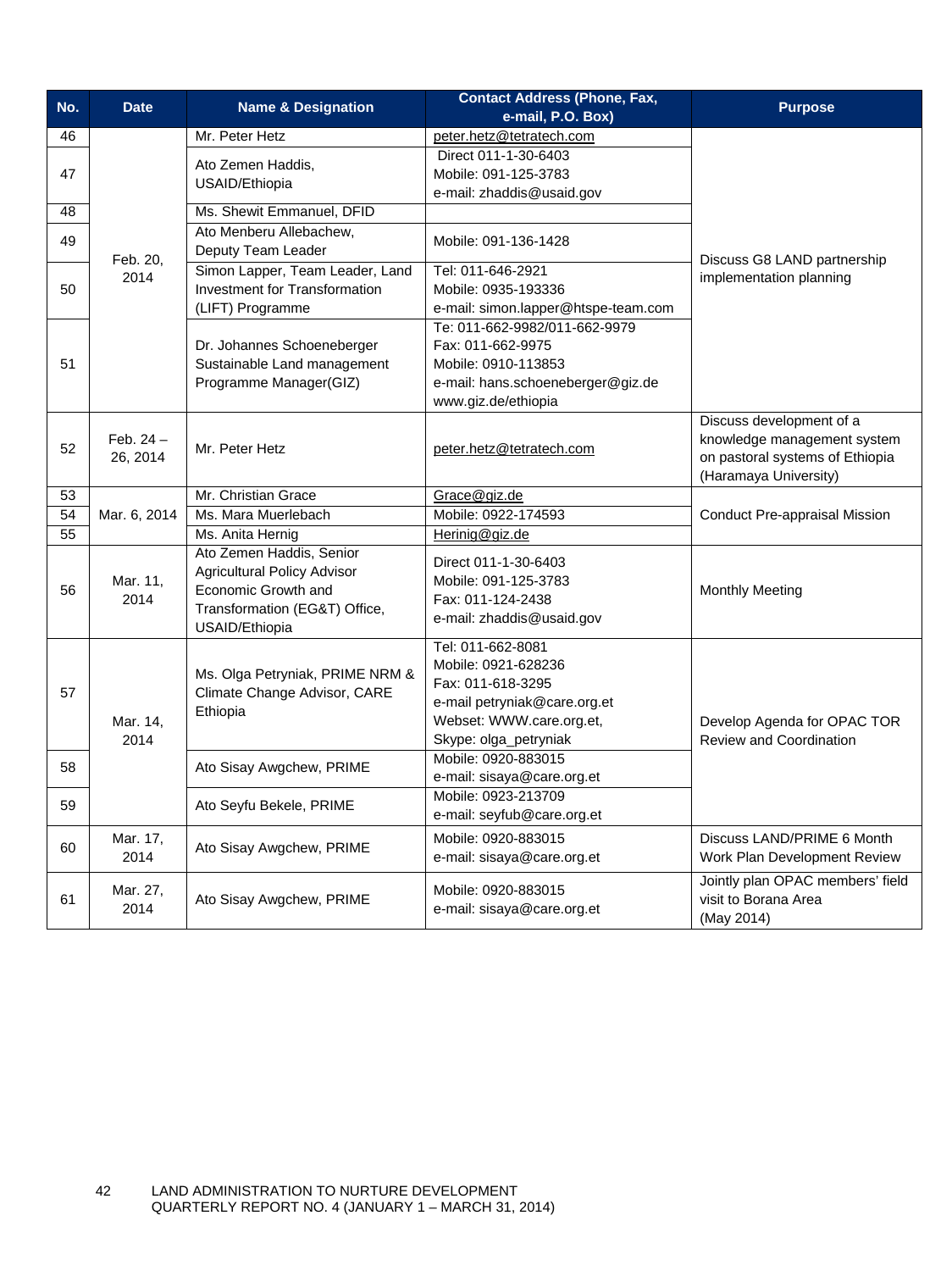| No. | Date | Name & Designation | Contact Address (Phone, Fax, e-mail, P.O. Box) | Purpose |
|---|---|---|---|---|
| 46 | Feb. 20, 2014 | Mr. Peter Hetz | peter.hetz@tetratech.com | Discuss G8 LAND partnership implementation planning |
| 47 | | Ato Zemen Haddis, USAID/Ethiopia | Direct 011-1-30-6403<br>Mobile: 091-125-3783<br>e-mail: zhaddis@usaid.gov | |
| 48 | | Ms. Shewit Emmanuel, DFID | | |
| 49 | | Ato Menberu Allebachew, Deputy Team Leader | Mobile: 091-136-1428 | |
| 50 | | Simon Lapper, Team Leader, Land Investment for Transformation (LIFT) Programme | Tel: 011-646-2921<br>Mobile: 0935-193336<br>e-mail: simon.lapper@htspe-team.com | |
| 51 | | Dr. Johannes Schoeneberger Sustainable Land management Programme Manager(GIZ) | Te: 011-662-9982/011-662-9979<br>Fax: 011-662-9975<br>Mobile: 0910-113853<br>e-mail: hans.schoeneberger@giz.de<br>www.giz.de/ethiopia | |
| 52 | Feb. 24 – 26, 2014 | Mr. Peter Hetz | peter.hetz@tetratech.com | Discuss development of a knowledge management system on pastoral systems of Ethiopia (Haramaya University) |
| 53 | Mar. 6, 2014 | Mr. Christian Grace | Grace@giz.de | Conduct Pre-appraisal Mission |
| 54 | | Ms. Mara Muerlebach | Mobile: 0922-174593 | |
| 55 | | Ms. Anita Hernig | Herinig@giz.de | |
| 56 | Mar. 11, 2014 | Ato Zemen Haddis, Senior Agricultural Policy Advisor Economic Growth and Transformation (EG&T) Office, USAID/Ethiopia | Direct 011-1-30-6403<br>Mobile: 091-125-3783<br>Fax: 011-124-2438<br>e-mail: zhaddis@usaid.gov | Monthly Meeting |
| 57 | Mar. 14, 2014 | Ms. Olga Petryniak, PRIME NRM & Climate Change Advisor, CARE Ethiopia | Tel: 011-662-8081<br>Mobile: 0921-628236<br>Fax: 011-618-3295<br>e-mail petryniak@care.org.et<br>Webset: WWW.care.org.et,<br>Skype: olga_petryniak | Develop Agenda for OPAC TOR Review and Coordination |
| 58 | | Ato Sisay Awgchew, PRIME | Mobile: 0920-883015<br>e-mail: sisaya@care.org.et | |
| 59 | | Ato Seyfu Bekele, PRIME | Mobile: 0923-213709<br>e-mail: seyfub@care.org.et | |
| 60 | Mar. 17, 2014 | Ato Sisay Awgchew, PRIME | Mobile: 0920-883015<br>e-mail: sisaya@care.org.et | Discuss LAND/PRIME 6 Month Work Plan Development Review |
| 61 | Mar. 27, 2014 | Ato Sisay Awgchew, PRIME | Mobile: 0920-883015<br>e-mail: sisaya@care.org.et | Jointly plan OPAC members' field visit to Borana Area (May 2014) |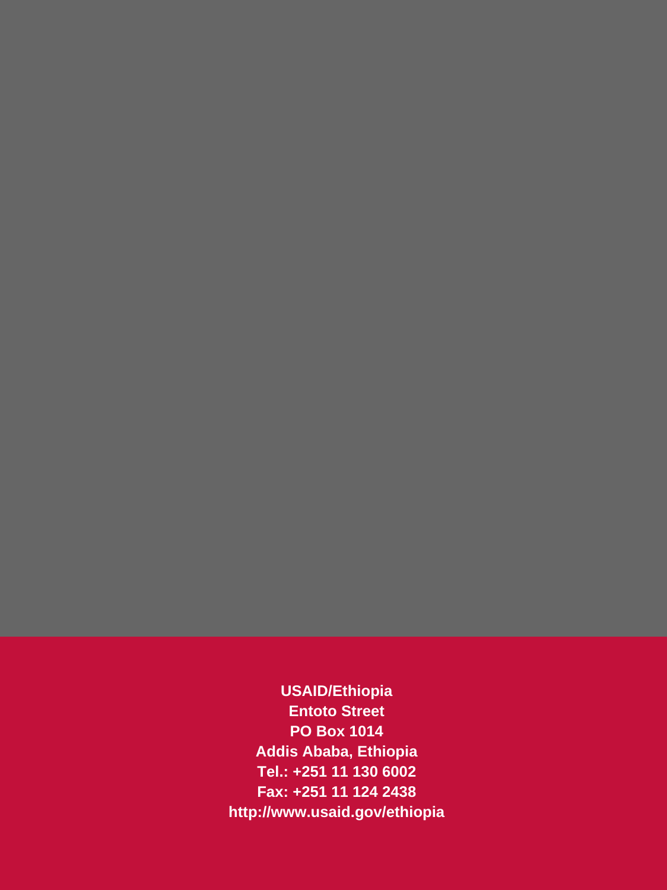**USAID/Ethiopia**
**Entoto Street**
**PO Box 1014**
**Addis Ababa, Ethiopia**
**Tel.: +251 11 130 6002**
**Fax: +251 11 124 2438**
**http://www.usaid.gov/ethiopia**